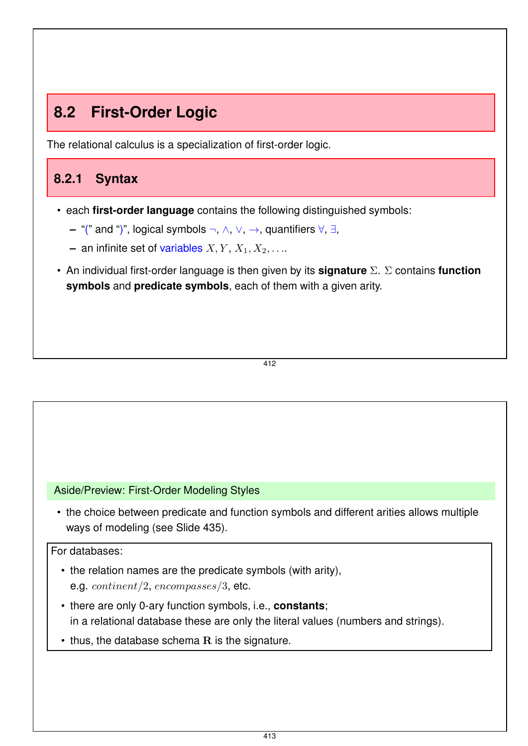## 8.2 First-Order Logic

The relational calculus is a specialization of first-order logic.

### 8.2.1 Syntax

- each **first-order language** contains the following distinguished symbols:
  - "(" and ")", logical symbols $\neg$, $\wedge$, $\vee$, $\rightarrow$, quantifiers $\forall$, $\exists$,
  - an infinite set of variables $X, Y, X_1, X_2, \ldots$.
- An individual first-order language is then given by its **signature** $\Sigma$. $\Sigma$ contains **function symbols** and **predicate symbols**, each of them with a given arity.

Aside/Preview: First-Order Modeling Styles

- the choice between predicate and function symbols and different arities allows multiple ways of modeling (see Slide 435).

For databases:

- the relation names are the predicate symbols (with arity), e.g. $continent/2$, $encompasses/3$, etc.
- there are only 0-ary function symbols, i.e., **constants**; in a relational database these are only the literal values (numbers and strings).
- thus, the database schema $\mathbf{R}$ is the signature.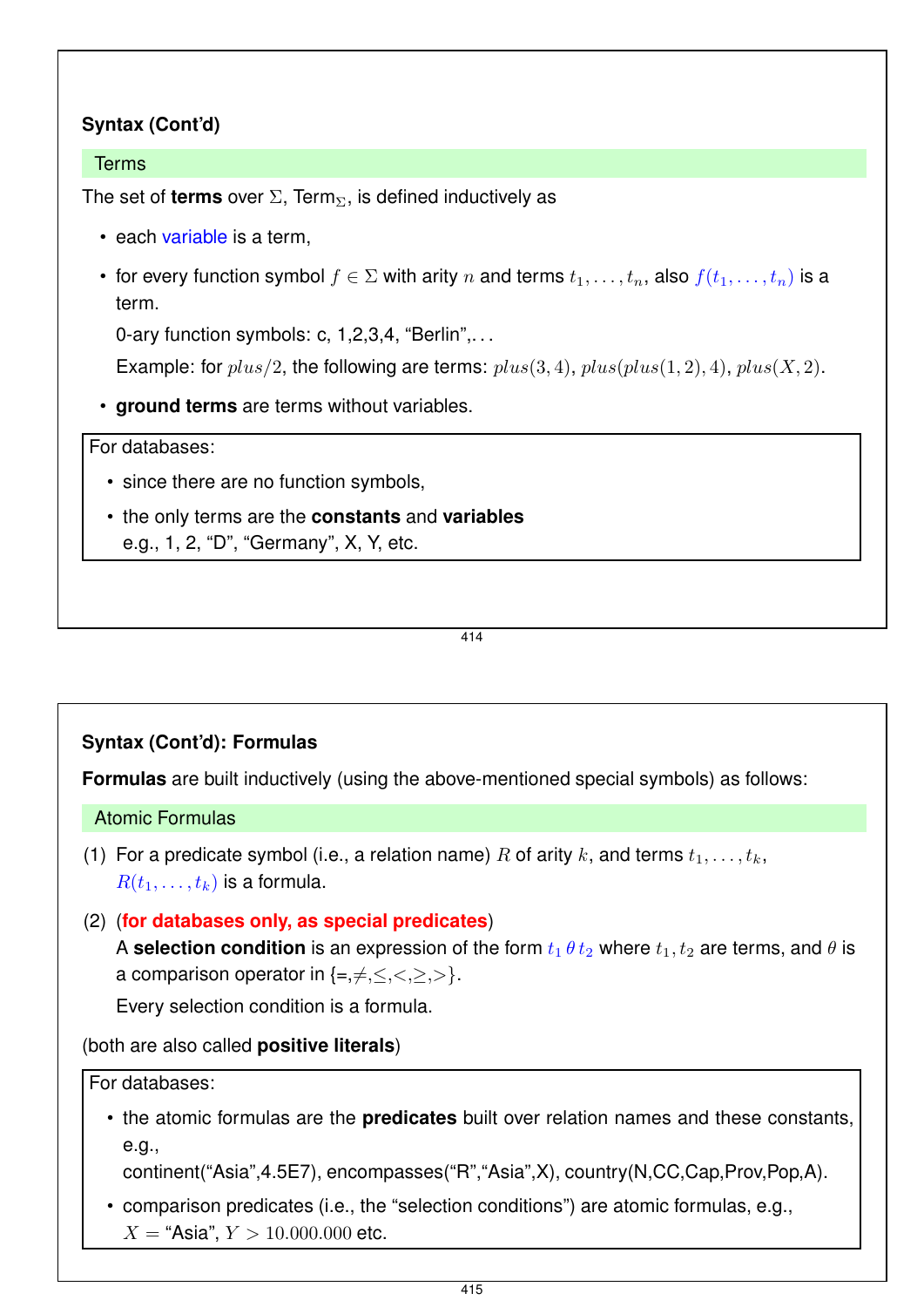### Syntax (Cont'd)

#### Terms

The set of **terms** over $\Sigma$, Term$_\Sigma$, is defined inductively as

- each variable is a term,
- for every function symbol $f \in \Sigma$ with arity $n$ and terms $t_1, \ldots, t_n$, also $f(t_1, \ldots, t_n)$ is a term.

  0-ary function symbols: c, 1,2,3,4, "Berlin",...

  Example: for $plus/2$, the following are terms: $plus(3, 4)$, $plus(plus(1, 2), 4)$, $plus(X, 2)$.
- **ground terms** are terms without variables.

For databases:

- since there are no function symbols,
- the only terms are the **constants** and **variables**
  e.g., 1, 2, "D", "Germany", X, Y, etc.

### Syntax (Cont'd): Formulas

**Formulas** are built inductively (using the above-mentioned special symbols) as follows:

#### Atomic Formulas

(1) For a predicate symbol (i.e., a relation name) $R$ of arity $k$, and terms $t_1, \ldots, t_k$, $R(t_1, \ldots, t_k)$ is a formula.

(2) (**for databases only, as special predicates**)
A **selection condition** is an expression of the form $t_1 \, \theta \, t_2$ where $t_1, t_2$ are terms, and $\theta$ is a comparison operator in {=,$\neq$,$\leq$,$<$,$\geq$,$>$}.
Every selection condition is a formula.

(both are also called **positive literals**)

For databases:

- the atomic formulas are the **predicates** built over relation names and these constants, e.g.,
  continent("Asia",4.5E7), encompasses("R","Asia",X), country(N,CC,Cap,Prov,Pop,A).
- comparison predicates (i.e., the "selection conditions") are atomic formulas, e.g.,
  $X =$ "Asia", $Y > 10.000.000$ etc.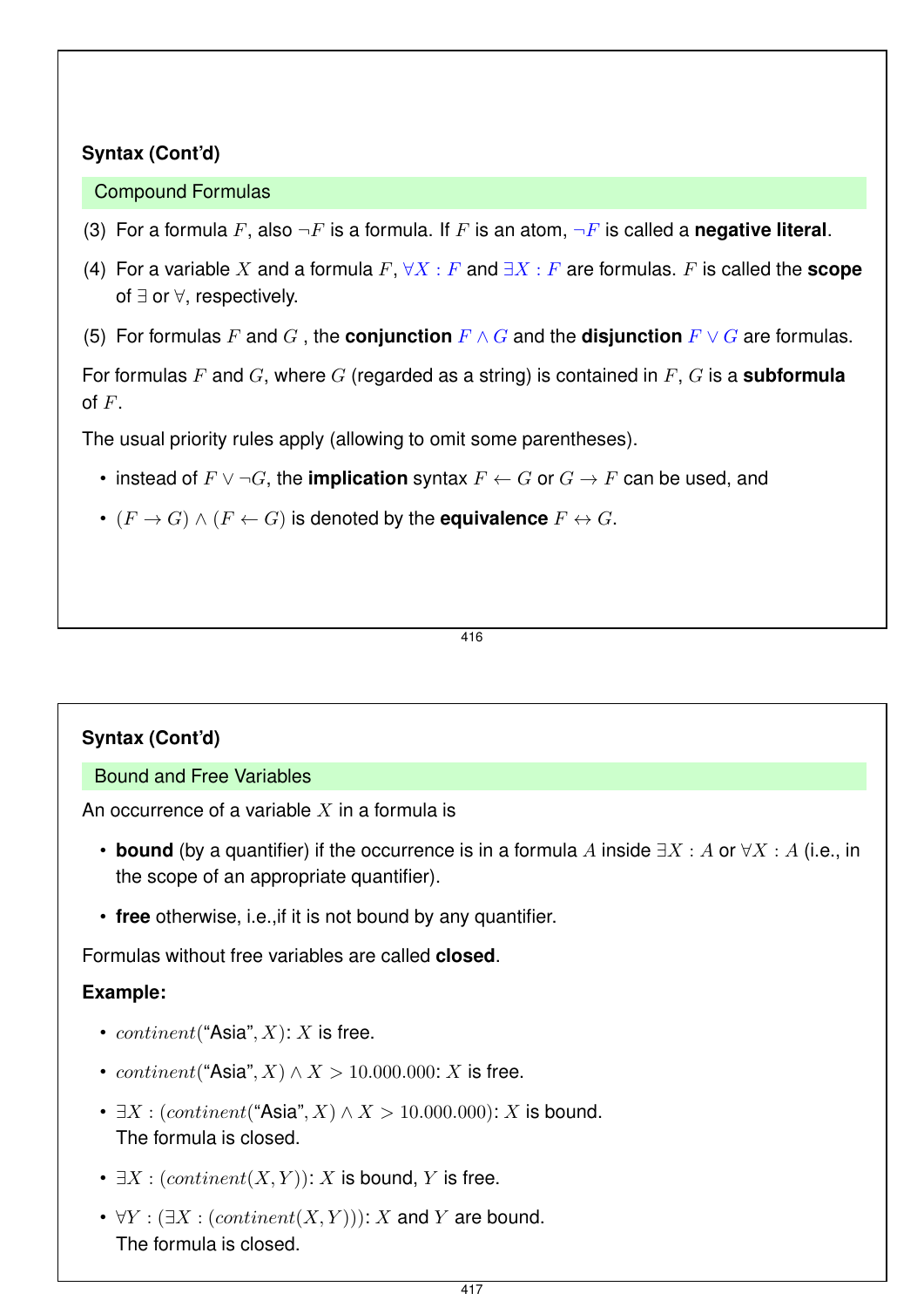## Syntax (Cont'd)

### Compound Formulas

(3) For a formula $F$, also $\neg F$ is a formula. If $F$ is an atom, $\neg F$ is called a **negative literal**.

(4) For a variable $X$ and a formula $F$, $\forall X : F$ and $\exists X : F$ are formulas. $F$ is called the **scope** of $\exists$ or $\forall$, respectively.

(5) For formulas $F$ and $G$ , the **conjunction** $F \wedge G$ and the **disjunction** $F \vee G$ are formulas.

For formulas $F$ and $G$, where $G$ (regarded as a string) is contained in $F$, $G$ is a **subformula** of $F$.

The usual priority rules apply (allowing to omit some parentheses).

- instead of $F \vee \neg G$, the **implication** syntax $F \leftarrow G$ or $G \rightarrow F$ can be used, and
- $(F \rightarrow G) \wedge (F \leftarrow G)$ is denoted by the **equivalence** $F \leftrightarrow G$.

## Syntax (Cont'd)

### Bound and Free Variables

An occurrence of a variable $X$ in a formula is

- **bound** (by a quantifier) if the occurrence is in a formula $A$ inside $\exists X : A$ or $\forall X : A$ (i.e., in the scope of an appropriate quantifier).
- **free** otherwise, i.e.,if it is not bound by any quantifier.

Formulas without free variables are called **closed**.

**Example:**

- $continent($"Asia"$, X)$: $X$ is free.
- $continent($"Asia"$, X) \wedge X > 10.000.000$: $X$ is free.
- $\exists X : (continent($"Asia"$, X) \wedge X > 10.000.000)$: $X$ is bound.
  The formula is closed.
- $\exists X : (continent(X, Y))$: $X$ is bound, $Y$ is free.
- $\forall Y : (\exists X : (continent(X, Y)))$: $X$ and $Y$ are bound.
  The formula is closed.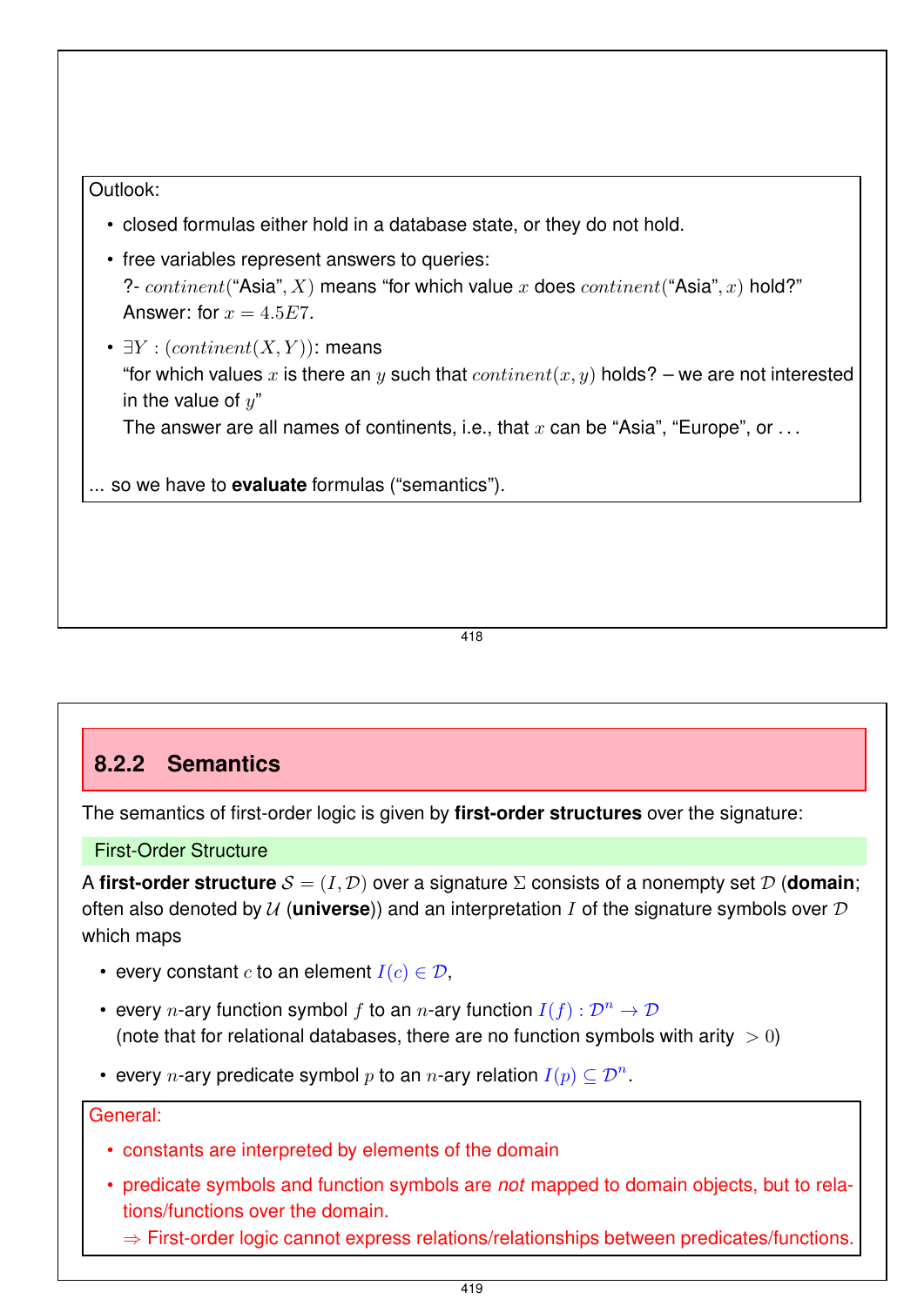Outlook:

- closed formulas either hold in a database state, or they do not hold.
- free variables represent answers to queries:
  ?- $continent(\text{"Asia"}, X)$ means "for which value $x$ does $continent(\text{"Asia"}, x)$ hold?"
  Answer: for $x = 4.5E7$.
- $\exists Y : (continent(X, Y))$: means
  "for which values $x$ is there an $y$ such that $continent(x, y)$ holds? – we are not interested in the value of $y$"
  The answer are all names of continents, i.e., that $x$ can be "Asia", "Europe", or ...

... so we have to **evaluate** formulas ("semantics").

### 8.2.2 Semantics

The semantics of first-order logic is given by **first-order structures** over the signature:

**First-Order Structure**

A **first-order structure** $\mathcal{S} = (I, \mathcal{D})$ over a signature $\Sigma$ consists of a nonempty set $\mathcal{D}$ (**domain**; often also denoted by $\mathcal{U}$ (**universe**)) and an interpretation $I$ of the signature symbols over $\mathcal{D}$ which maps

- every constant $c$ to an element $I(c) \in \mathcal{D}$,
- every $n$-ary function symbol $f$ to an $n$-ary function $I(f) : \mathcal{D}^n \to \mathcal{D}$
  (note that for relational databases, there are no function symbols with arity $> 0$)
- every $n$-ary predicate symbol $p$ to an $n$-ary relation $I(p) \subseteq \mathcal{D}^n$.

General:

- constants are interpreted by elements of the domain
- predicate symbols and function symbols are *not* mapped to domain objects, but to relations/functions over the domain.
  $\Rightarrow$ First-order logic cannot express relations/relationships between predicates/functions.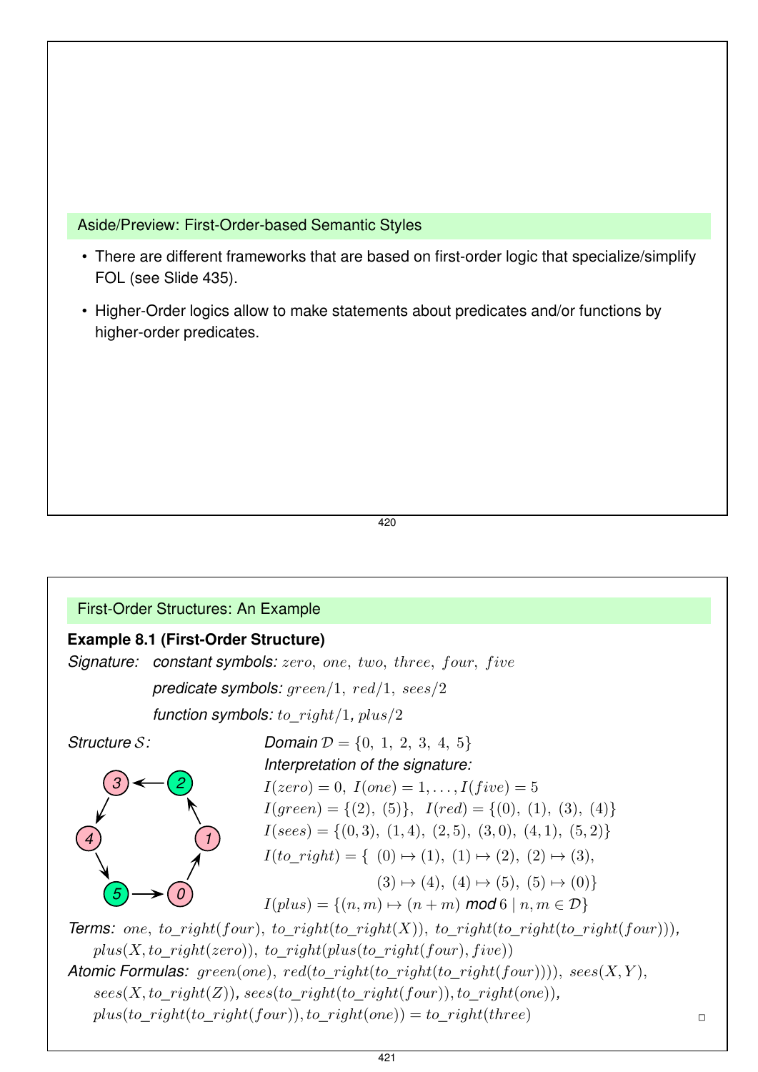## Aside/Preview: First-Order-based Semantic Styles

- There are different frameworks that are based on first-order logic that specialize/simplify FOL (see Slide 435).
- Higher-Order logics allow to make statements about predicates and/or functions by higher-order predicates.

## First-Order Structures: An Example

**Example 8.1 (First-Order Structure)**

*Signature:* *constant symbols:* $zero,\ one,\ two,\ three,\ four,\ five$

*predicate symbols:* $green/1,\ red/1,\ sees/2$

*function symbols:* $to\_right/1$, $plus/2$

*Structure* $\mathcal{S}$:

Domain $\mathcal{D} = \{0,\ 1,\ 2,\ 3,\ 4,\ 5\}$

*Interpretation of the signature:*

$I(zero) = 0,\ I(one) = 1, \ldots, I(five) = 5$

$I(green) = \{(2),\ (5)\},\ \ I(red) = \{(0),\ (1),\ (3),\ (4)\}$

$I(sees) = \{(0,3),\ (1,4),\ (2,5),\ (3,0),\ (4,1),\ (5,2)\}$

$I(to\_right) = \{\ (0) \mapsto (1),\ (1) \mapsto (2),\ (2) \mapsto (3),$
$(3) \mapsto (4),\ (4) \mapsto (5),\ (5) \mapsto (0)\}$

$I(plus) = \{(n,m) \mapsto (n+m)$ *mod* $6 \mid n,m \in \mathcal{D}\}$

*Terms:* $one,\ to\_right(four),\ to\_right(to\_right(X)),\ to\_right(to\_right(to\_right(four)))$, $plus(X, to\_right(zero)),\ to\_right(plus(to\_right(four), five))$

*Atomic Formulas:* $green(one),\ red(to\_right(to\_right(to\_right(four)))),\ sees(X,Y)$, $sees(X, to\_right(Z))$, $sees(to\_right(to\_right(four)), to\_right(one))$, $plus(to\_right(to\_right(four)), to\_right(one)) = to\_right(three)$ □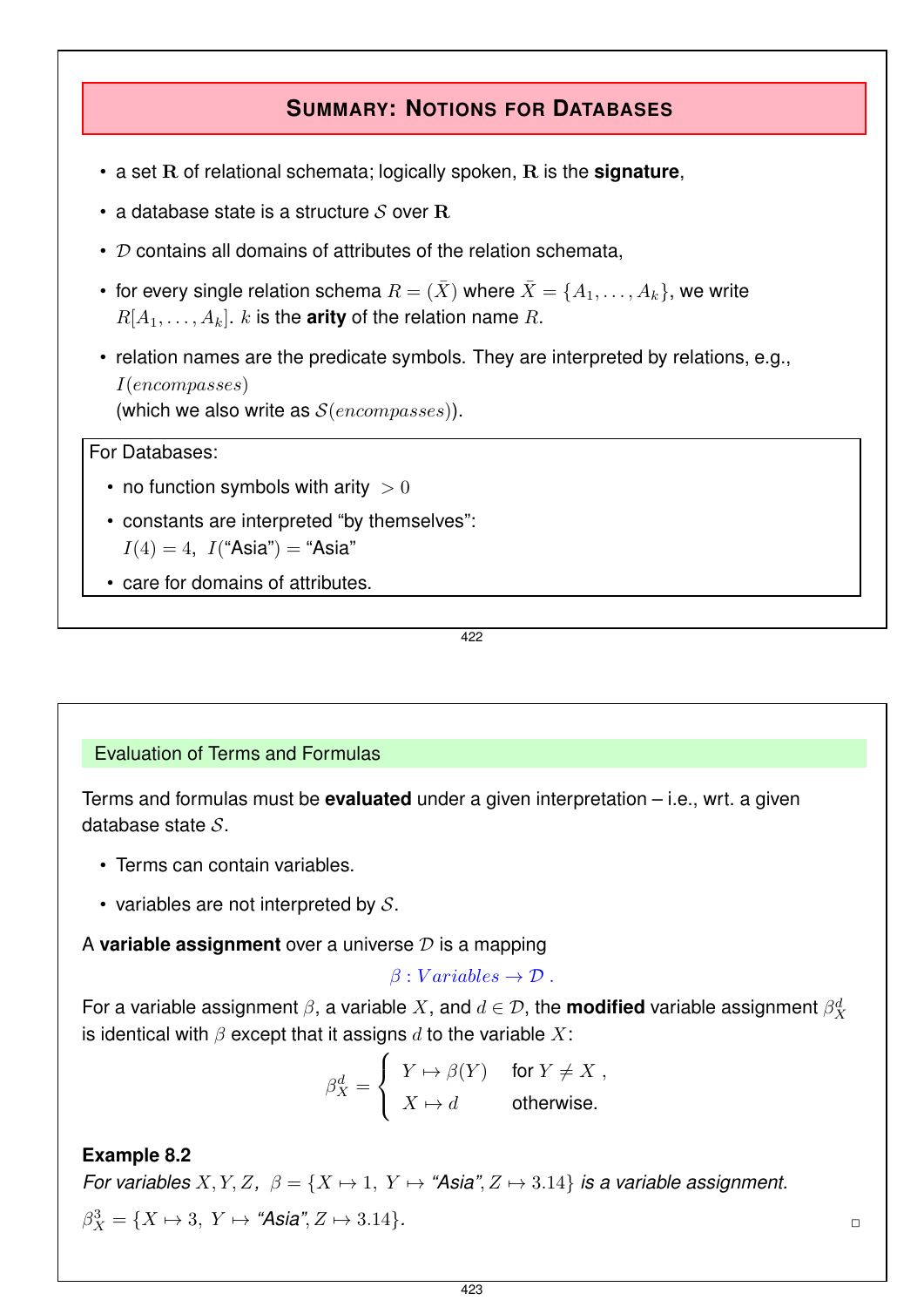## Summary: Notions for Databases

- a set $\mathbf{R}$ of relational schemata; logically spoken, $\mathbf{R}$ is the **signature**,
- a database state is a structure $\mathcal{S}$ over $\mathbf{R}$
- $\mathcal{D}$ contains all domains of attributes of the relation schemata,
- for every single relation schema $R = (\bar{X})$ where $\bar{X} = \{A_1, \ldots, A_k\}$, we write $R[A_1, \ldots, A_k]$. $k$ is the **arity** of the relation name $R$.
- relation names are the predicate symbols. They are interpreted by relations, e.g., $I(encompasses)$ (which we also write as $\mathcal{S}(encompasses)$).

For Databases:

- no function symbols with arity $> 0$
- constants are interpreted "by themselves": $I(4) = 4,\ I(\text{"Asia"}) = \text{"Asia"}$
- care for domains of attributes.

## Evaluation of Terms and Formulas

Terms and formulas must be **evaluated** under a given interpretation – i.e., wrt. a given database state $\mathcal{S}$.

- Terms can contain variables.
- variables are not interpreted by $\mathcal{S}$.

A **variable assignment** over a universe $\mathcal{D}$ is a mapping

$$\beta : Variables \rightarrow \mathcal{D} .$$

For a variable assignment $\beta$, a variable $X$, and $d \in \mathcal{D}$, the **modified** variable assignment $\beta_X^d$ is identical with $\beta$ except that it assigns $d$ to the variable $X$:

$$\beta_X^d = \begin{cases} Y \mapsto \beta(Y) & \text{for } Y \neq X , \\ X \mapsto d & \text{otherwise.} \end{cases}$$

**Example 8.2**

*For variables $X, Y, Z$, $\beta = \{X \mapsto 1,\ Y \mapsto \text{"Asia"}, Z \mapsto 3.14\}$ is a variable assignment.*

$\beta_X^3 = \{X \mapsto 3,\ Y \mapsto \text{"Asia"}, Z \mapsto 3.14\}$. □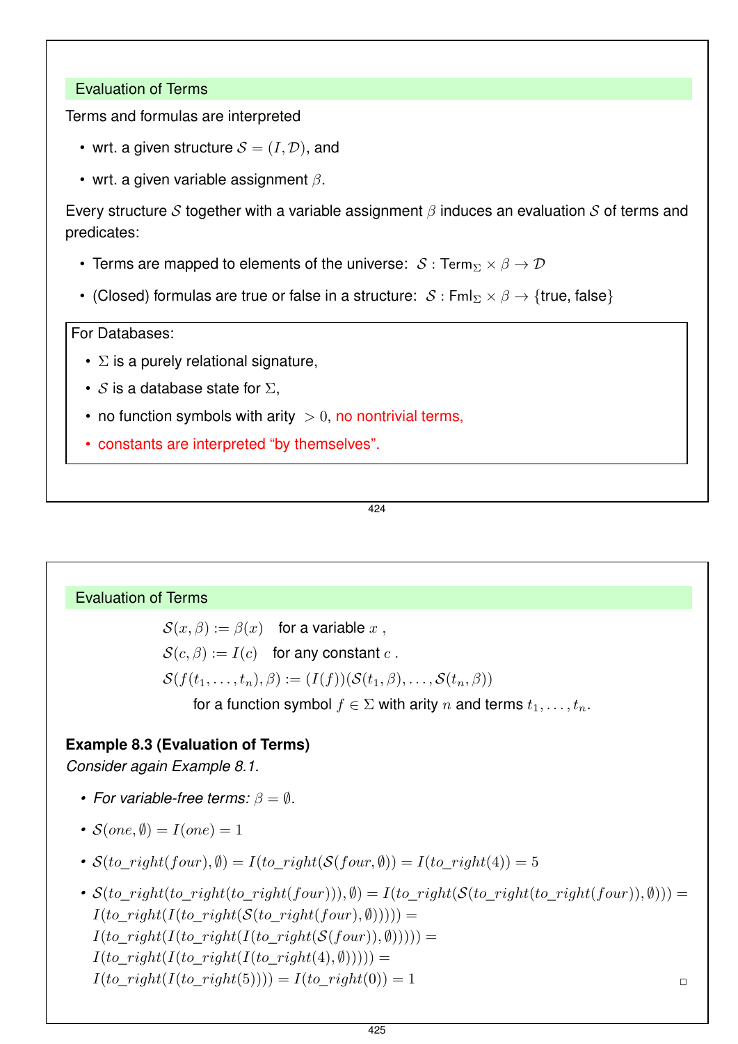## Evaluation of Terms

Terms and formulas are interpreted

- wrt. a given structure $\mathcal{S} = (I, \mathcal{D})$, and
- wrt. a given variable assignment $\beta$.

Every structure $\mathcal{S}$ together with a variable assignment $\beta$ induces an evaluation $\mathcal{S}$ of terms and predicates:

- Terms are mapped to elements of the universe: $\mathcal{S} : \mathsf{Term}_\Sigma \times \beta \to \mathcal{D}$
- (Closed) formulas are true or false in a structure: $\mathcal{S} : \mathsf{Fml}_\Sigma \times \beta \to \{\text{true, false}\}$

For Databases:

- $\Sigma$ is a purely relational signature,
- $\mathcal{S}$ is a database state for $\Sigma$,
- no function symbols with arity $> 0$, no nontrivial terms,
- constants are interpreted "by themselves".

## Evaluation of Terms

$$\mathcal{S}(x, \beta) := \beta(x) \quad \text{for a variable } x \,,$$

$$\mathcal{S}(c, \beta) := I(c) \quad \text{for any constant } c \,.$$

$$\mathcal{S}(f(t_1, \ldots, t_n), \beta) := (I(f))(\mathcal{S}(t_1, \beta), \ldots, \mathcal{S}(t_n, \beta))$$

for a function symbol $f \in \Sigma$ with arity $n$ and terms $t_1, \ldots, t_n$.

**Example 8.3 (Evaluation of Terms)**
*Consider again Example 8.1.*

- *For variable-free terms:* $\beta = \emptyset$.
- $\mathcal{S}(one, \emptyset) = I(one) = 1$
- $\mathcal{S}(to\_right(four), \emptyset) = I(to\_right(\mathcal{S}(four, \emptyset)) = I(to\_right(4)) = 5$
- $\mathcal{S}(to\_right(to\_right(to\_right(four))), \emptyset) = I(to\_right(\mathcal{S}(to\_right(to\_right(four)), \emptyset))) =$
  $I(to\_right(I(to\_right(\mathcal{S}(to\_right(four), \emptyset))))) =$
  $I(to\_right(I(to\_right(I(to\_right(\mathcal{S}(four)), \emptyset))))) =$
  $I(to\_right(I(to\_right(I(to\_right(4), \emptyset))))) =$
  $I(to\_right(I(to\_right(5)))) = I(to\_right(0)) = 1$

□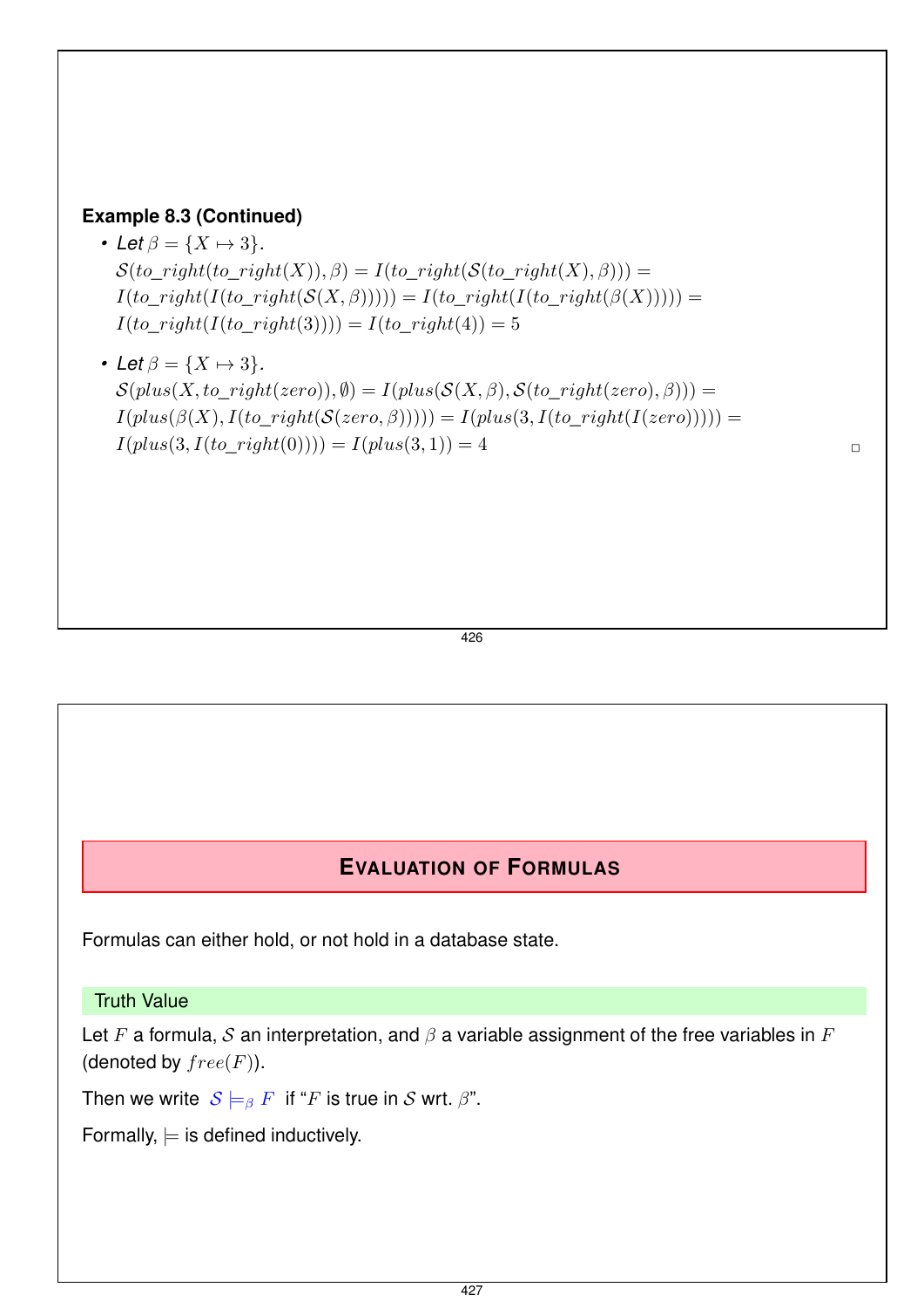**Example 8.3 (Continued)**

- *Let* $\beta = \{X \mapsto 3\}$.
  $\mathcal{S}(to\_right(to\_right(X)), \beta) = I(to\_right(\mathcal{S}(to\_right(X), \beta))) =$
  $I(to\_right(I(to\_right(\mathcal{S}(X, \beta))))) = I(to\_right(I(to\_right(\beta(X))))) =$
  $I(to\_right(I(to\_right(3)))) = I(to\_right(4)) = 5$

- *Let* $\beta = \{X \mapsto 3\}$.
  $\mathcal{S}(plus(X, to\_right(zero)), \emptyset) = I(plus(\mathcal{S}(X, \beta), \mathcal{S}(to\_right(zero), \beta))) =$
  $I(plus(\beta(X), I(to\_right(\mathcal{S}(zero, \beta))))) = I(plus(3, I(to\_right(I(zero))))) =$
  $I(plus(3, I(to\_right(0)))) = I(plus(3, 1)) = 4$ □

## EVALUATION OF FORMULAS

Formulas can either hold, or not hold in a database state.

### Truth Value

Let $F$ a formula, $\mathcal{S}$ an interpretation, and $\beta$ a variable assignment of the free variables in $F$ (denoted by $free(F)$).

Then we write $\mathcal{S} \models_\beta F$ if "$F$ is true in $\mathcal{S}$ wrt. $\beta$".

Formally, $\models$ is defined inductively.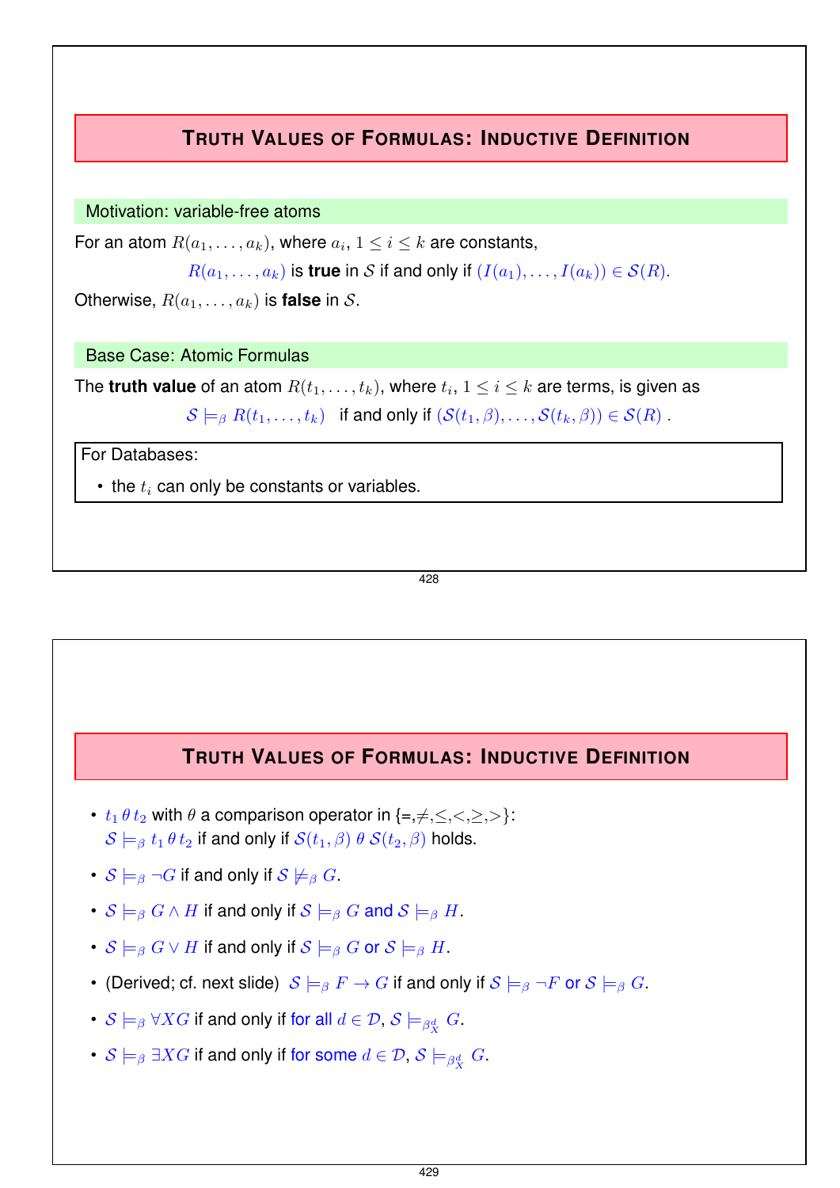## Truth Values of Formulas: Inductive Definition

**Motivation: variable-free atoms**

For an atom $R(a_1, \ldots, a_k)$, where $a_i$, $1 \leq i \leq k$ are constants,

$R(a_1, \ldots, a_k)$ is **true** in $\mathcal{S}$ if and only if $(I(a_1), \ldots, I(a_k)) \in \mathcal{S}(R)$.

Otherwise, $R(a_1, \ldots, a_k)$ is **false** in $\mathcal{S}$.

**Base Case: Atomic Formulas**

The **truth value** of an atom $R(t_1, \ldots, t_k)$, where $t_i$, $1 \leq i \leq k$ are terms, is given as

$\mathcal{S} \models_\beta R(t_1, \ldots, t_k)$ if and only if $(\mathcal{S}(t_1, \beta), \ldots, \mathcal{S}(t_k, \beta)) \in \mathcal{S}(R)$ .

For Databases:

- the $t_i$ can only be constants or variables.

## Truth Values of Formulas: Inductive Definition

- $t_1 \, \theta \, t_2$ with $\theta$ a comparison operator in {=,≠,≤,<,≥,>}:
  $\mathcal{S} \models_\beta t_1 \, \theta \, t_2$ if and only if $\mathcal{S}(t_1, \beta) \; \theta \; \mathcal{S}(t_2, \beta)$ holds.
- $\mathcal{S} \models_\beta \neg G$ if and only if $\mathcal{S} \not\models_\beta G$.
- $\mathcal{S} \models_\beta G \wedge H$ if and only if $\mathcal{S} \models_\beta G$ and $\mathcal{S} \models_\beta H$.
- $\mathcal{S} \models_\beta G \vee H$ if and only if $\mathcal{S} \models_\beta G$ or $\mathcal{S} \models_\beta H$.
- (Derived; cf. next slide) $\mathcal{S} \models_\beta F \rightarrow G$ if and only if $\mathcal{S} \models_\beta \neg F$ or $\mathcal{S} \models_\beta G$.
- $\mathcal{S} \models_\beta \forall X G$ if and only if for all $d \in \mathcal{D}$, $\mathcal{S} \models_{\beta^d_X} G$.
- $\mathcal{S} \models_\beta \exists X G$ if and only if for some $d \in \mathcal{D}$, $\mathcal{S} \models_{\beta^d_X} G$.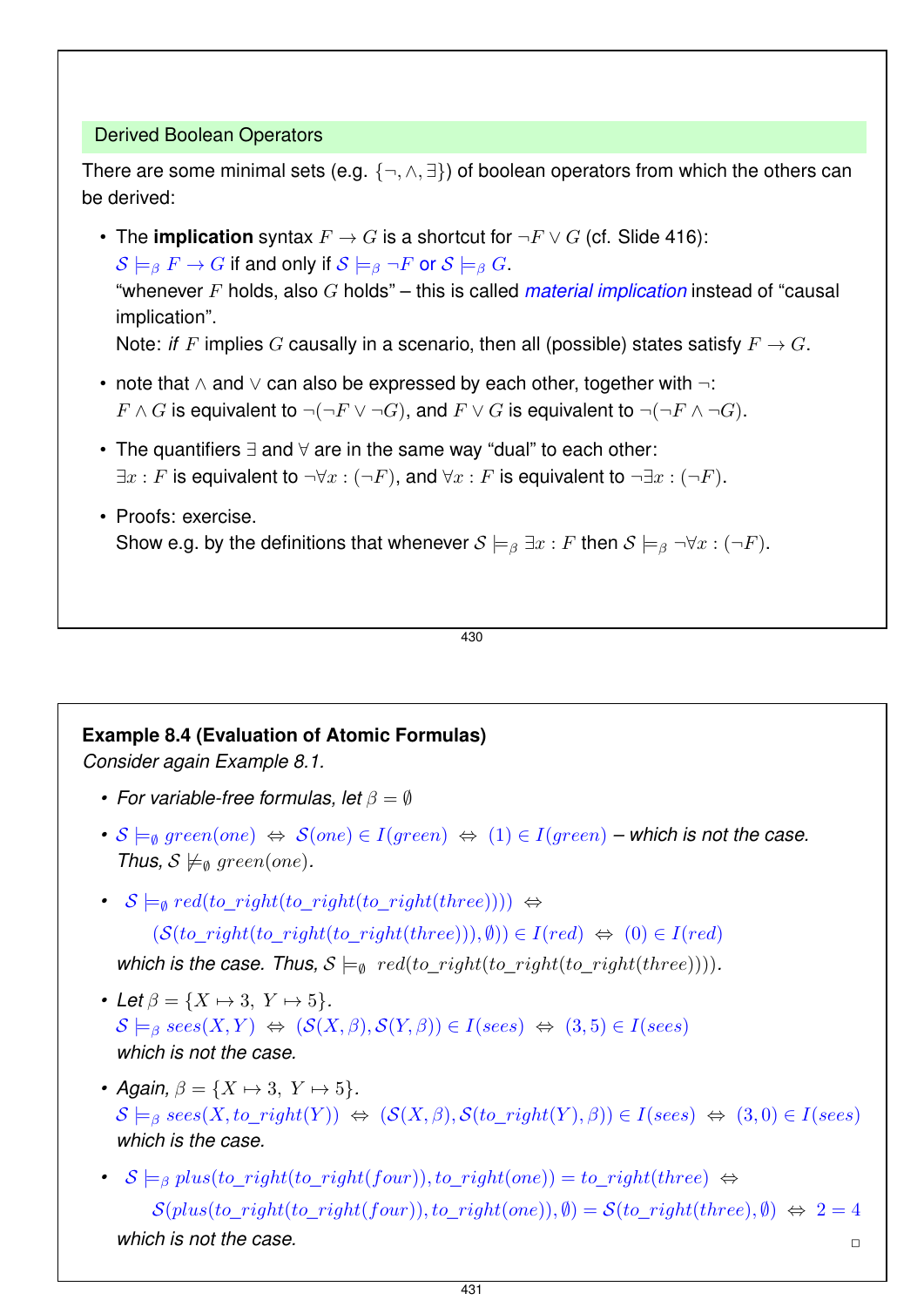## Derived Boolean Operators

There are some minimal sets (e.g. $\{\neg, \wedge, \exists\}$) of boolean operators from which the others can be derived:

- The **implication** syntax $F \rightarrow G$ is a shortcut for $\neg F \vee G$ (cf. Slide 416):
  $\mathcal{S} \models_\beta F \rightarrow G$ if and only if $\mathcal{S} \models_\beta \neg F$ or $\mathcal{S} \models_\beta G$.
  "whenever $F$ holds, also $G$ holds" – this is called *material implication* instead of "causal implication".
  Note: *if* $F$ implies $G$ causally in a scenario, then all (possible) states satisfy $F \rightarrow G$.

- note that $\wedge$ and $\vee$ can also be expressed by each other, together with $\neg$:
  $F \wedge G$ is equivalent to $\neg(\neg F \vee \neg G)$, and $F \vee G$ is equivalent to $\neg(\neg F \wedge \neg G)$.

- The quantifiers $\exists$ and $\forall$ are in the same way "dual" to each other:
  $\exists x : F$ is equivalent to $\neg \forall x : (\neg F)$, and $\forall x : F$ is equivalent to $\neg \exists x : (\neg F)$.

- Proofs: exercise.
  Show e.g. by the definitions that whenever $\mathcal{S} \models_\beta \exists x : F$ then $\mathcal{S} \models_\beta \neg \forall x : (\neg F)$.

**Example 8.4 (Evaluation of Atomic Formulas)**
*Consider again Example 8.1.*

- *For variable-free formulas, let* $\beta = \emptyset$

- $\mathcal{S} \models_\emptyset green(one) \Leftrightarrow \mathcal{S}(one) \in I(green) \Leftrightarrow (1) \in I(green)$ – *which is not the case. Thus,* $\mathcal{S} \not\models_\emptyset green(one)$.

- $\mathcal{S} \models_\emptyset red(to\_right(to\_right(to\_right(three)))) \Leftrightarrow$
  $(\mathcal{S}(to\_right(to\_right(to\_right(three))), \emptyset)) \in I(red) \Leftrightarrow (0) \in I(red)$
  *which is the case. Thus,* $\mathcal{S} \models_\emptyset red(to\_right(to\_right(to\_right(three))))$.

- *Let* $\beta = \{X \mapsto 3,\ Y \mapsto 5\}$.
  $\mathcal{S} \models_\beta sees(X, Y) \Leftrightarrow (\mathcal{S}(X, \beta), \mathcal{S}(Y, \beta)) \in I(sees) \Leftrightarrow (3, 5) \in I(sees)$
  *which is not the case.*

- *Again,* $\beta = \{X \mapsto 3,\ Y \mapsto 5\}$.
  $\mathcal{S} \models_\beta sees(X, to\_right(Y)) \Leftrightarrow (\mathcal{S}(X, \beta), \mathcal{S}(to\_right(Y), \beta)) \in I(sees) \Leftrightarrow (3, 0) \in I(sees)$
  *which is the case.*

- $\mathcal{S} \models_\beta plus(to\_right(to\_right(four)), to\_right(one)) = to\_right(three) \Leftrightarrow$
  $\mathcal{S}(plus(to\_right(to\_right(four)), to\_right(one)), \emptyset) = \mathcal{S}(to\_right(three), \emptyset) \Leftrightarrow 2 = 4$
  *which is not the case.* □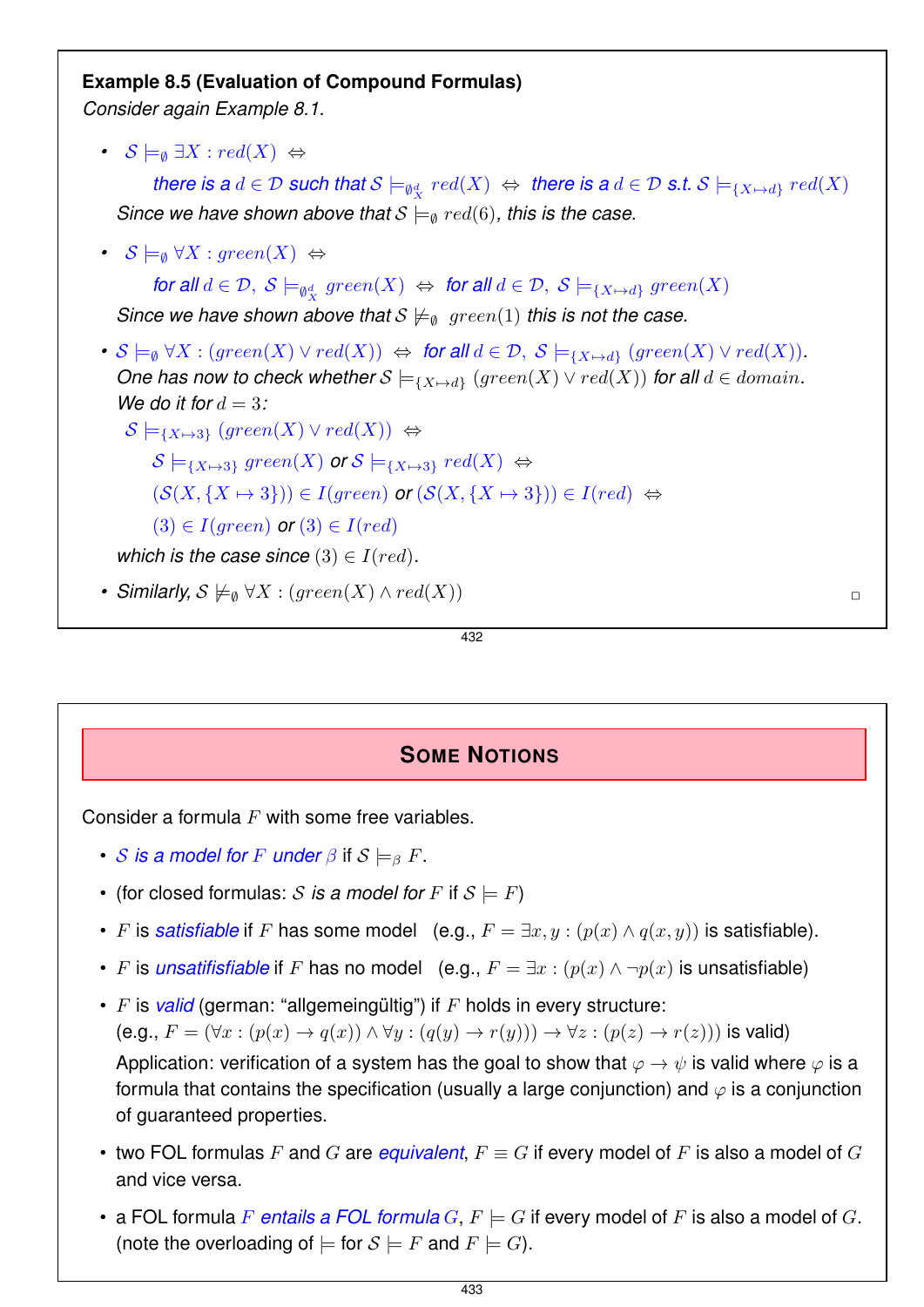**Example 8.5 (Evaluation of Compound Formulas)**
*Consider again Example 8.1.*

- $\mathcal{S} \models_\emptyset \exists X : red(X) \Leftrightarrow$
  
  *there is a* $d \in \mathcal{D}$ *such that* $\mathcal{S} \models_{\emptyset^d_X} red(X) \Leftrightarrow$ *there is a* $d \in \mathcal{D}$ *s.t.* $\mathcal{S} \models_{\{X \mapsto d\}} red(X)$
  
  *Since we have shown above that* $\mathcal{S} \models_\emptyset red(6)$, *this is the case.*

- $\mathcal{S} \models_\emptyset \forall X : green(X) \Leftrightarrow$
  
  *for all* $d \in \mathcal{D}$, $\mathcal{S} \models_{\emptyset^d_X} green(X) \Leftrightarrow$ *for all* $d \in \mathcal{D}$, $\mathcal{S} \models_{\{X \mapsto d\}} green(X)$
  
  *Since we have shown above that* $\mathcal{S} \not\models_\emptyset green(1)$ *this is not the case.*

- $\mathcal{S} \models_\emptyset \forall X : (green(X) \vee red(X)) \Leftrightarrow$ *for all* $d \in \mathcal{D}$, $\mathcal{S} \models_{\{X \mapsto d\}} (green(X) \vee red(X))$.
  
  *One has now to check whether* $\mathcal{S} \models_{\{X \mapsto d\}} (green(X) \vee red(X))$ *for all* $d \in domain$.
  
  *We do it for* $d = 3$:
  
  $\mathcal{S} \models_{\{X \mapsto 3\}} (green(X) \vee red(X)) \Leftrightarrow$
  
  $\mathcal{S} \models_{\{X \mapsto 3\}} green(X)$ *or* $\mathcal{S} \models_{\{X \mapsto 3\}} red(X) \Leftrightarrow$
  
  $(\mathcal{S}(X, \{X \mapsto 3\})) \in I(green)$ *or* $(\mathcal{S}(X, \{X \mapsto 3\})) \in I(red) \Leftrightarrow$
  
  $(3) \in I(green)$ *or* $(3) \in I(red)$
  
  *which is the case since* $(3) \in I(red)$.

- *Similarly,* $\mathcal{S} \not\models_\emptyset \forall X : (green(X) \wedge red(X))$ □

## Some Notions

Consider a formula $F$ with some free variables.

- *$\mathcal{S}$ is a model for $F$ under $\beta$* if $\mathcal{S} \models_\beta F$.
- (for closed formulas: $\mathcal{S}$ *is a model for* $F$ if $\mathcal{S} \models F$)
- $F$ is *satisfiable* if $F$ has some model (e.g., $F = \exists x, y : (p(x) \wedge q(x, y))$ is satisfiable).
- $F$ is *unsatisfiable* if $F$ has no model (e.g., $F = \exists x : (p(x) \wedge \neg p(x)$ is unsatisfiable)
- $F$ is *valid* (german: "allgemeingültig") if $F$ holds in every structure:
  (e.g., $F = (\forall x : (p(x) \rightarrow q(x)) \wedge \forall y : (q(y) \rightarrow r(y))) \rightarrow \forall z : (p(z) \rightarrow r(z)))$ is valid)
  
  Application: verification of a system has the goal to show that $\varphi \rightarrow \psi$ is valid where $\varphi$ is a formula that contains the specification (usually a large conjunction) and $\varphi$ is a conjunction of guaranteed properties.
- two FOL formulas $F$ and $G$ are *equivalent*, $F \equiv G$ if every model of $F$ is also a model of $G$ and vice versa.
- a FOL formula $F$ *entails a FOL formula* $G$, $F \models G$ if every model of $F$ is also a model of $G$. (note the overloading of $\models$ for $\mathcal{S} \models F$ and $F \models G$).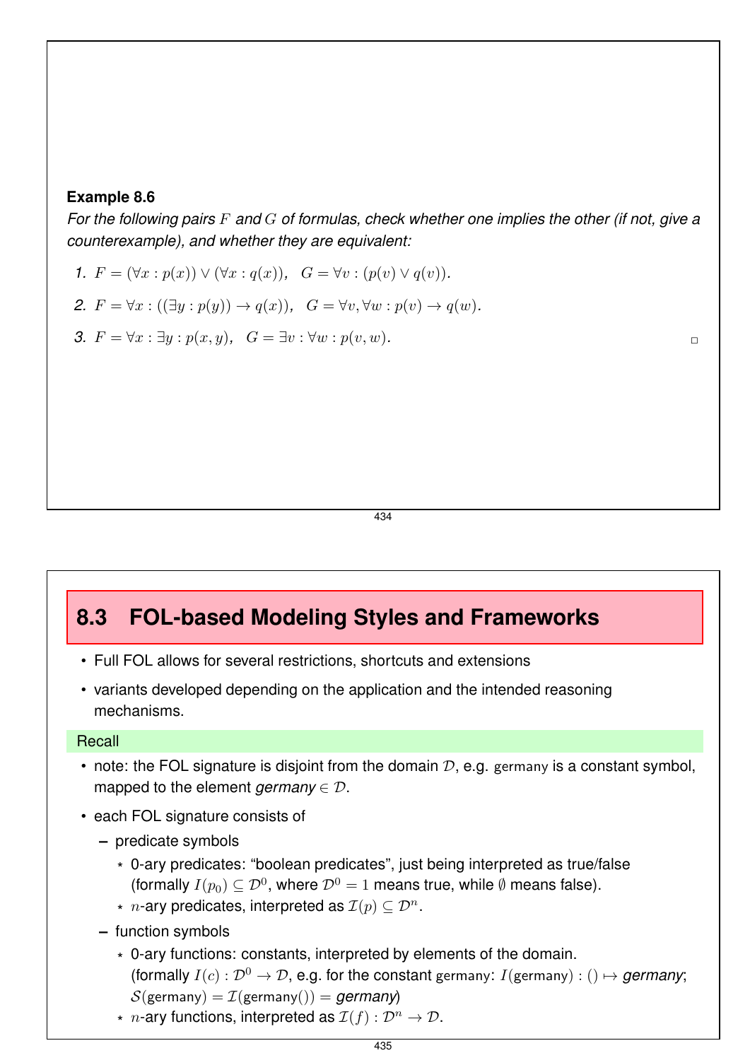**Example 8.6**

*For the following pairs $F$ and $G$ of formulas, check whether one implies the other (if not, give a counterexample), and whether they are equivalent:*

1. $F = (\forall x : p(x)) \vee (\forall x : q(x))$,   $G = \forall v : (p(v) \vee q(v))$.
2. $F = \forall x : ((\exists y : p(y)) \rightarrow q(x))$,   $G = \forall v, \forall w : p(v) \rightarrow q(w)$.
3. $F = \forall x : \exists y : p(x, y)$,   $G = \exists v : \forall w : p(v, w)$.

□

## 8.3 FOL-based Modeling Styles and Frameworks

- Full FOL allows for several restrictions, shortcuts and extensions
- variants developed depending on the application and the intended reasoning mechanisms.

**Recall**

- note: the FOL signature is disjoint from the domain $\mathcal{D}$, e.g. germany is a constant symbol, mapped to the element *germany* $\in \mathcal{D}$.
- each FOL signature consists of
  - predicate symbols
    - 0-ary predicates: "boolean predicates", just being interpreted as true/false (formally $I(p_0) \subseteq \mathcal{D}^0$, where $\mathcal{D}^0 = 1$ means true, while $\emptyset$ means false).
    - $n$-ary predicates, interpreted as $\mathcal{I}(p) \subseteq \mathcal{D}^n$.
  - function symbols
    - 0-ary functions: constants, interpreted by elements of the domain. (formally $I(c) : \mathcal{D}^0 \rightarrow \mathcal{D}$, e.g. for the constant germany: $I(\text{germany}) : () \mapsto$ *germany*; $\mathcal{S}(\text{germany}) = \mathcal{I}(\text{germany}()) =$ *germany*)
    - $n$-ary functions, interpreted as $\mathcal{I}(f) : \mathcal{D}^n \rightarrow \mathcal{D}$.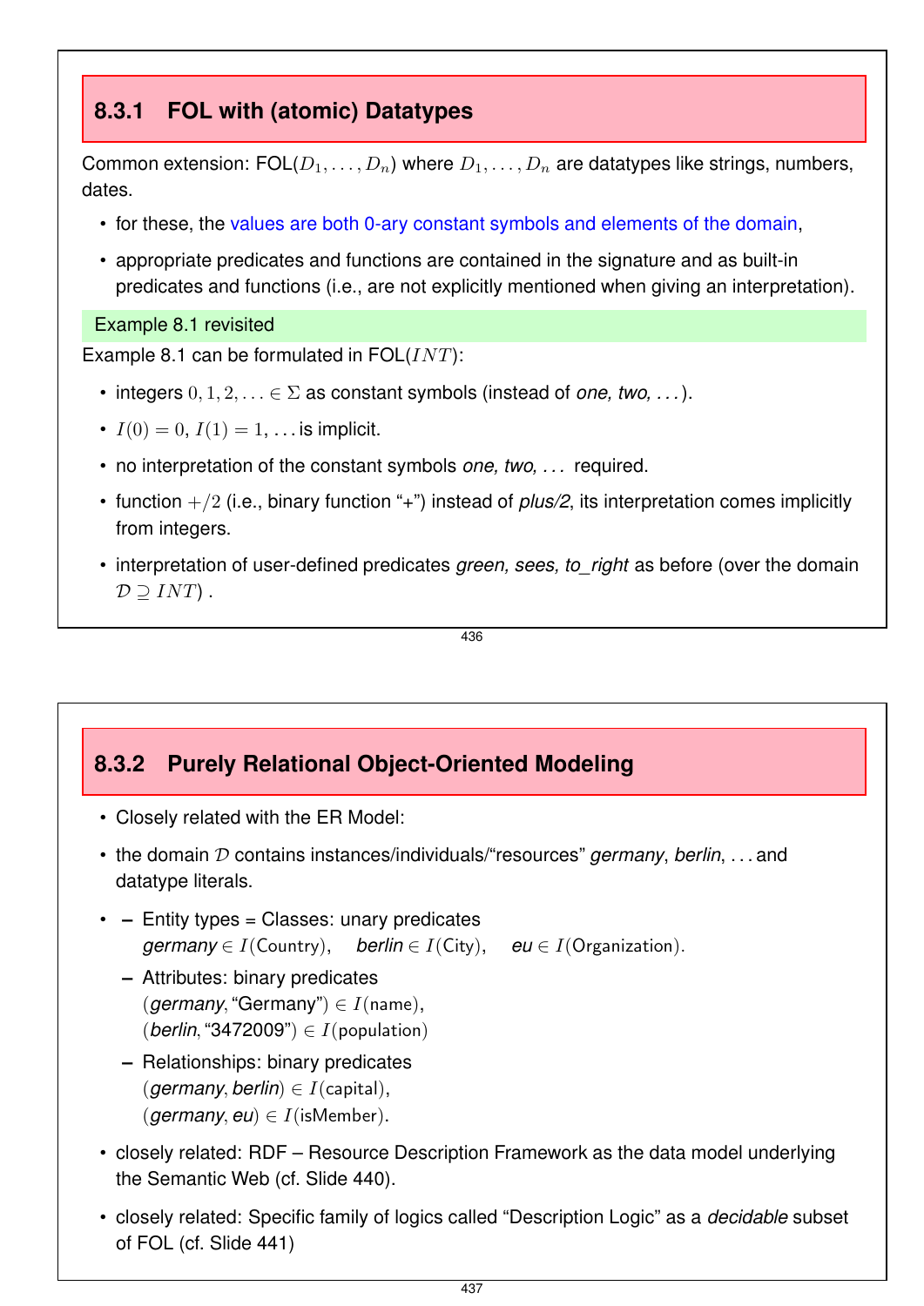### 8.3.1 FOL with (atomic) Datatypes

Common extension: FOL($D_1, \ldots, D_n$) where $D_1, \ldots, D_n$ are datatypes like strings, numbers, dates.

- for these, the values are both 0-ary constant symbols and elements of the domain,
- appropriate predicates and functions are contained in the signature and as built-in predicates and functions (i.e., are not explicitly mentioned when giving an interpretation).

**Example 8.1 revisited**

Example 8.1 can be formulated in FOL($INT$):

- integers $0, 1, 2, \ldots \in \Sigma$ as constant symbols (instead of *one, two, ...*).
- $I(0) = 0$, $I(1) = 1, \ldots$ is implicit.
- no interpretation of the constant symbols *one, two, ...* required.
- function $+/2$ (i.e., binary function "+") instead of *plus/2*, its interpretation comes implicitly from integers.
- interpretation of user-defined predicates *green, sees, to_right* as before (over the domain $\mathcal{D} \supseteq INT$) .

### 8.3.2 Purely Relational Object-Oriented Modeling

- Closely related with the ER Model:
- the domain $\mathcal{D}$ contains instances/individuals/"resources" *germany*, *berlin*, ... and datatype literals.
- 
  - Entity types = Classes: unary predicates
    *germany* $\in I(\text{Country})$, *berlin* $\in I(\text{City})$, *eu* $\in I(\text{Organization})$.
  - Attributes: binary predicates
    $($*germany*, "Germany"$) \in I(\text{name})$,
    $($*berlin*, "3472009"$) \in I(\text{population})$
  - Relationships: binary predicates
    $($*germany*, *berlin*$) \in I(\text{capital})$,
    $($*germany*, *eu*$) \in I(\text{isMember})$.
- closely related: RDF – Resource Description Framework as the data model underlying the Semantic Web (cf. Slide 440).
- closely related: Specific family of logics called "Description Logic" as a *decidable* subset of FOL (cf. Slide 441)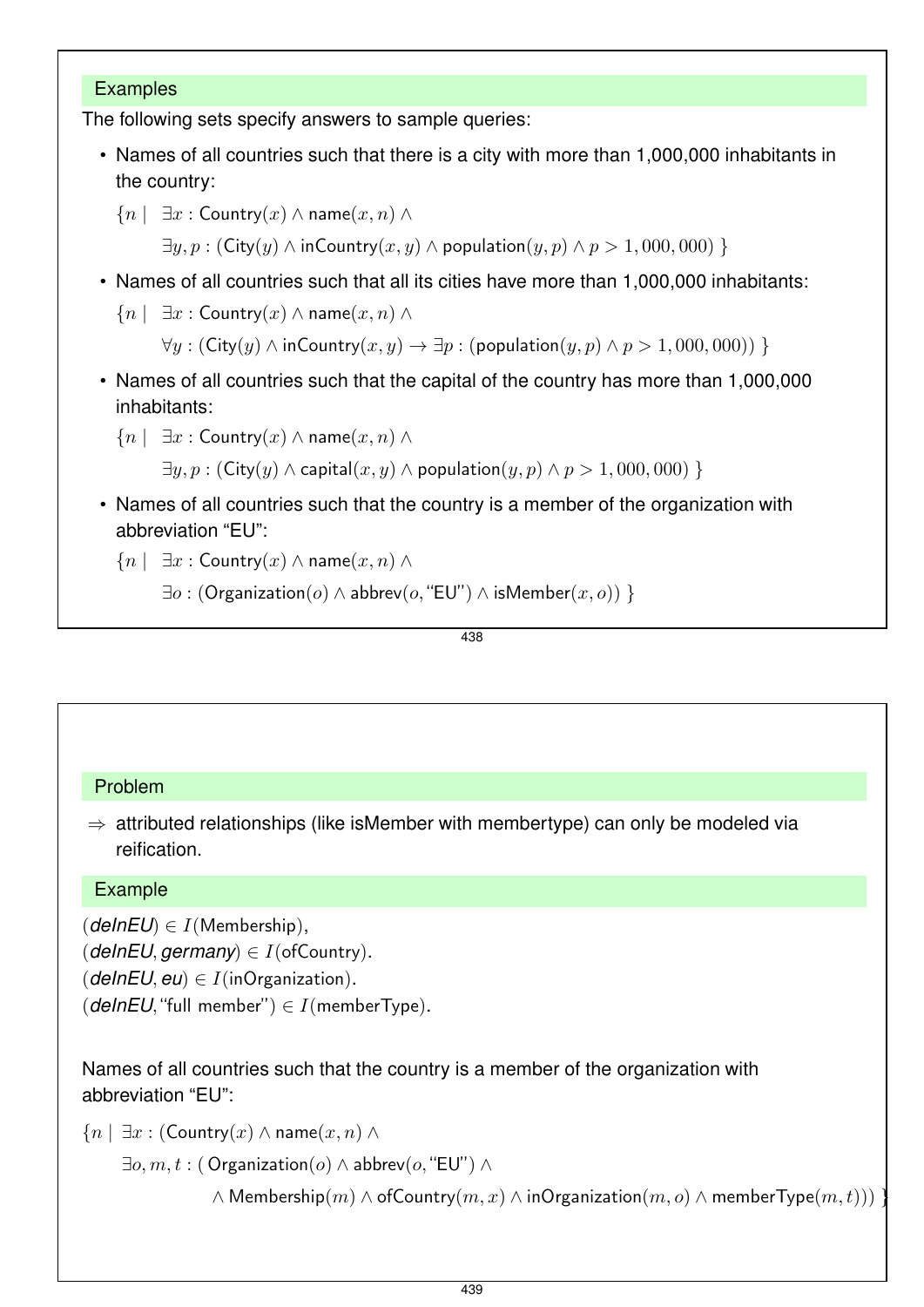## Examples

The following sets specify answers to sample queries:

- Names of all countries such that there is a city with more than 1,000,000 inhabitants in the country:

  $\{n \mid \exists x : \mathsf{Country}(x) \wedge \mathsf{name}(x,n) \wedge$

  $\quad \exists y,p : (\mathsf{City}(y) \wedge \mathsf{inCountry}(x,y) \wedge \mathsf{population}(y,p) \wedge p > 1,000,000)\ \}$

- Names of all countries such that all its cities have more than 1,000,000 inhabitants:

  $\{n \mid \exists x : \mathsf{Country}(x) \wedge \mathsf{name}(x,n) \wedge$

  $\quad \forall y : (\mathsf{City}(y) \wedge \mathsf{inCountry}(x,y) \rightarrow \exists p : (\mathsf{population}(y,p) \wedge p > 1,000,000))\ \}$

- Names of all countries such that the capital of the country has more than 1,000,000 inhabitants:

  $\{n \mid \exists x : \mathsf{Country}(x) \wedge \mathsf{name}(x,n) \wedge$

  $\quad \exists y,p : (\mathsf{City}(y) \wedge \mathsf{capital}(x,y) \wedge \mathsf{population}(y,p) \wedge p > 1,000,000)\ \}$

- Names of all countries such that the country is a member of the organization with abbreviation “EU”:

  $\{n \mid \exists x : \mathsf{Country}(x) \wedge \mathsf{name}(x,n) \wedge$

  $\quad \exists o : (\mathsf{Organization}(o) \wedge \mathsf{abbrev}(o, \text{“EU”}) \wedge \mathsf{isMember}(x,o))\ \}$

## Problem

$\Rightarrow$ attributed relationships (like isMember with membertype) can only be modeled via reification.

## Example

$(\textit{\textbf{deInEU}}) \in I(\mathsf{Membership})$,
$(\textit{\textbf{deInEU}}, \textit{\textbf{germany}}) \in I(\mathsf{ofCountry})$.
$(\textit{\textbf{deInEU}}, \textit{\textbf{eu}}) \in I(\mathsf{inOrganization})$.
$(\textit{\textbf{deInEU}}, \text{“full member”}) \in I(\mathsf{memberType})$.

Names of all countries such that the country is a member of the organization with abbreviation “EU”:

$\{n \mid \exists x : (\mathsf{Country}(x) \wedge \mathsf{name}(x,n) \wedge$

$\quad \exists o,m,t : (\ \mathsf{Organization}(o) \wedge \mathsf{abbrev}(o, \text{“EU”}) \wedge$

$\qquad \wedge\ \mathsf{Membership}(m) \wedge \mathsf{ofCountry}(m,x) \wedge \mathsf{inOrganization}(m,o) \wedge \mathsf{memberType}(m,t)))\ \}$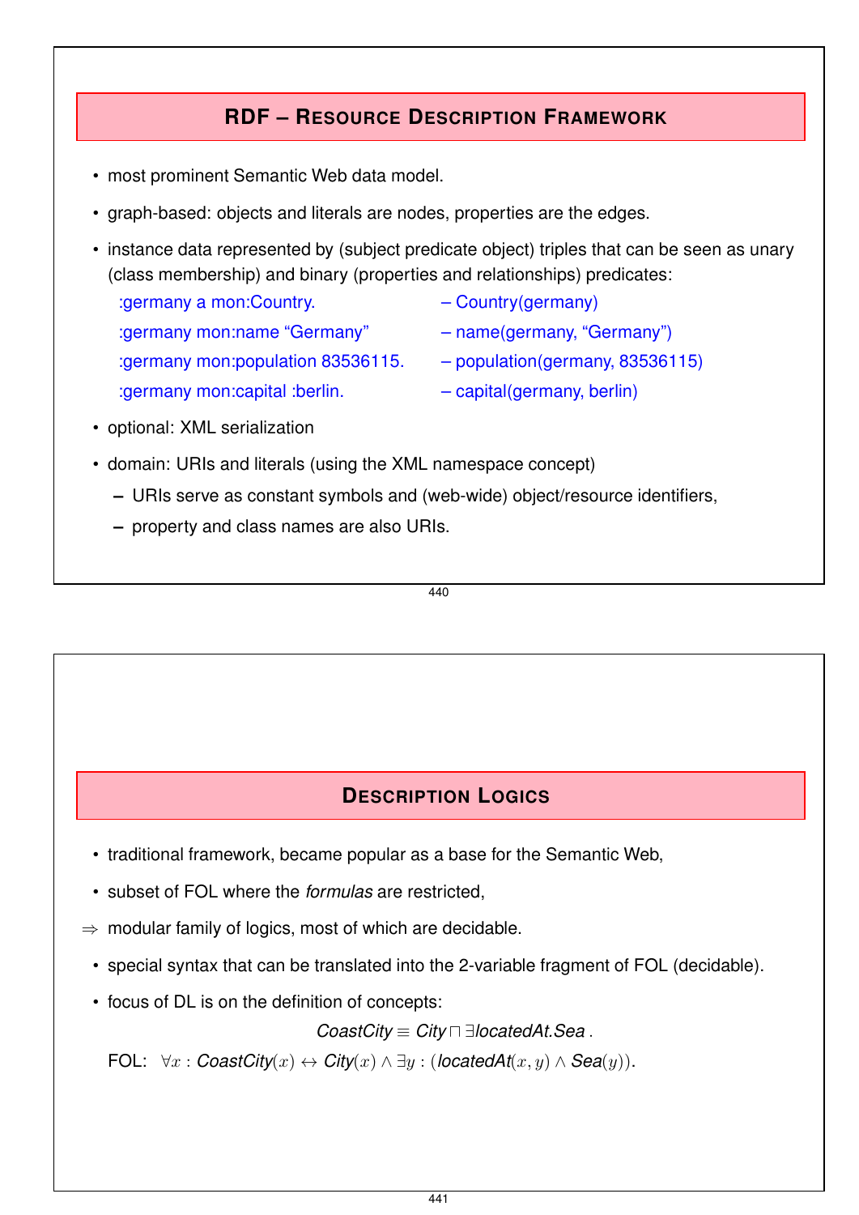## RDF – Resource Description Framework

- most prominent Semantic Web data model.
- graph-based: objects and literals are nodes, properties are the edges.
- instance data represented by (subject predicate object) triples that can be seen as unary (class membership) and binary (properties and relationships) predicates:

| | |
|---|---|
| :germany a mon:Country. | – Country(germany) |
| :germany mon:name "Germany" | – name(germany, "Germany") |
| :germany mon:population 83536115. | – population(germany, 83536115) |
| :germany mon:capital :berlin. | – capital(germany, berlin) |

- optional: XML serialization
- domain: URIs and literals (using the XML namespace concept)
  - URIs serve as constant symbols and (web-wide) object/resource identifiers,
  - property and class names are also URIs.

## Description Logics

- traditional framework, became popular as a base for the Semantic Web,
- subset of FOL where the *formulas* are restricted,

$\Rightarrow$ modular family of logics, most of which are decidable.

- special syntax that can be translated into the 2-variable fragment of FOL (decidable).
- focus of DL is on the definition of concepts:

$$\textit{CoastCity} \equiv \textit{City} \sqcap \exists \textit{locatedAt}.\textit{Sea}\,.$$

FOL: $\forall x : \textit{CoastCity}(x) \leftrightarrow \textit{City}(x) \wedge \exists y : (\textit{locatedAt}(x, y) \wedge \textit{Sea}(y))$.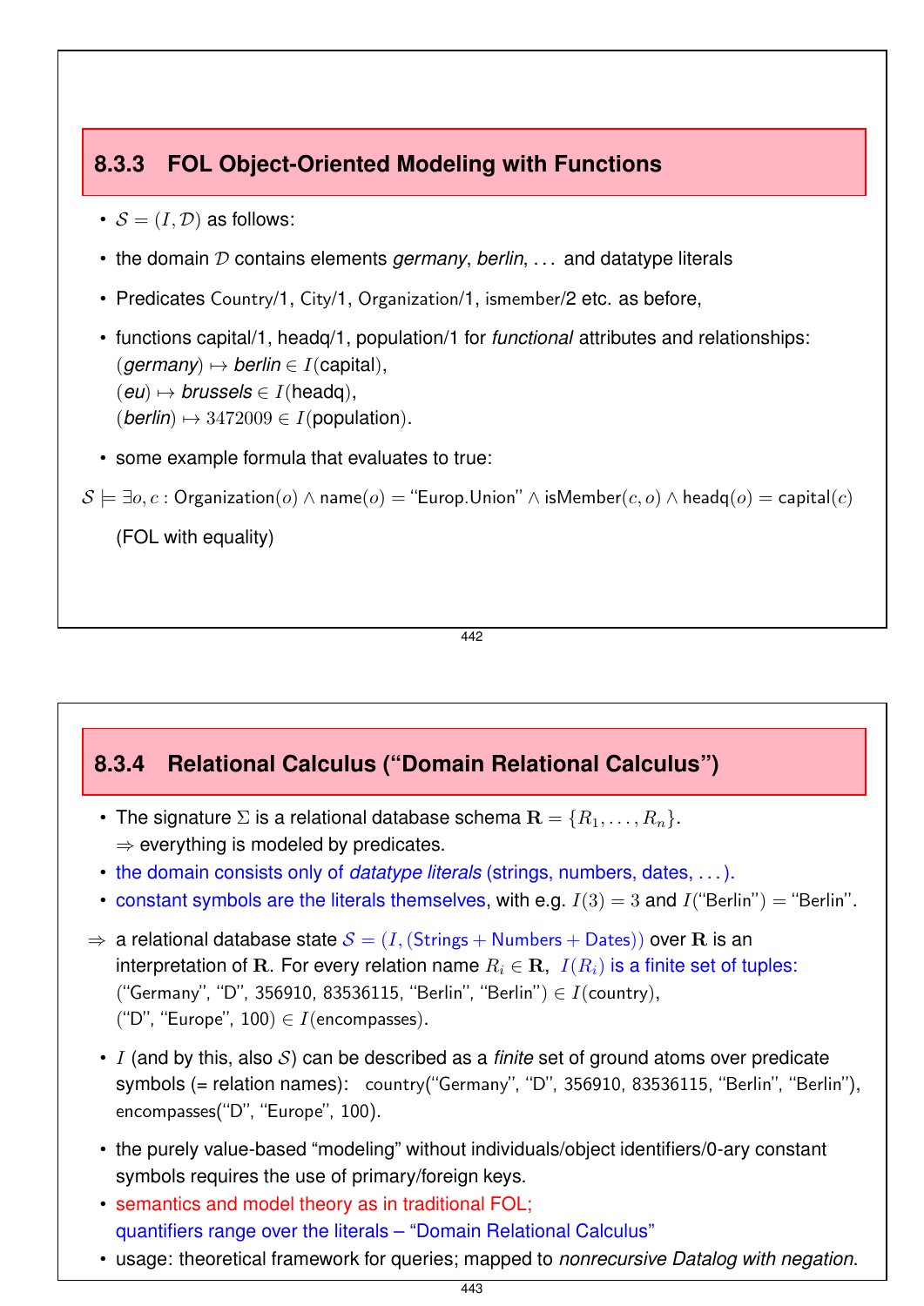### 8.3.3 FOL Object-Oriented Modeling with Functions

- $\mathcal{S} = (I, \mathcal{D})$ as follows:
- the domain $\mathcal{D}$ contains elements *germany*, *berlin*, ... and datatype literals
- Predicates Country/1, City/1, Organization/1, ismember/2 etc. as before,
- functions capital/1, headq/1, population/1 for *functional* attributes and relationships:
  ($germany$) $\mapsto$ $berlin \in I(\text{capital})$,
  ($eu$) $\mapsto$ $brussels \in I(\text{headq})$,
  ($berlin$) $\mapsto 3472009 \in I(\text{population})$.
- some example formula that evaluates to true:

$$\mathcal{S} \models \exists o, c : \text{Organization}(o) \land \text{name}(o) = \text{“Europ.Union”} \land \text{isMember}(c, o) \land \text{headq}(o) = \text{capital}(c)$$

(FOL with equality)

### 8.3.4 Relational Calculus (“Domain Relational Calculus”)

- The signature $\Sigma$ is a relational database schema $\mathbf{R} = \{R_1, \ldots, R_n\}$.
  ⇒ everything is modeled by predicates.
- the domain consists only of *datatype literals* (strings, numbers, dates, ...).
- constant symbols are the literals themselves, with e.g. $I(3) = 3$ and $I(\text{“Berlin”}) = \text{“Berlin”}$.

⇒ a relational database state $\mathcal{S} = (I, (\text{Strings} + \text{Numbers} + \text{Dates}))$ over $\mathbf{R}$ is an interpretation of $\mathbf{R}$. For every relation name $R_i \in \mathbf{R}$, $I(R_i)$ is a finite set of tuples:
(“Germany”, “D”, 356910, 83536115, “Berlin”, “Berlin”) $\in I(\text{country})$,
(“D”, “Europe”, 100) $\in I(\text{encompasses})$.

- $I$ (and by this, also $\mathcal{S}$) can be described as a *finite* set of ground atoms over predicate symbols (= relation names): country(“Germany”, “D”, 356910, 83536115, “Berlin”, “Berlin”), encompasses(“D”, “Europe”, 100).
- the purely value-based “modeling” without individuals/object identifiers/0-ary constant symbols requires the use of primary/foreign keys.
- semantics and model theory as in traditional FOL;
  quantifiers range over the literals – “Domain Relational Calculus”
- usage: theoretical framework for queries; mapped to *nonrecursive Datalog with negation*.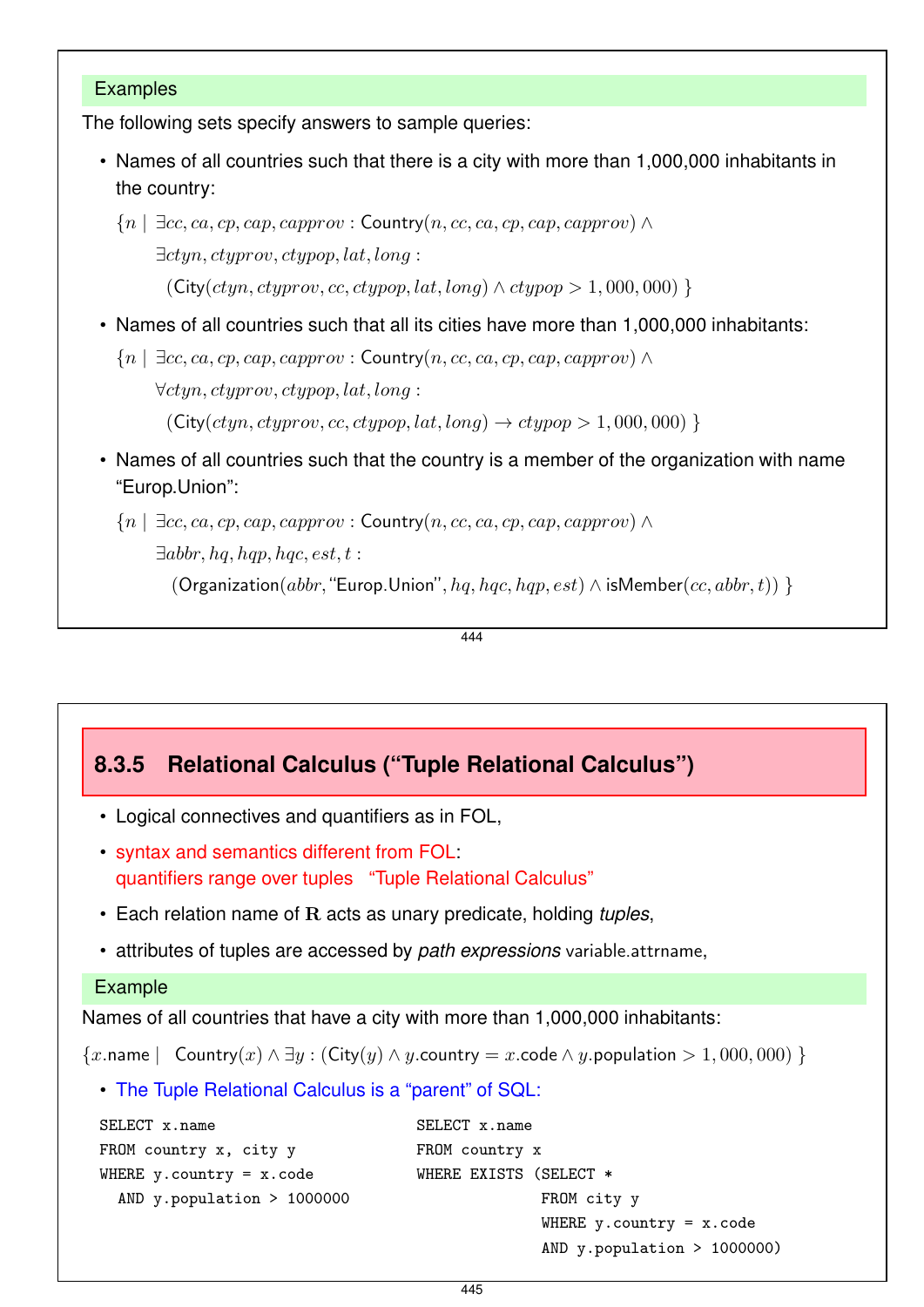**Examples**

The following sets specify answers to sample queries:

- Names of all countries such that there is a city with more than 1,000,000 inhabitants in the country:

  $\{n \mid \exists cc, ca, cp, cap, capprov : \mathsf{Country}(n, cc, ca, cp, cap, capprov) \wedge$
  $\exists ctyn, ctyprov, ctypop, lat, long :$
  $(\mathsf{City}(ctyn, ctyprov, cc, ctypop, lat, long) \wedge ctypop > 1,000,000)\ \}$

- Names of all countries such that all its cities have more than 1,000,000 inhabitants:

  $\{n \mid \exists cc, ca, cp, cap, capprov : \mathsf{Country}(n, cc, ca, cp, cap, capprov) \wedge$
  $\forall ctyn, ctyprov, ctypop, lat, long :$
  $(\mathsf{City}(ctyn, ctyprov, cc, ctypop, lat, long) \rightarrow ctypop > 1,000,000)\ \}$

- Names of all countries such that the country is a member of the organization with name "Europ.Union":

  $\{n \mid \exists cc, ca, cp, cap, capprov : \mathsf{Country}(n, cc, ca, cp, cap, capprov) \wedge$
  $\exists abbr, hq, hqp, hqc, est, t :$
  $(\mathsf{Organization}(abbr, \text{"Europ.Union"}, hq, hqc, hqp, est) \wedge \mathsf{isMember}(cc, abbr, t))\ \}$

## 8.3.5 Relational Calculus ("Tuple Relational Calculus")

- Logical connectives and quantifiers as in FOL,
- syntax and semantics different from FOL:
  quantifiers range over tuples "Tuple Relational Calculus"
- Each relation name of $\mathbf{R}$ acts as unary predicate, holding *tuples*,
- attributes of tuples are accessed by *path expressions* variable.attrname,

**Example**

Names of all countries that have a city with more than 1,000,000 inhabitants:

$\{x.\mathsf{name} \mid \mathsf{Country}(x) \wedge \exists y : (\mathsf{City}(y) \wedge y.\mathsf{country} = x.\mathsf{code} \wedge y.\mathsf{population} > 1,000,000)\ \}$

- The Tuple Relational Calculus is a "parent" of SQL:

```
SELECT x.name
FROM country x, city y
WHERE y.country = x.code
  AND y.population > 1000000
```

```
SELECT x.name
FROM country x
WHERE EXISTS (SELECT *
              FROM city y
              WHERE y.country = x.code
              AND y.population > 1000000)
```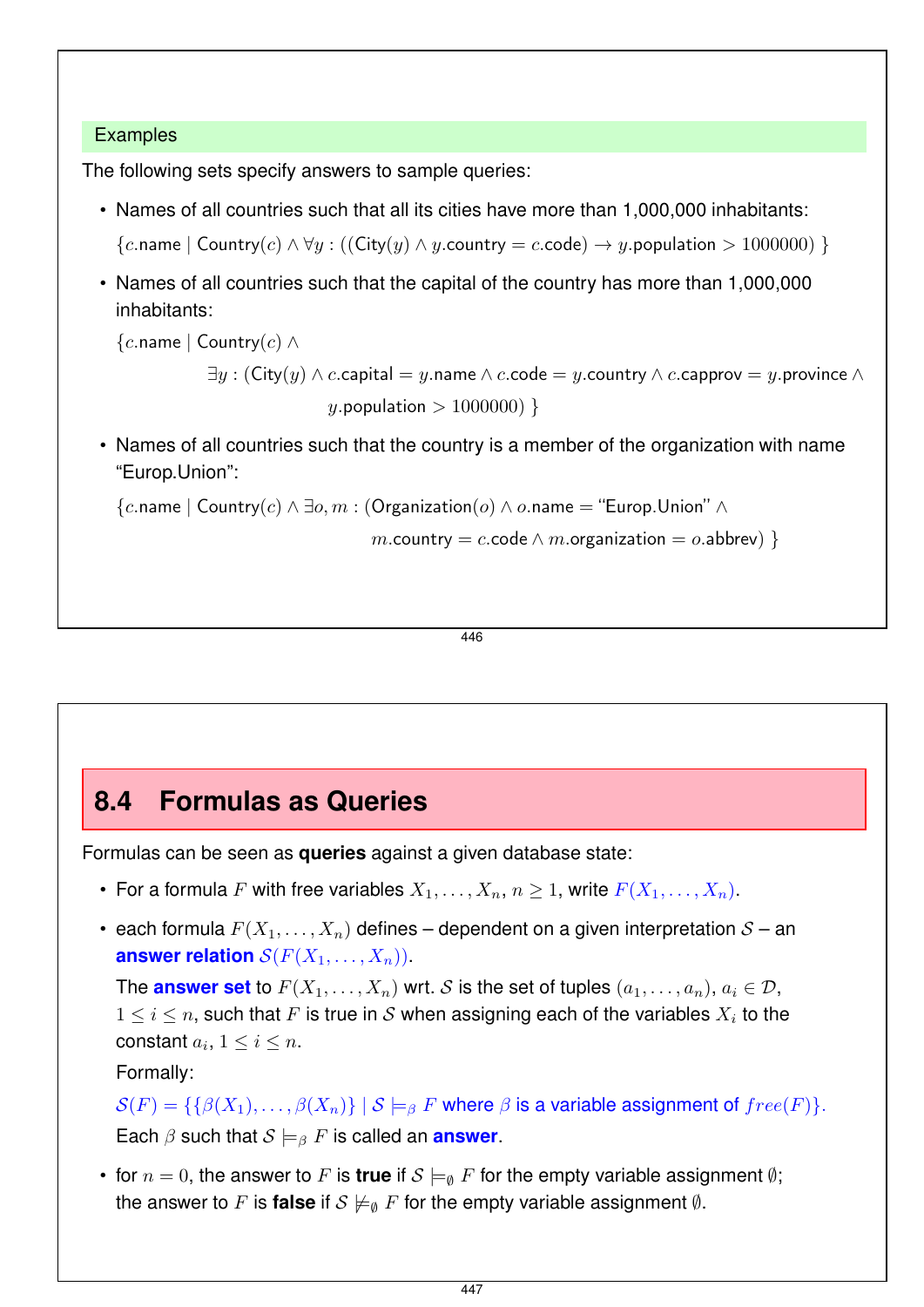### Examples

The following sets specify answers to sample queries:

- Names of all countries such that all its cities have more than 1,000,000 inhabitants:

  $\{c.\text{name} \mid \text{Country}(c) \land \forall y : ((\text{City}(y) \land y.\text{country} = c.\text{code}) \rightarrow y.\text{population} > 1000000)\ \}$

- Names of all countries such that the capital of the country has more than 1,000,000 inhabitants:

  $$\{c.\text{name} \mid \text{Country}(c) \land \exists y : (\text{City}(y) \land c.\text{capital} = y.\text{name} \land c.\text{code} = y.\text{country} \land c.\text{capprov} = y.\text{province} \land y.\text{population} > 1000000)\ \}$$

- Names of all countries such that the country is a member of the organization with name "Europ.Union":

  $$\{c.\text{name} \mid \text{Country}(c) \land \exists o, m : (\text{Organization}(o) \land o.\text{name} = \text{"Europ.Union"} \land m.\text{country} = c.\text{code} \land m.\text{organization} = o.\text{abbrev})\ \}$$

## 8.4 Formulas as Queries

Formulas can be seen as **queries** against a given database state:

- For a formula $F$ with free variables $X_1, \ldots, X_n$, $n \geq 1$, write $F(X_1, \ldots, X_n)$.
- each formula $F(X_1, \ldots, X_n)$ defines – dependent on a given interpretation $\mathcal{S}$ – an **answer relation** $\mathcal{S}(F(X_1, \ldots, X_n))$.

  The **answer set** to $F(X_1, \ldots, X_n)$ wrt. $\mathcal{S}$ is the set of tuples $(a_1, \ldots, a_n)$, $a_i \in \mathcal{D}$, $1 \leq i \leq n$, such that $F$ is true in $\mathcal{S}$ when assigning each of the variables $X_i$ to the constant $a_i$, $1 \leq i \leq n$.

  Formally:

  $\mathcal{S}(F) = \{\{\beta(X_1), \ldots, \beta(X_n)\} \mid \mathcal{S} \models_\beta F$ where $\beta$ is a variable assignment of $free(F)\}$.

  Each $\beta$ such that $\mathcal{S} \models_\beta F$ is called an **answer**.

- for $n = 0$, the answer to $F$ is **true** if $\mathcal{S} \models_\emptyset F$ for the empty variable assignment $\emptyset$; the answer to $F$ is **false** if $\mathcal{S} \not\models_\emptyset F$ for the empty variable assignment $\emptyset$.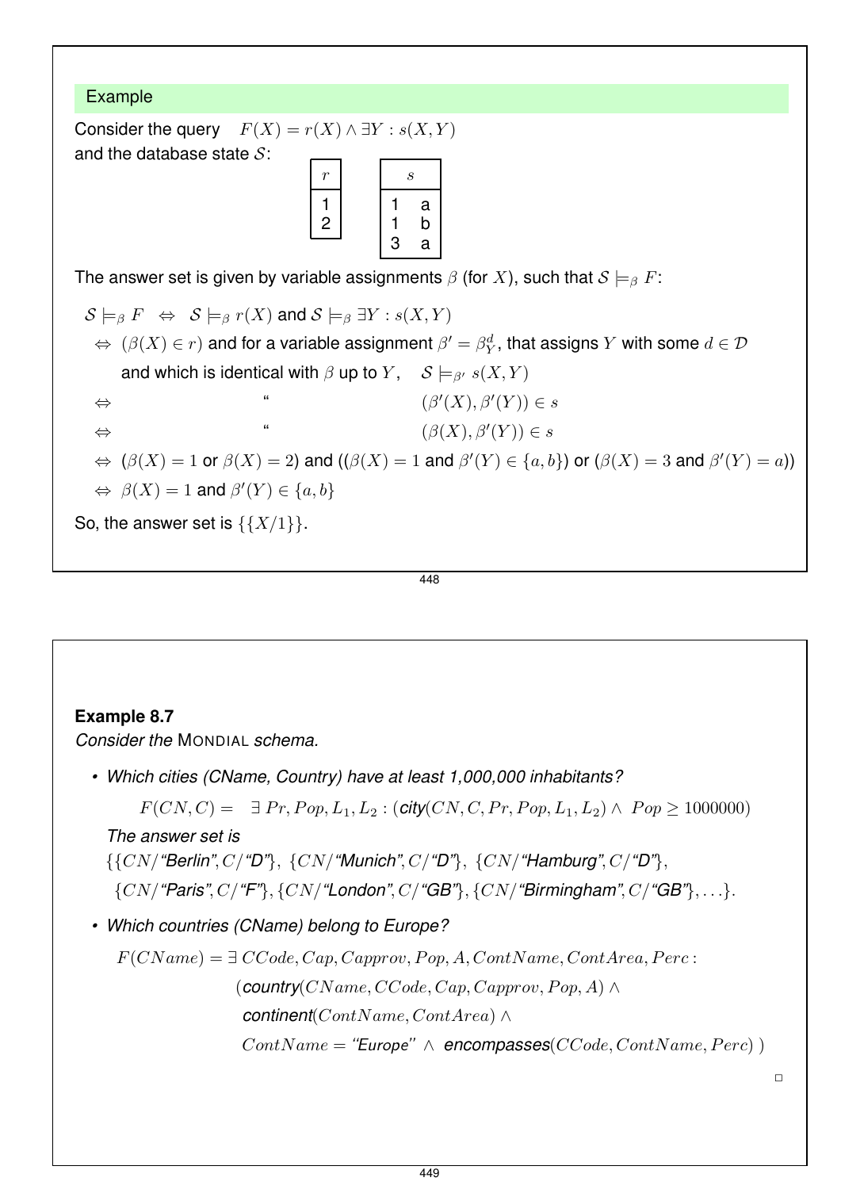## Example

Consider the query $F(X) = r(X) \wedge \exists Y : s(X, Y)$
and the database state $\mathcal{S}$:

| r |
|---|
| 1 |
| 2 |

| s | |
|---|---|
| 1 | a |
| 1 | b |
| 3 | a |

The answer set is given by variable assignments $\beta$ (for $X$), such that $\mathcal{S} \models_\beta F$:

$\mathcal{S} \models_\beta F \;\Leftrightarrow\; \mathcal{S} \models_\beta r(X)$ and $\mathcal{S} \models_\beta \exists Y : s(X, Y)$

$\Leftrightarrow$ $(\beta(X) \in r)$ and for a variable assignment $\beta' = \beta^d_Y$, that assigns $Y$ with some $d \in \mathcal{D}$ and which is identical with $\beta$ up to $Y$, $\mathcal{S} \models_{\beta'} s(X, Y)$

$\Leftrightarrow$ " $(\beta'(X), \beta'(Y)) \in s$

$\Leftrightarrow$ " $(\beta(X), \beta'(Y)) \in s$

$\Leftrightarrow$ ($\beta(X) = 1$ or $\beta(X) = 2$) and (($\beta(X) = 1$ and $\beta'(Y) \in \{a, b\}$) or ($\beta(X) = 3$ and $\beta'(Y) = a$))

$\Leftrightarrow$ $\beta(X) = 1$ and $\beta'(Y) \in \{a, b\}$

So, the answer set is $\{\{X/1\}\}$.

**Example 8.7**

*Consider the* MONDIAL *schema.*

- *Which cities (CName, Country) have at least 1,000,000 inhabitants?*

  $$F(CN, C) = \;\exists\, Pr, Pop, L_1, L_2 : (\textbf{\textit{city}}(CN, C, Pr, Pop, L_1, L_2) \wedge\; Pop \geq 1000000)$$

  *The answer set is*
  $\{\{CN/\text{"Berlin"}, C/\text{"D"}\},\ \{CN/\text{"Munich"}, C/\text{"D"}\},\ \{CN/\text{"Hamburg"}, C/\text{"D"}\},$
  $\{CN/\text{"Paris"}, C/\text{"F"}\}, \{CN/\text{"London"}, C/\text{"GB"}\}, \{CN/\text{"Birmingham"}, C/\text{"GB"}\}, \ldots\}.$

- *Which countries (CName) belong to Europe?*

  $$\begin{aligned} F(CName) = \exists\, & CCode, Cap, Capprov, Pop, A, ContName, ContArea, Perc : \\ & (\textbf{\textit{country}}(CName, CCode, Cap, Capprov, Pop, A) \wedge \\ & \;\textbf{\textit{continent}}(ContName, ContArea) \wedge \\ & \;ContName = \text{"Europe"} \wedge\; \textbf{\textit{encompasses}}(CCode, ContName, Perc)\,) \end{aligned}$$

□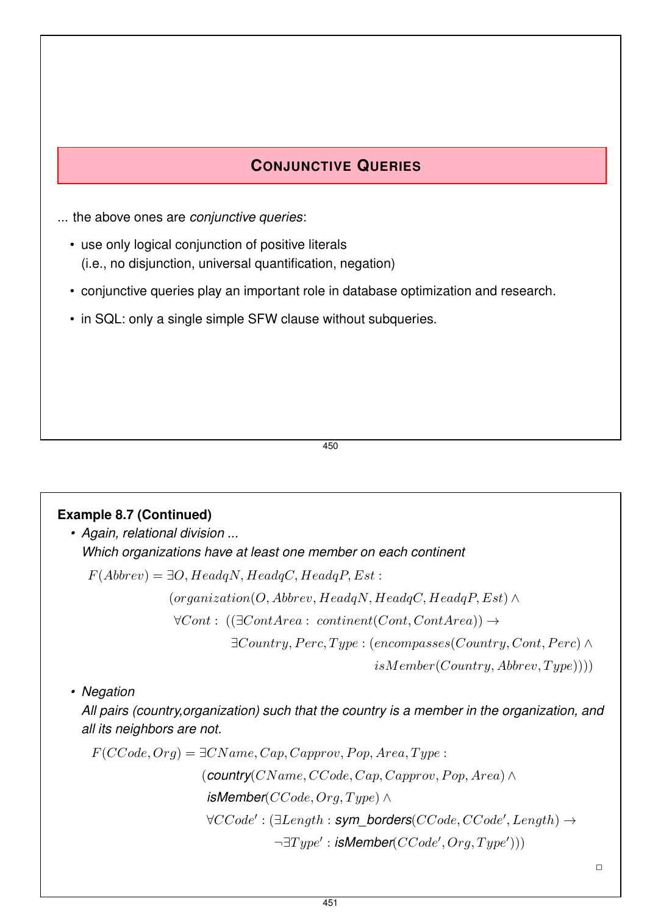## CONJUNCTIVE QUERIES

... the above ones are *conjunctive queries*:

- use only logical conjunction of positive literals (i.e., no disjunction, universal quantification, negation)
- conjunctive queries play an important role in database optimization and research.
- in SQL: only a single simple SFW clause without subqueries.

**Example 8.7 (Continued)**

- *Again, relational division ...*
  *Which organizations have at least one member on each continent*

$$
\begin{aligned}
F(Abbrev) = \exists O, HeadqN, HeadqC, HeadqP, Est : \\
(organization(O, Abbrev, HeadqN, HeadqC, HeadqP, Est) \land \\
\forall Cont : \ ((\exists ContArea : \ continent(Cont, ContArea)) \rightarrow \\
\exists Country, Perc, Type : (encompasses(Country, Cont, Perc) \land \\
isMember(Country, Abbrev, Type))))
\end{aligned}
$$

- *Negation*
  *All pairs (country,organization) such that the country is a member in the organization, and all its neighbors are not.*

$$
\begin{aligned}
F(CCode, Org) = \exists CName, Cap, Capprov, Pop, Area, Type : \\
(\textit{country}(CName, CCode, Cap, Capprov, Pop, Area) \land \\
\textit{isMember}(CCode, Org, Type) \land \\
\forall CCode' : (\exists Length : \textit{sym\_borders}(CCode, CCode', Length) \rightarrow \\
\neg \exists Type' : \textit{isMember}(CCode', Org, Type')))
\end{aligned}
$$

□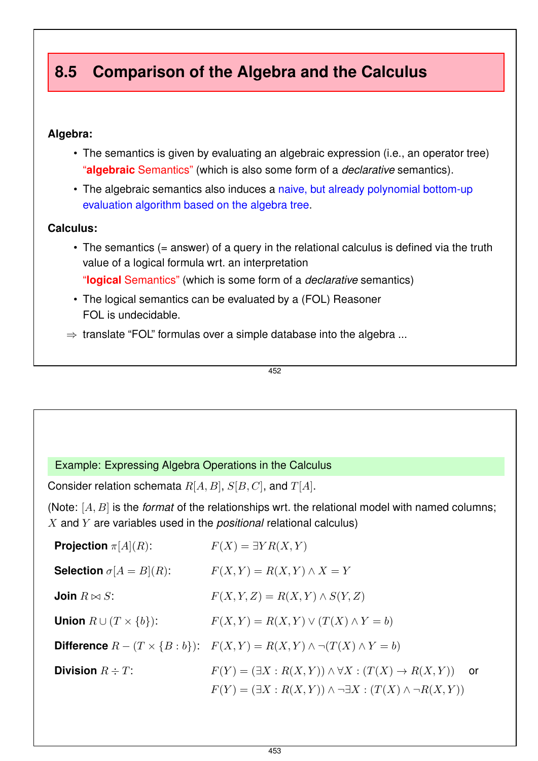## 8.5 Comparison of the Algebra and the Calculus

**Algebra:**

- The semantics is given by evaluating an algebraic expression (i.e., an operator tree) "**algebraic** Semantics" (which is also some form of a *declarative* semantics).
- The algebraic semantics also induces a naive, but already polynomial bottom-up evaluation algorithm based on the algebra tree.

**Calculus:**

- The semantics (= answer) of a query in the relational calculus is defined via the truth value of a logical formula wrt. an interpretation
  "**logical** Semantics" (which is some form of a *declarative* semantics)
- The logical semantics can be evaluated by a (FOL) Reasoner
  FOL is undecidable.

⇒ translate "FOL" formulas over a simple database into the algebra ...

**Example: Expressing Algebra Operations in the Calculus**

Consider relation schemata $R[A,B]$, $S[B,C]$, and $T[A]$.

(Note: $[A,B]$ is the *format* of the relationships wrt. the relational model with named columns; $X$ and $Y$ are variables used in the *positional* relational calculus)

**Projection** $\pi[A](R)$: $F(X) = \exists Y\, R(X,Y)$

**Selection** $\sigma[A=B](R)$: $F(X,Y) = R(X,Y) \wedge X = Y$

**Join** $R \bowtie S$: $F(X,Y,Z) = R(X,Y) \wedge S(Y,Z)$

**Union** $R \cup (T \times \{b\})$: $F(X,Y) = R(X,Y) \vee (T(X) \wedge Y = b)$

**Difference** $R - (T \times \{B:b\})$: $F(X,Y) = R(X,Y) \wedge \neg(T(X) \wedge Y = b)$

**Division** $R \div T$: $F(Y) = (\exists X : R(X,Y)) \wedge \forall X : (T(X) \rightarrow R(X,Y))$ or
$F(Y) = (\exists X : R(X,Y)) \wedge \neg\exists X : (T(X) \wedge \neg R(X,Y))$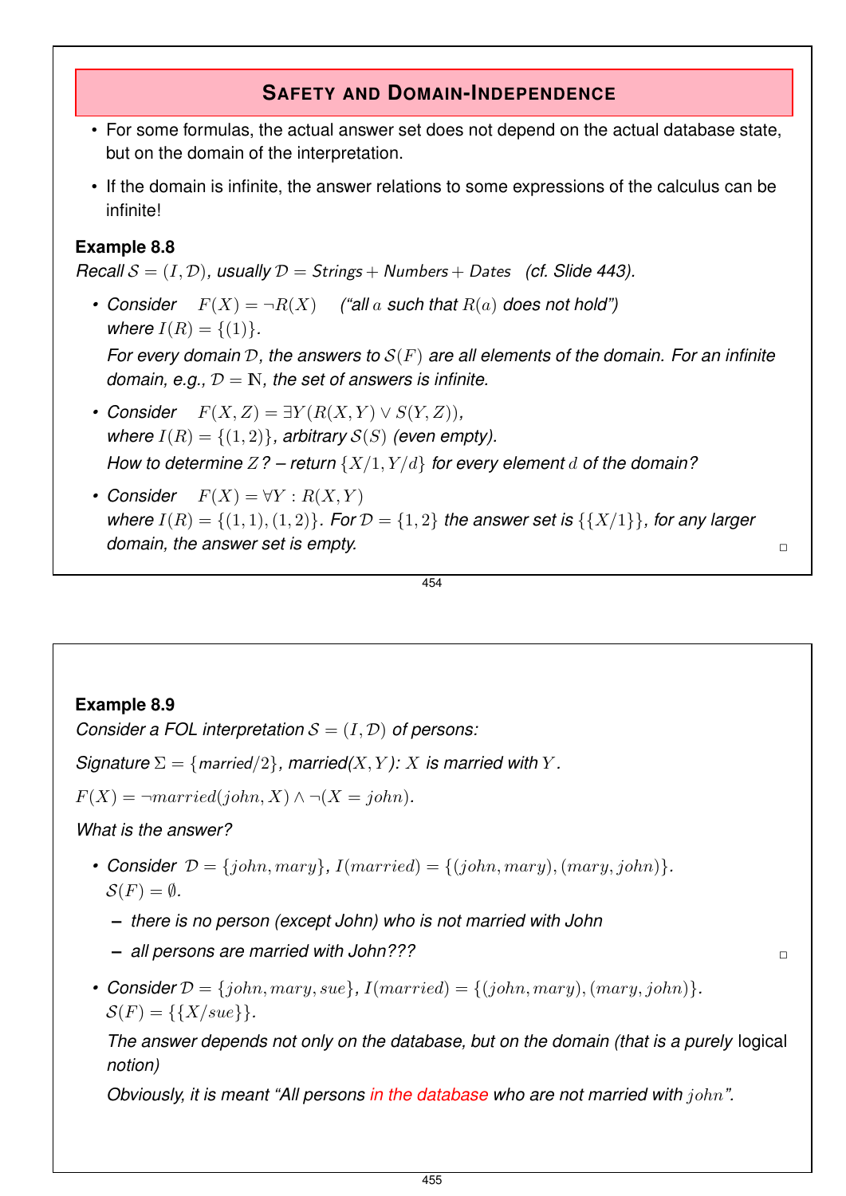## SAFETY AND DOMAIN-INDEPENDENCE

- For some formulas, the actual answer set does not depend on the actual database state, but on the domain of the interpretation.
- If the domain is infinite, the answer relations to some expressions of the calculus can be infinite!

**Example 8.8**

*Recall $\mathcal{S} = (I, \mathcal{D})$, usually $\mathcal{D} =$ Strings $+$ Numbers $+$ Dates (cf. Slide 443).*

- *Consider* $F(X) = \neg R(X)$ *("all $a$ such that $R(a)$ does not hold")* *where $I(R) = \{(1)\}$.*

  *For every domain $\mathcal{D}$, the answers to $\mathcal{S}(F)$ are all elements of the domain. For an infinite domain, e.g., $\mathcal{D} = \mathbb{N}$, the set of answers is infinite.*

- *Consider* $F(X, Z) = \exists Y (R(X, Y) \vee S(Y, Z))$, *where $I(R) = \{(1, 2)\}$, arbitrary $\mathcal{S}(S)$ (even empty).*

  *How to determine $Z$? – return $\{X/1, Y/d\}$ for every element $d$ of the domain?*

- *Consider* $F(X) = \forall Y : R(X, Y)$ *where $I(R) = \{(1, 1), (1, 2)\}$. For $\mathcal{D} = \{1, 2\}$ the answer set is $\{\{X/1\}\}$, for any larger domain, the answer set is empty.*

**Example 8.9**

*Consider a FOL interpretation $\mathcal{S} = (I, \mathcal{D})$ of persons:*

*Signature $\Sigma = \{married/2\}$, married$(X, Y)$: $X$ is married with $Y$.*

$F(X) = \neg married(john, X) \wedge \neg(X = john)$.

*What is the answer?*

- *Consider* $\mathcal{D} = \{john, mary\}$, $I(married) = \{(john, mary), (mary, john)\}$.
  $\mathcal{S}(F) = \emptyset$.
  - *there is no person (except John) who is not married with John*
  - *all persons are married with John???*

- *Consider* $\mathcal{D} = \{john, mary, sue\}$, $I(married) = \{(john, mary), (mary, john)\}$.
  $\mathcal{S}(F) = \{\{X/sue\}\}$.

  *The answer depends not only on the database, but on the domain (that is a purely* logical *notion)*

  *Obviously, it is meant "All persons in the database who are not married with $john$".*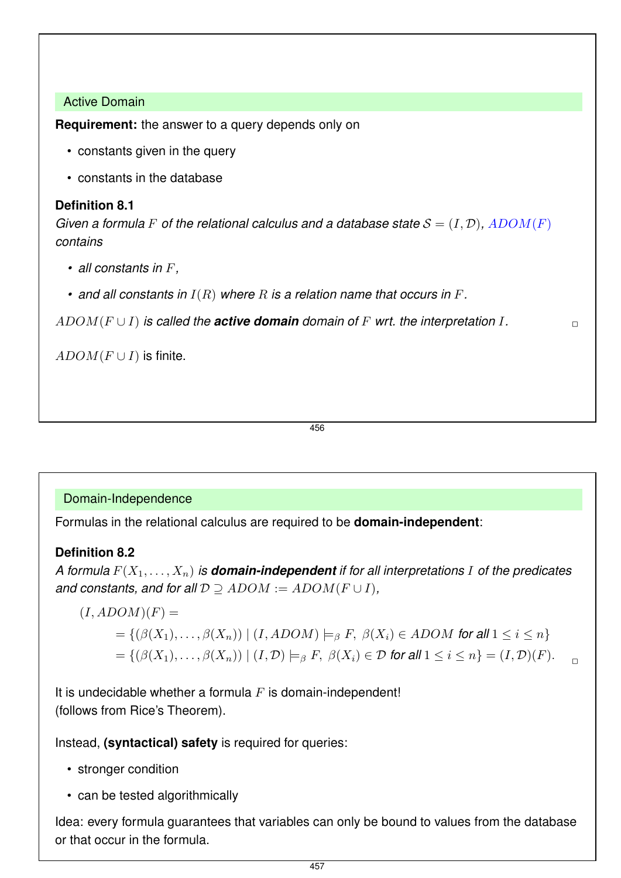## Active Domain

**Requirement:** the answer to a query depends only on

- constants given in the query
- constants in the database

**Definition 8.1**
*Given a formula $F$ of the relational calculus and a database state $\mathcal{S} = (I, \mathcal{D})$, $ADOM(F)$ contains*

- *all constants in $F$,*
- *and all constants in $I(R)$ where $R$ is a relation name that occurs in $F$.*

*$ADOM(F \cup I)$ is called the **active domain** domain of $F$ wrt. the interpretation $I$.* □

$ADOM(F \cup I)$ is finite.

## Domain-Independence

Formulas in the relational calculus are required to be **domain-independent**:

**Definition 8.2**
*A formula $F(X_1, \ldots, X_n)$ is **domain-independent** if for all interpretations $I$ of the predicates and constants, and for all $\mathcal{D} \supseteq ADOM := ADOM(F \cup I)$,*

$$
\begin{aligned}
(I, ADOM)(F) &= \\
&= \{(\beta(X_1), \ldots, \beta(X_n)) \mid (I, ADOM) \models_\beta F,\ \beta(X_i) \in ADOM \text{ for all } 1 \leq i \leq n\} \\
&= \{(\beta(X_1), \ldots, \beta(X_n)) \mid (I, \mathcal{D}) \models_\beta F,\ \beta(X_i) \in \mathcal{D} \text{ for all } 1 \leq i \leq n\} = (I, \mathcal{D})(F).
\end{aligned}
$$

□

It is undecidable whether a formula $F$ is domain-independent!
(follows from Rice's Theorem).

Instead, **(syntactical) safety** is required for queries:

- stronger condition
- can be tested algorithmically

Idea: every formula guarantees that variables can only be bound to values from the database or that occur in the formula.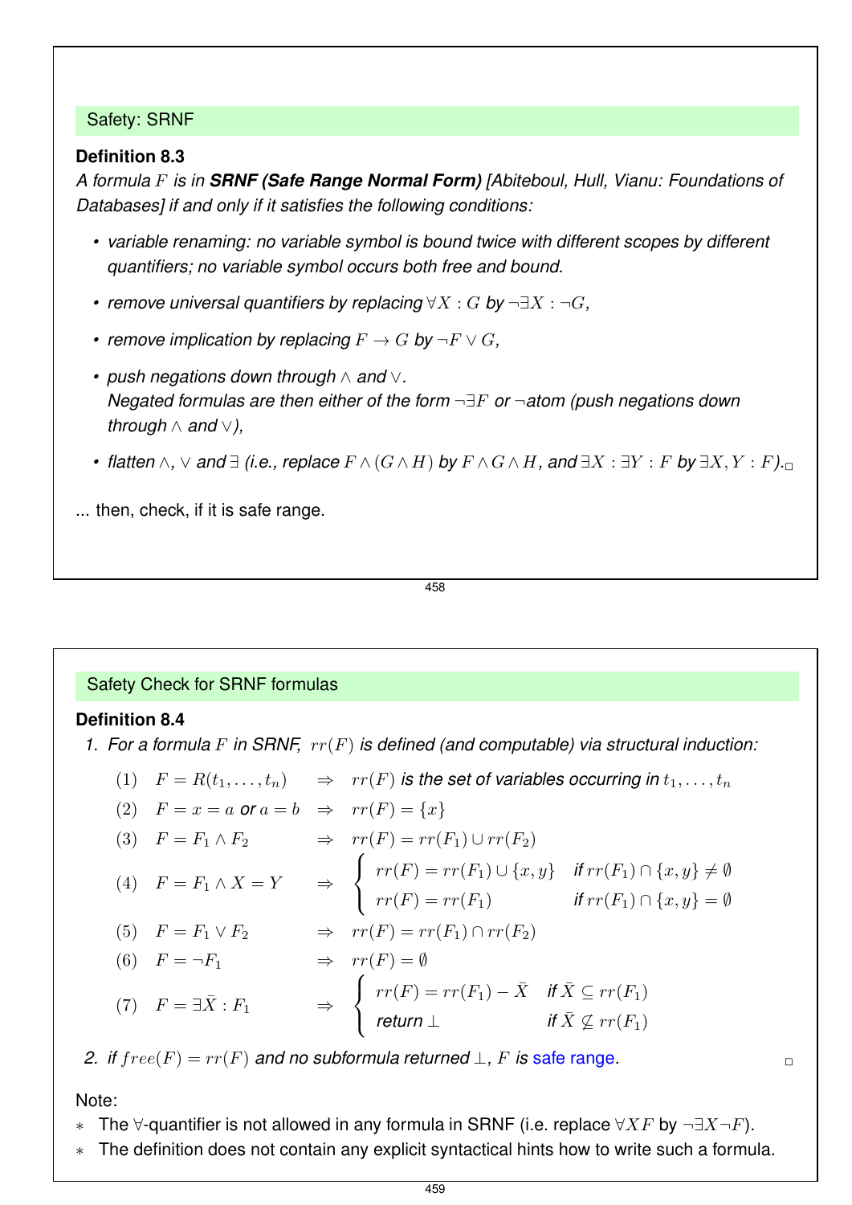## Safety: SRNF

**Definition 8.3**
*A formula $F$ is in **SRNF (Safe Range Normal Form)** [Abiteboul, Hull, Vianu: Foundations of Databases] if and only if it satisfies the following conditions:*

- *variable renaming: no variable symbol is bound twice with different scopes by different quantifiers; no variable symbol occurs both free and bound.*
- *remove universal quantifiers by replacing $\forall X : G$ by $\neg\exists X : \neg G$,*
- *remove implication by replacing $F \to G$ by $\neg F \vee G$,*
- *push negations down through $\wedge$ and $\vee$.*
  *Negated formulas are then either of the form $\neg\exists F$ or $\neg$atom (push negations down through $\wedge$ and $\vee$),*
- *flatten $\wedge$, $\vee$ and $\exists$ (i.e., replace $F \wedge (G \wedge H)$ by $F \wedge G \wedge H$, and $\exists X : \exists Y : F$ by $\exists X, Y : F$).* □

... then, check, if it is safe range.

## Safety Check for SRNF formulas

**Definition 8.4**

1. *For a formula $F$ in SRNF, $rr(F)$ is defined (and computable) via structural induction:*

$$
\begin{array}{lll}
(1) & F = R(t_1, \ldots, t_n) & \Rightarrow \quad rr(F) \text{ is the set of variables occurring in } t_1, \ldots, t_n \\
(2) & F = x = a \text{ or } a = b & \Rightarrow \quad rr(F) = \{x\} \\
(3) & F = F_1 \wedge F_2 & \Rightarrow \quad rr(F) = rr(F_1) \cup rr(F_2) \\
(4) & F = F_1 \wedge X = Y & \Rightarrow \quad \begin{cases} rr(F) = rr(F_1) \cup \{x, y\} & \text{if } rr(F_1) \cap \{x, y\} \neq \emptyset \\ rr(F) = rr(F_1) & \text{if } rr(F_1) \cap \{x, y\} = \emptyset \end{cases} \\
(5) & F = F_1 \vee F_2 & \Rightarrow \quad rr(F) = rr(F_1) \cap rr(F_2) \\
(6) & F = \neg F_1 & \Rightarrow \quad rr(F) = \emptyset \\
(7) & F = \exists \bar{X} : F_1 & \Rightarrow \quad \begin{cases} rr(F) = rr(F_1) - \bar{X} & \text{if } \bar{X} \subseteq rr(F_1) \\ \text{return } \bot & \text{if } \bar{X} \not\subseteq rr(F_1) \end{cases}
\end{array}
$$

2. *if $free(F) = rr(F)$ and no subformula returned $\bot$, $F$ is* safe range. □

Note:

- The $\forall$-quantifier is not allowed in any formula in SRNF (i.e. replace $\forall X F$ by $\neg\exists X \neg F$).
- The definition does not contain any explicit syntactical hints how to write such a formula.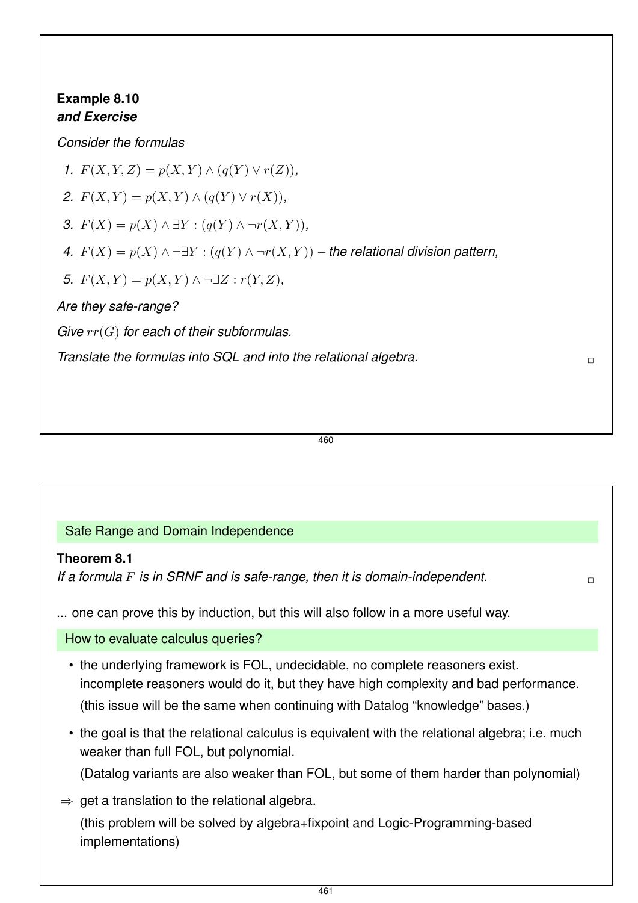**Example 8.10**
***and Exercise***

*Consider the formulas*

1. $F(X,Y,Z) = p(X,Y) \wedge (q(Y) \vee r(Z))$,
2. $F(X,Y) = p(X,Y) \wedge (q(Y) \vee r(X))$,
3. $F(X) = p(X) \wedge \exists Y : (q(Y) \wedge \neg r(X,Y))$,
4. $F(X) = p(X) \wedge \neg \exists Y : (q(Y) \wedge \neg r(X,Y))$ – *the relational division pattern,*
5. $F(X,Y) = p(X,Y) \wedge \neg \exists Z : r(Y,Z)$,

*Are they safe-range?*

*Give $rr(G)$ for each of their subformulas.*

*Translate the formulas into SQL and into the relational algebra.* □

## Safe Range and Domain Independence

**Theorem 8.1**
*If a formula $F$ is in SRNF and is safe-range, then it is domain-independent.* □

... one can prove this by induction, but this will also follow in a more useful way.

## How to evaluate calculus queries?

- the underlying framework is FOL, undecidable, no complete reasoners exist. incomplete reasoners would do it, but they have high complexity and bad performance. (this issue will be the same when continuing with Datalog "knowledge" bases.)
- the goal is that the relational calculus is equivalent with the relational algebra; i.e. much weaker than full FOL, but polynomial. (Datalog variants are also weaker than FOL, but some of them harder than polynomial)

$\Rightarrow$ get a translation to the relational algebra. (this problem will be solved by algebra+fixpoint and Logic-Programming-based implementations)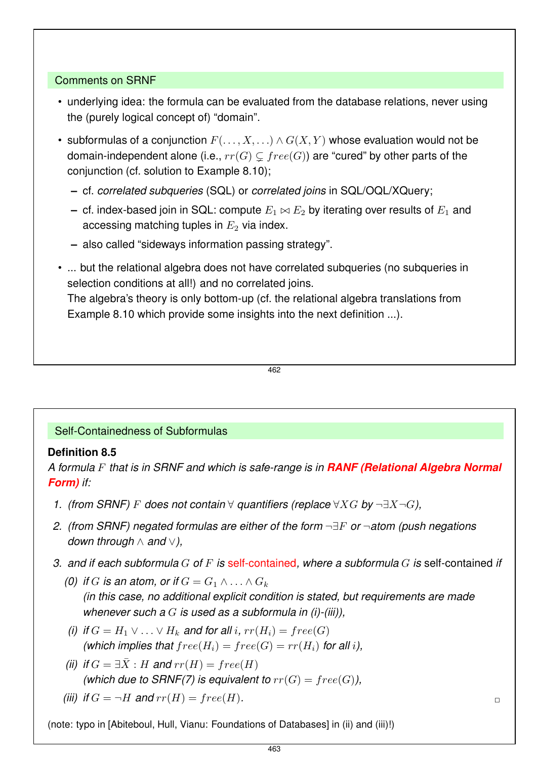## Comments on SRNF

- underlying idea: the formula can be evaluated from the database relations, never using the (purely logical concept of) "domain".
- subformulas of a conjunction $F(\ldots, X, \ldots) \wedge G(X, Y)$ whose evaluation would not be domain-independent alone (i.e., $rr(G) \subsetneq free(G)$) are "cured" by other parts of the conjunction (cf. solution to Example 8.10);
  - cf. *correlated subqueries* (SQL) or *correlated joins* in SQL/OQL/XQuery;
  - cf. index-based join in SQL: compute $E_1 \bowtie E_2$ by iterating over results of $E_1$ and accessing matching tuples in $E_2$ via index.
  - also called "sideways information passing strategy".
- ... but the relational algebra does not have correlated subqueries (no subqueries in selection conditions at all!) and no correlated joins.
  The algebra's theory is only bottom-up (cf. the relational algebra translations from Example 8.10 which provide some insights into the next definition ...).

## Self-Containedness of Subformulas

**Definition 8.5**
*A formula $F$ that is in SRNF and which is safe-range is in* ***RANF (Relational Algebra Normal Form)*** *if:*

1. *(from SRNF) $F$ does not contain $\forall$ quantifiers (replace $\forall X G$ by $\neg\exists X \neg G$),*
2. *(from SRNF) negated formulas are either of the form $\neg\exists F$ or $\neg$atom (push negations down through $\wedge$ and $\vee$),*
3. *and if each subformula $G$ of $F$ is self-contained, where a subformula $G$ is self-contained if*
   - *(0) if $G$ is an atom, or if $G = G_1 \wedge \ldots \wedge G_k$*
     *(in this case, no additional explicit condition is stated, but requirements are made whenever such a $G$ is used as a subformula in (i)-(iii)),*
   - *(i) if $G = H_1 \vee \ldots \vee H_k$ and for all $i$, $rr(H_i) = free(G)$*
     *(which implies that $free(H_i) = free(G) = rr(H_i)$ for all $i$),*
   - *(ii) if $G = \exists \bar{X} : H$ and $rr(H) = free(H)$*
     *(which due to SRNF(7) is equivalent to $rr(G) = free(G)$),*
   - *(iii) if $G = \neg H$ and $rr(H) = free(H)$.* □

(note: typo in [Abiteboul, Hull, Vianu: Foundations of Databases] in (ii) and (iii)!)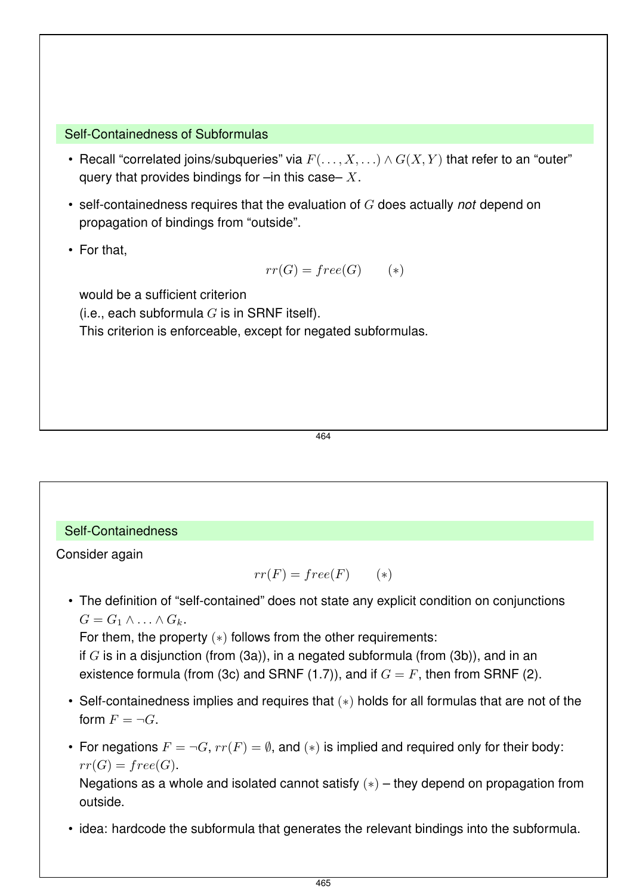## Self-Containedness of Subformulas

- Recall "correlated joins/subqueries" via $F(\ldots, X, \ldots) \wedge G(X, Y)$ that refer to an "outer" query that provides bindings for –in this case– $X$.
- self-containedness requires that the evaluation of $G$ does actually *not* depend on propagation of bindings from "outside".
- For that,

  $$rr(G) = free(G) \qquad (*)$$

  would be a sufficient criterion
  (i.e., each subformula $G$ is in SRNF itself).
  This criterion is enforceable, except for negated subformulas.

## Self-Containedness

Consider again

$$rr(F) = free(F) \qquad (*)$$

- The definition of "self-contained" does not state any explicit condition on conjunctions $G = G_1 \wedge \ldots \wedge G_k$.
  For them, the property $(*)$ follows from the other requirements:
  if $G$ is in a disjunction (from (3a)), in a negated subformula (from (3b)), and in an existence formula (from (3c) and SRNF (1.7)), and if $G = F$, then from SRNF (2).
- Self-containedness implies and requires that $(*)$ holds for all formulas that are not of the form $F = \neg G$.
- For negations $F = \neg G$, $rr(F) = \emptyset$, and $(*)$ is implied and required only for their body: $rr(G) = free(G)$.
  Negations as a whole and isolated cannot satisfy $(*)$ – they depend on propagation from outside.
- idea: hardcode the subformula that generates the relevant bindings into the subformula.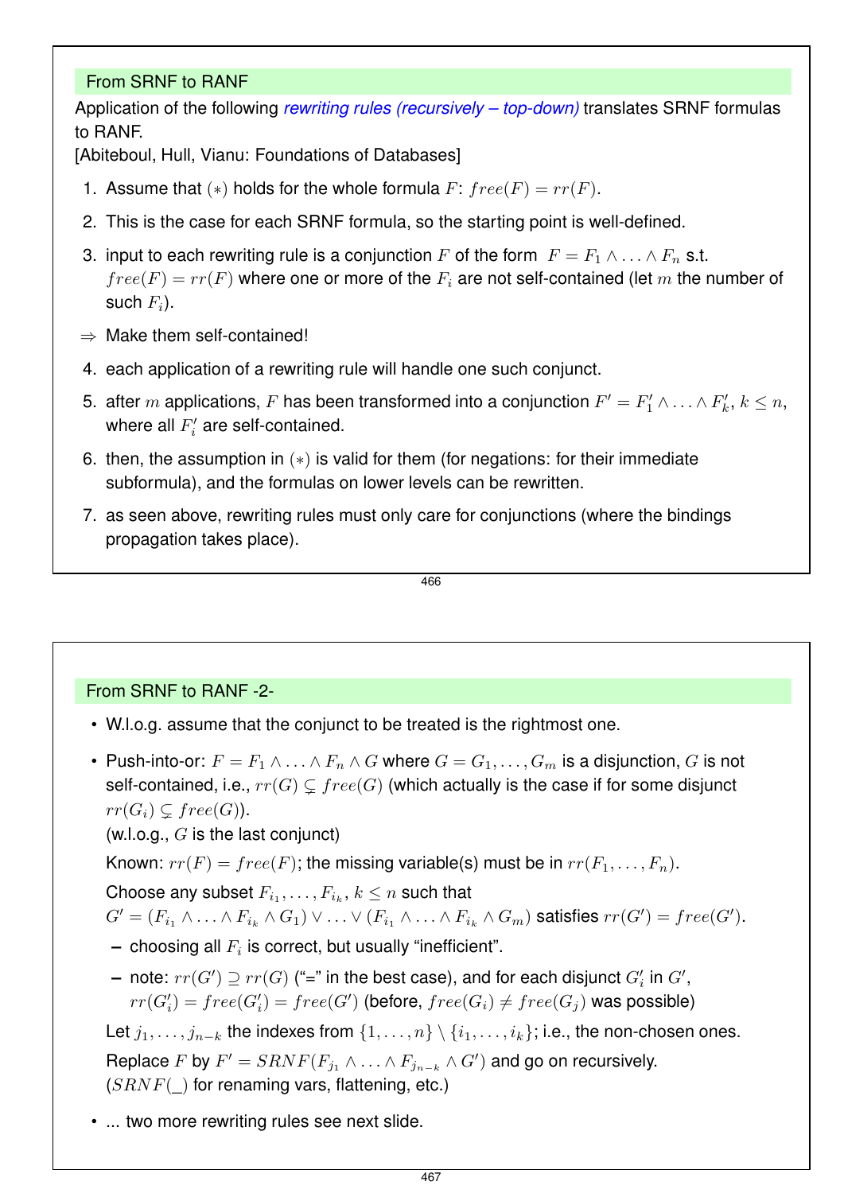## From SRNF to RANF

Application of the following *rewriting rules (recursively – top-down)* translates SRNF formulas to RANF.
[Abiteboul, Hull, Vianu: Foundations of Databases]

1. Assume that $(*)$ holds for the whole formula $F$: $free(F) = rr(F)$.
2. This is the case for each SRNF formula, so the starting point is well-defined.
3. input to each rewriting rule is a conjunction $F$ of the form $F = F_1 \wedge \ldots \wedge F_n$ s.t. $free(F) = rr(F)$ where one or more of the $F_i$ are not self-contained (let $m$ the number of such $F_i$).

⇒ Make them self-contained!

4. each application of a rewriting rule will handle one such conjunct.
5. after $m$ applications, $F$ has been transformed into a conjunction $F' = F'_1 \wedge \ldots \wedge F'_k$, $k \leq n$, where all $F'_i$ are self-contained.
6. then, the assumption in $(*)$ is valid for them (for negations: for their immediate subformula), and the formulas on lower levels can be rewritten.
7. as seen above, rewriting rules must only care for conjunctions (where the bindings propagation takes place).

## From SRNF to RANF -2-

- W.l.o.g. assume that the conjunct to be treated is the rightmost one.
- Push-into-or: $F = F_1 \wedge \ldots \wedge F_n \wedge G$ where $G = G_1, \ldots, G_m$ is a disjunction, $G$ is not self-contained, i.e., $rr(G) \subsetneq free(G)$ (which actually is the case if for some disjunct $rr(G_i) \subsetneq free(G)$).
  (w.l.o.g., $G$ is the last conjunct)

  Known: $rr(F) = free(F)$; the missing variable(s) must be in $rr(F_1, \ldots, F_n)$.

  Choose any subset $F_{i_1}, \ldots, F_{i_k}$, $k \leq n$ such that
  $G' = (F_{i_1} \wedge \ldots \wedge F_{i_k} \wedge G_1) \vee \ldots \vee (F_{i_1} \wedge \ldots \wedge F_{i_k} \wedge G_m)$ satisfies $rr(G') = free(G')$.
  - choosing all $F_i$ is correct, but usually "inefficient".
  - note: $rr(G') \supseteq rr(G)$ ("=" in the best case), and for each disjunct $G'_i$ in $G'$, $rr(G'_i) = free(G'_i) = free(G')$ (before, $free(G_i) \neq free(G_j)$ was possible)

  Let $j_1, \ldots, j_{n-k}$ the indexes from $\{1, \ldots, n\} \setminus \{i_1, \ldots, i_k\}$; i.e., the non-chosen ones.

  Replace $F$ by $F' = SRNF(F_{j_1} \wedge \ldots \wedge F_{j_{n-k}} \wedge G')$ and go on recursively.
  ($SRNF(\_)$ for renaming vars, flattening, etc.)
- ... two more rewriting rules see next slide.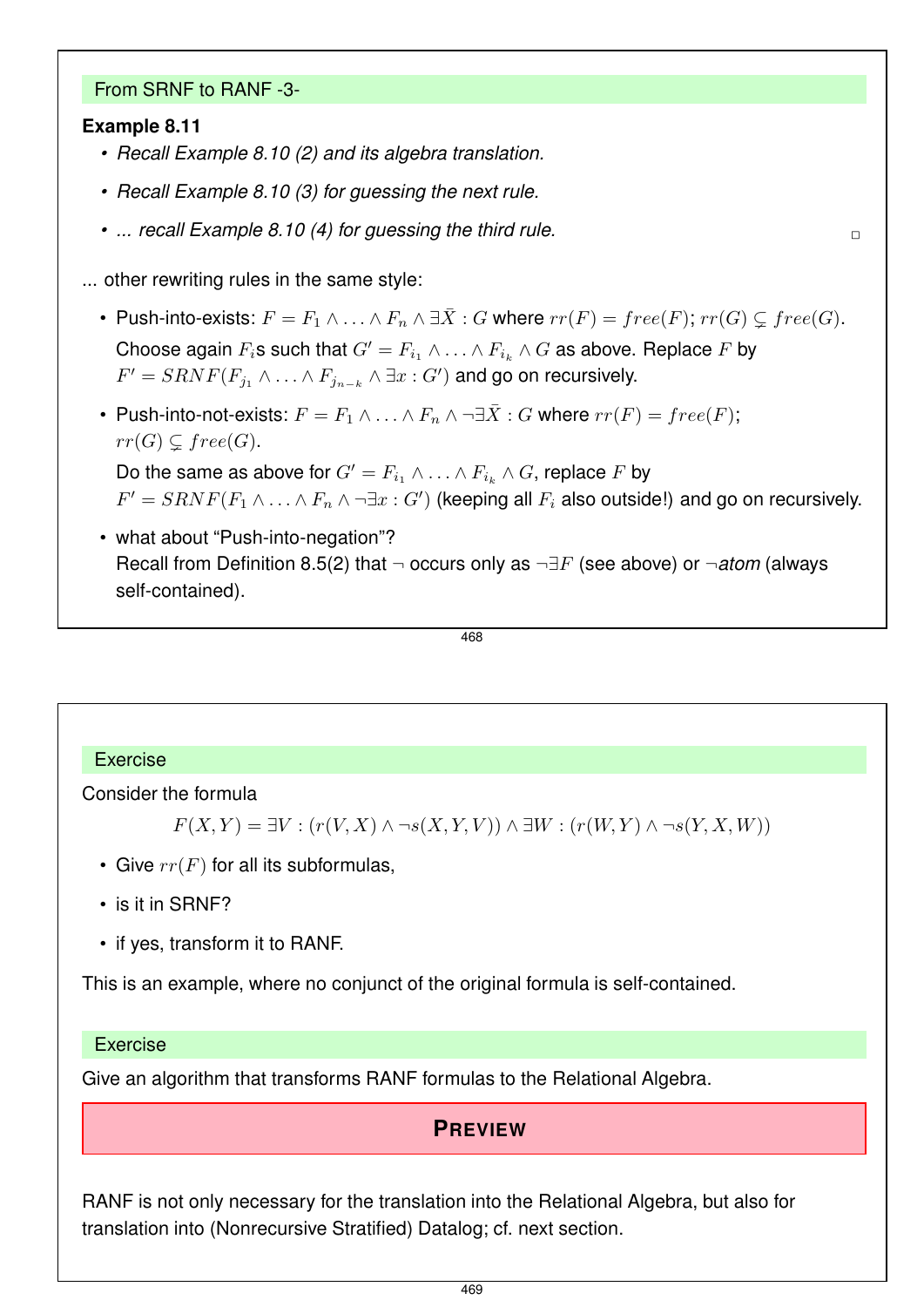## From SRNF to RANF -3-

**Example 8.11**

- *Recall Example 8.10 (2) and its algebra translation.*
- *Recall Example 8.10 (3) for guessing the next rule.*
- *... recall Example 8.10 (4) for guessing the third rule.* □

... other rewriting rules in the same style:

- Push-into-exists: $F = F_1 \wedge \ldots \wedge F_n \wedge \exists \bar{X} : G$ where $rr(F) = free(F)$; $rr(G) \subsetneq free(G)$.
  Choose again $F_i$s such that $G' = F_{i_1} \wedge \ldots \wedge F_{i_k} \wedge G$ as above. Replace $F$ by $F' = SRNF(F_{j_1} \wedge \ldots \wedge F_{j_{n-k}} \wedge \exists x : G')$ and go on recursively.
- Push-into-not-exists: $F = F_1 \wedge \ldots \wedge F_n \wedge \neg\exists \bar{X} : G$ where $rr(F) = free(F)$; $rr(G) \subsetneq free(G)$.
  Do the same as above for $G' = F_{i_1} \wedge \ldots \wedge F_{i_k} \wedge G$, replace $F$ by $F' = SRNF(F_1 \wedge \ldots \wedge F_n \wedge \neg\exists x : G')$ (keeping all $F_i$ also outside!) and go on recursively.
- what about "Push-into-negation"?
  Recall from Definition 8.5(2) that $\neg$ occurs only as $\neg\exists F$ (see above) or $\neg$*atom* (always self-contained).

## Exercise

Consider the formula

$$F(X,Y) = \exists V : (r(V,X) \wedge \neg s(X,Y,V)) \wedge \exists W : (r(W,Y) \wedge \neg s(Y,X,W))$$

- Give $rr(F)$ for all its subformulas,
- is it in SRNF?
- if yes, transform it to RANF.

This is an example, where no conjunct of the original formula is self-contained.

## Exercise

Give an algorithm that transforms RANF formulas to the Relational Algebra.

**PREVIEW**

RANF is not only necessary for the translation into the Relational Algebra, but also for translation into (Nonrecursive Stratified) Datalog; cf. next section.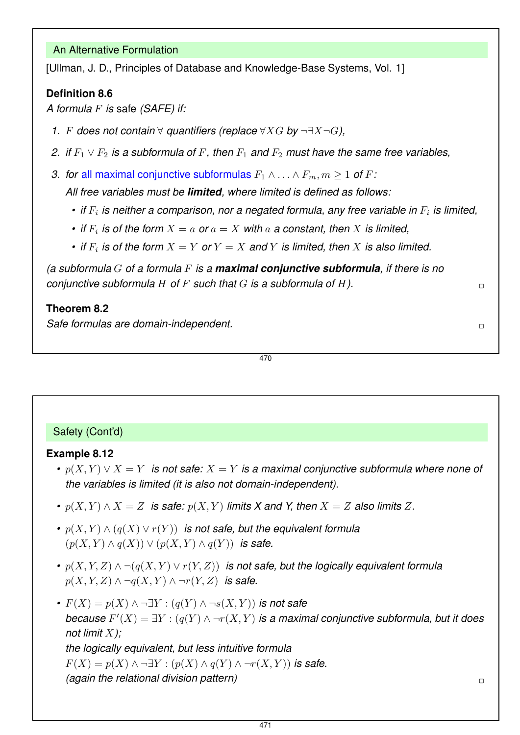## An Alternative Formulation

[Ullman, J. D., Principles of Database and Knowledge-Base Systems, Vol. 1]

**Definition 8.6**

*A formula $F$ is* safe *(SAFE) if:*

1. *$F$ does not contain $\forall$ quantifiers (replace $\forall X G$ by $\neg\exists X \neg G$),*
2. *if $F_1 \vee F_2$ is a subformula of $F$, then $F_1$ and $F_2$ must have the same free variables,*
3. *for all maximal conjunctive subformulas $F_1 \wedge \ldots \wedge F_m, m \geq 1$ of $F$:*
   *All free variables must be* ***limited****, where limited is defined as follows:*
   - *if $F_i$ is neither a comparison, nor a negated formula, any free variable in $F_i$ is limited,*
   - *if $F_i$ is of the form $X = a$ or $a = X$ with $a$ a constant, then $X$ is limited,*
   - *if $F_i$ is of the form $X = Y$ or $Y = X$ and $Y$ is limited, then $X$ is also limited.*

*(a subformula $G$ of a formula $F$ is a* ***maximal conjunctive subformula****, if there is no conjunctive subformula $H$ of $F$ such that $G$ is a subformula of $H$).* □

**Theorem 8.2**

*Safe formulas are domain-independent.* □

## Safety (Cont'd)

**Example 8.12**

- *$p(X, Y) \vee X = Y$ is not safe: $X = Y$ is a maximal conjunctive subformula where none of the variables is limited (it is also not domain-independent).*
- *$p(X, Y) \wedge X = Z$ is safe: $p(X, Y)$ limits X and Y, then $X = Z$ also limits $Z$.*
- *$p(X, Y) \wedge (q(X) \vee r(Y))$ is not safe, but the equivalent formula $(p(X, Y) \wedge q(X)) \vee (p(X, Y) \wedge q(Y))$ is safe.*
- *$p(X, Y, Z) \wedge \neg(q(X, Y) \vee r(Y, Z))$ is not safe, but the logically equivalent formula $p(X, Y, Z) \wedge \neg q(X, Y) \wedge \neg r(Y, Z)$ is safe.*
- *$F(X) = p(X) \wedge \neg\exists Y : (q(Y) \wedge \neg s(X, Y))$ is not safe because $F'(X) = \exists Y : (q(Y) \wedge \neg r(X, Y)$ is a maximal conjunctive subformula, but it does not limit $X$);*
  *the logically equivalent, but less intuitive formula*
  *$F(X) = p(X) \wedge \neg\exists Y : (p(X) \wedge q(Y) \wedge \neg r(X, Y))$ is safe.*
  *(again the relational division pattern)* □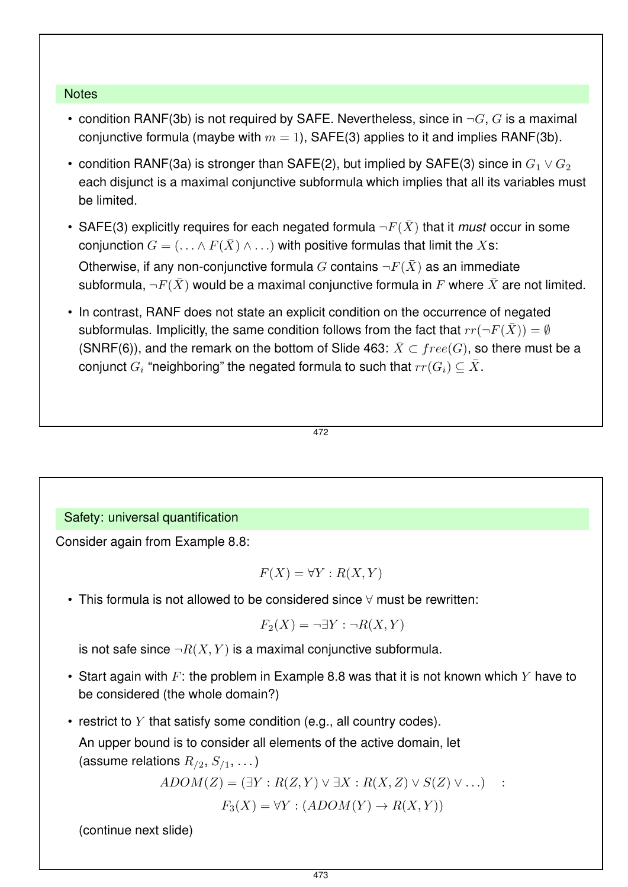## Notes

- condition RANF(3b) is not required by SAFE. Nevertheless, since in $\neg G$, $G$ is a maximal conjunctive formula (maybe with $m = 1$), SAFE(3) applies to it and implies RANF(3b).
- condition RANF(3a) is stronger than SAFE(2), but implied by SAFE(3) since in $G_1 \vee G_2$ each disjunct is a maximal conjunctive subformula which implies that all its variables must be limited.
- SAFE(3) explicitly requires for each negated formula $\neg F(\bar{X})$ that it *must* occur in some conjunction $G = (\ldots \wedge F(\bar{X}) \wedge \ldots)$ with positive formulas that limit the $X$s:

  Otherwise, if any non-conjunctive formula $G$ contains $\neg F(\bar{X})$ as an immediate subformula, $\neg F(\bar{X})$ would be a maximal conjunctive formula in $F$ where $\bar{X}$ are not limited.
- In contrast, RANF does not state an explicit condition on the occurrence of negated subformulas. Implicitly, the same condition follows from the fact that $rr(\neg F(\bar{X})) = \emptyset$ (SNRF(6)), and the remark on the bottom of Slide 463: $\bar{X} \subset free(G)$, so there must be a conjunct $G_i$ "neighboring" the negated formula to such that $rr(G_i) \subseteq \bar{X}$.

## Safety: universal quantification

Consider again from Example 8.8:

$$F(X) = \forall Y : R(X, Y)$$

- This formula is not allowed to be considered since $\forall$ must be rewritten:

  $$F_2(X) = \neg\exists Y : \neg R(X, Y)$$

  is not safe since $\neg R(X, Y)$ is a maximal conjunctive subformula.
- Start again with $F$: the problem in Example 8.8 was that it is not known which $Y$ have to be considered (the whole domain?)
- restrict to $Y$ that satisfy some condition (e.g., all country codes).

  An upper bound is to consider all elements of the active domain, let (assume relations $R_{/2}$, $S_{/1}$, $\ldots$)

  $$ADOM(Z) = (\exists Y : R(Z, Y) \vee \exists X : R(X, Z) \vee S(Z) \vee \ldots) \quad :$$

  $$F_3(X) = \forall Y : (ADOM(Y) \rightarrow R(X, Y))$$

  (continue next slide)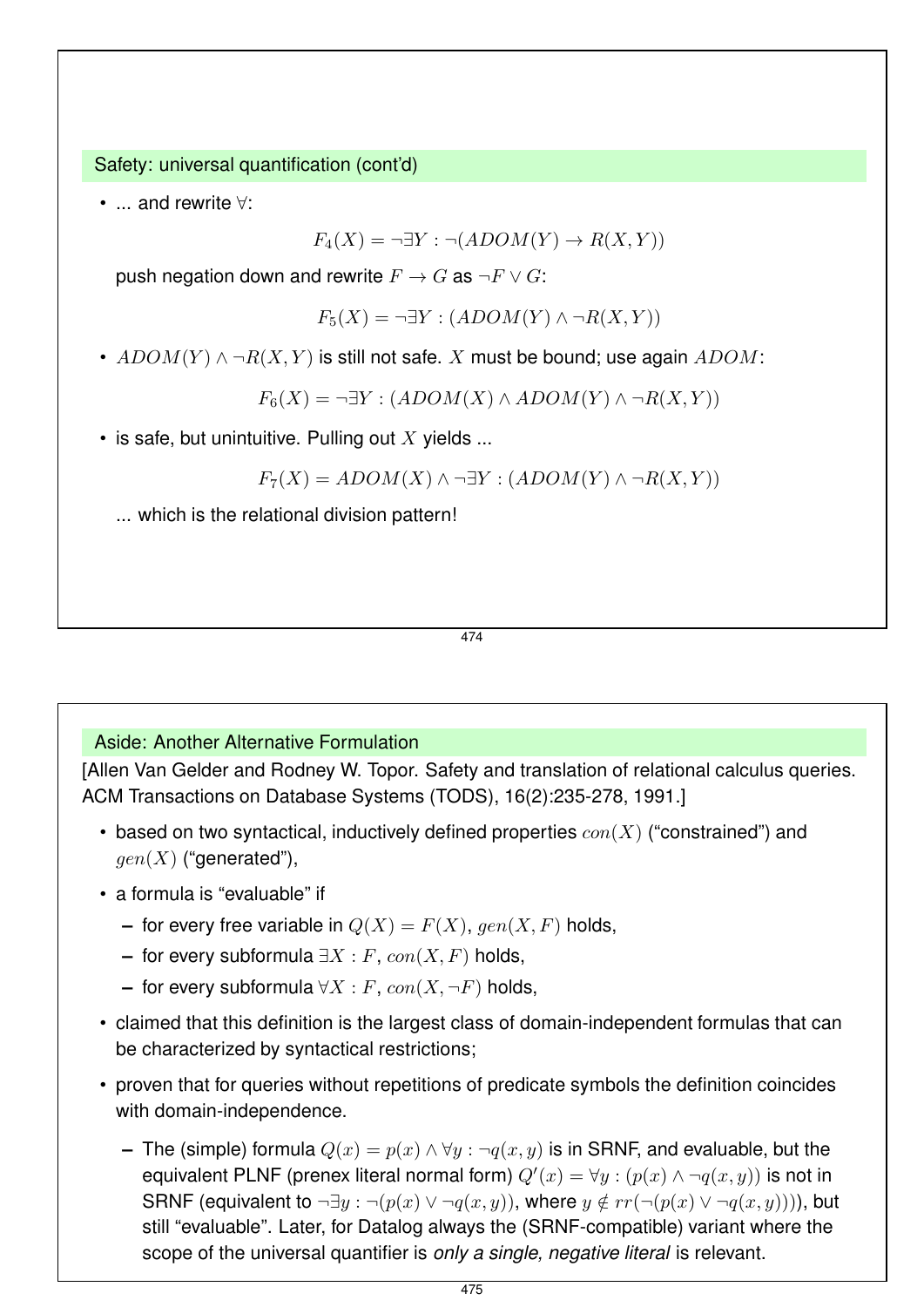## Safety: universal quantification (cont'd)

- ... and rewrite $\forall$:

$$F_4(X) = \neg\exists Y : \neg(ADOM(Y) \rightarrow R(X,Y))$$

push negation down and rewrite $F \rightarrow G$ as $\neg F \vee G$:

$$F_5(X) = \neg\exists Y : (ADOM(Y) \wedge \neg R(X,Y))$$

- $ADOM(Y) \wedge \neg R(X,Y)$ is still not safe. $X$ must be bound; use again $ADOM$:

$$F_6(X) = \neg\exists Y : (ADOM(X) \wedge ADOM(Y) \wedge \neg R(X,Y))$$

- is safe, but unintuitive. Pulling out $X$ yields ...

$$F_7(X) = ADOM(X) \wedge \neg\exists Y : (ADOM(Y) \wedge \neg R(X,Y))$$

... which is the relational division pattern!

## Aside: Another Alternative Formulation

[Allen Van Gelder and Rodney W. Topor. Safety and translation of relational calculus queries. ACM Transactions on Database Systems (TODS), 16(2):235-278, 1991.]

- based on two syntactical, inductively defined properties $con(X)$ ("constrained") and $gen(X)$ ("generated"),
- a formula is "evaluable" if
  - for every free variable in $Q(X) = F(X)$, $gen(X, F)$ holds,
  - for every subformula $\exists X : F$, $con(X, F)$ holds,
  - for every subformula $\forall X : F$, $con(X, \neg F)$ holds,
- claimed that this definition is the largest class of domain-independent formulas that can be characterized by syntactical restrictions;
- proven that for queries without repetitions of predicate symbols the definition coincides with domain-independence.
  - The (simple) formula $Q(x) = p(x) \wedge \forall y : \neg q(x,y)$ is in SRNF, and evaluable, but the equivalent PLNF (prenex literal normal form) $Q'(x) = \forall y : (p(x) \wedge \neg q(x,y))$ is not in SRNF (equivalent to $\neg\exists y : \neg(p(x) \vee \neg q(x,y))$, where $y \notin rr(\neg(p(x) \vee \neg q(x,y)))$), but still "evaluable". Later, for Datalog always the (SRNF-compatible) variant where the scope of the universal quantifier is *only a single, negative literal* is relevant.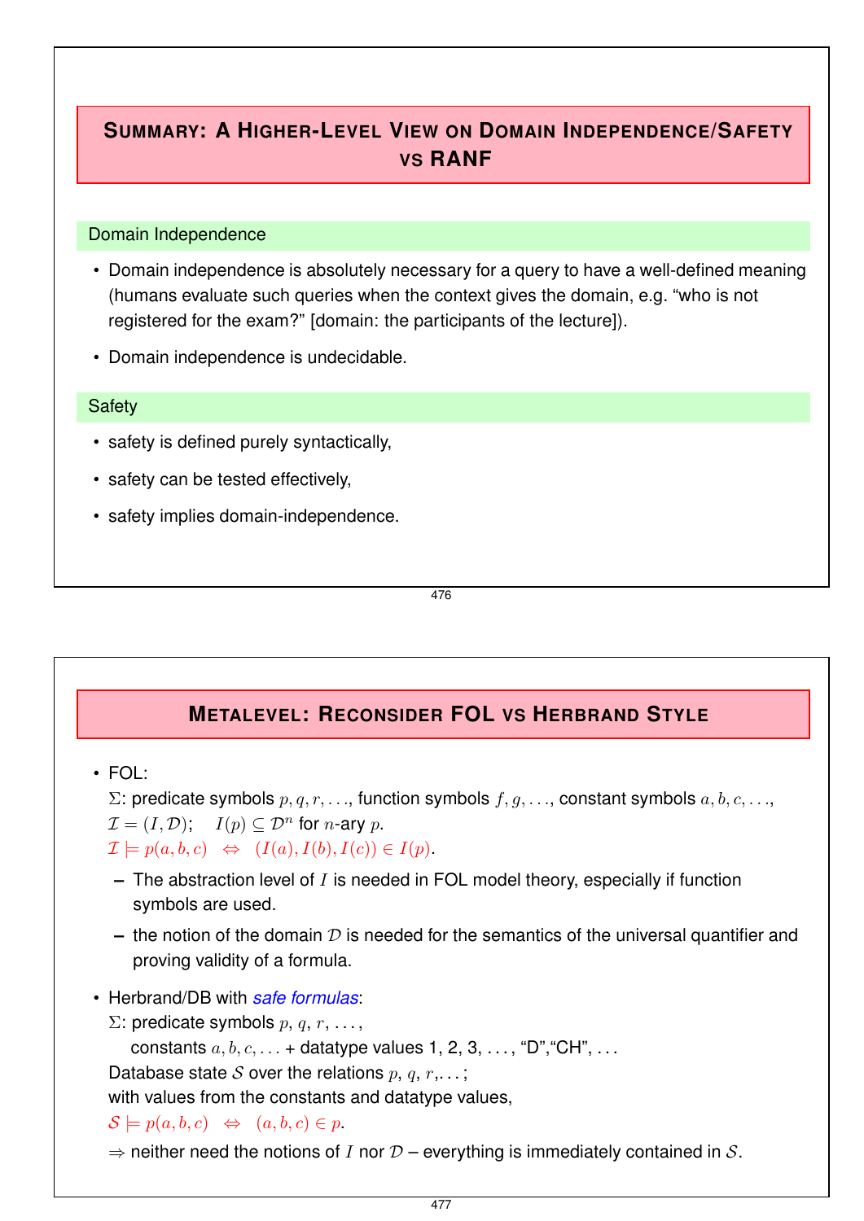## Summary: A Higher-Level View on Domain Independence/Safety vs RANF

### Domain Independence

- Domain independence is absolutely necessary for a query to have a well-defined meaning (humans evaluate such queries when the context gives the domain, e.g. "who is not registered for the exam?" [domain: the participants of the lecture]).
- Domain independence is undecidable.

### Safety

- safety is defined purely syntactically,
- safety can be tested effectively,
- safety implies domain-independence.

## Metalevel: Reconsider FOL vs Herbrand Style

- FOL:
  $\Sigma$: predicate symbols $p, q, r, \ldots$, function symbols $f, g, \ldots$, constant symbols $a, b, c, \ldots$,
  $\mathcal{I} = (I, \mathcal{D})$; $\quad I(p) \subseteq \mathcal{D}^n$ for $n$-ary $p$.
  $\mathcal{I} \models p(a, b, c) \quad \Leftrightarrow \quad (I(a), I(b), I(c)) \in I(p)$.
  - The abstraction level of $I$ is needed in FOL model theory, especially if function symbols are used.
  - the notion of the domain $\mathcal{D}$ is needed for the semantics of the universal quantifier and proving validity of a formula.
- Herbrand/DB with *safe formulas*:
  $\Sigma$: predicate symbols $p$, $q$, $r$, ...,
  constants $a, b, c, \ldots$ + datatype values 1, 2, 3, ..., "D","CH", ...
  Database state $\mathcal{S}$ over the relations $p$, $q$, $r$,...;
  with values from the constants and datatype values,
  $\mathcal{S} \models p(a, b, c) \quad \Leftrightarrow \quad (a, b, c) \in p$.
  $\Rightarrow$ neither need the notions of $I$ nor $\mathcal{D}$ – everything is immediately contained in $\mathcal{S}$.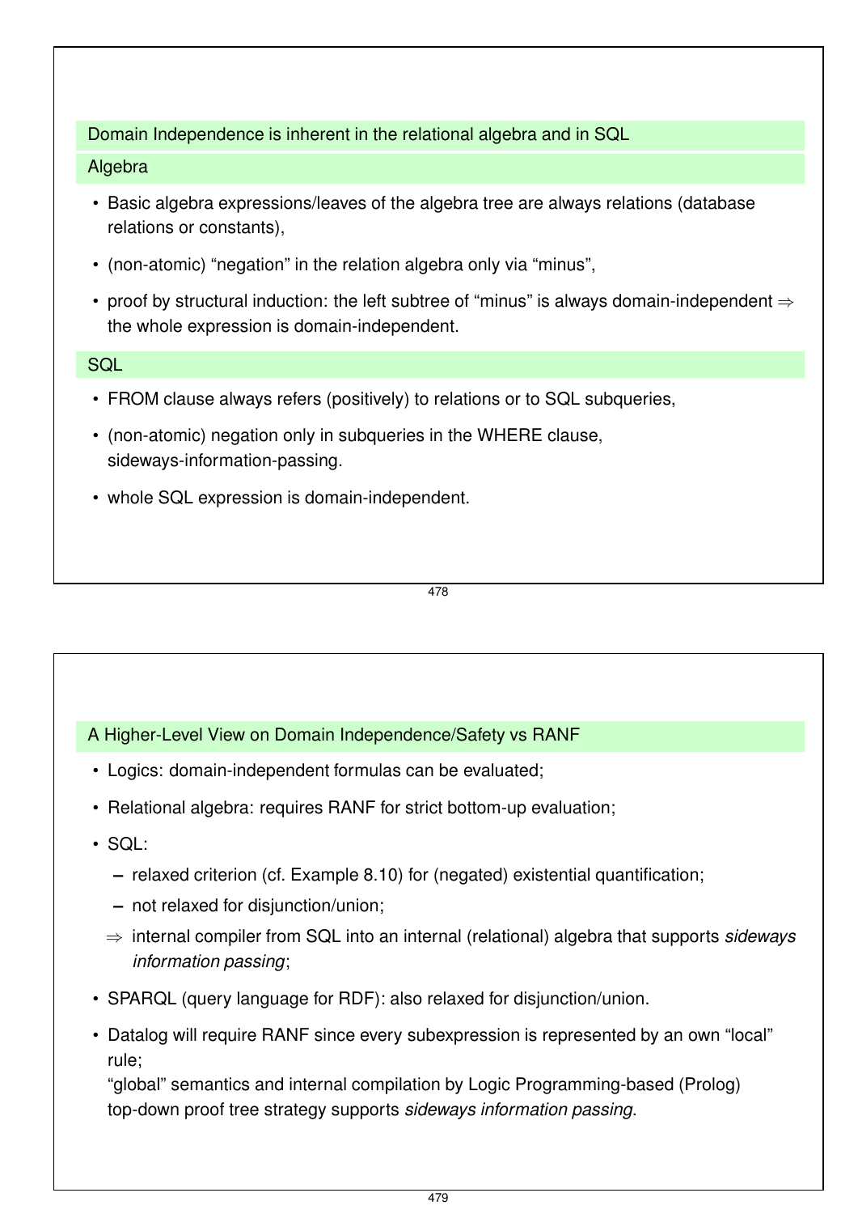## Domain Independence is inherent in the relational algebra and in SQL

### Algebra

- Basic algebra expressions/leaves of the algebra tree are always relations (database relations or constants),
- (non-atomic) “negation” in the relation algebra only via “minus”,
- proof by structural induction: the left subtree of “minus” is always domain-independent ⇒ the whole expression is domain-independent.

### SQL

- FROM clause always refers (positively) to relations or to SQL subqueries,
- (non-atomic) negation only in subqueries in the WHERE clause, sideways-information-passing.
- whole SQL expression is domain-independent.

## A Higher-Level View on Domain Independence/Safety vs RANF

- Logics: domain-independent formulas can be evaluated;
- Relational algebra: requires RANF for strict bottom-up evaluation;
- SQL:
  - relaxed criterion (cf. Example 8.10) for (negated) existential quantification;
  - not relaxed for disjunction/union;
  - ⇒ internal compiler from SQL into an internal (relational) algebra that supports *sideways information passing*;
- SPARQL (query language for RDF): also relaxed for disjunction/union.
- Datalog will require RANF since every subexpression is represented by an own “local” rule;
  “global” semantics and internal compilation by Logic Programming-based (Prolog) top-down proof tree strategy supports *sideways information passing*.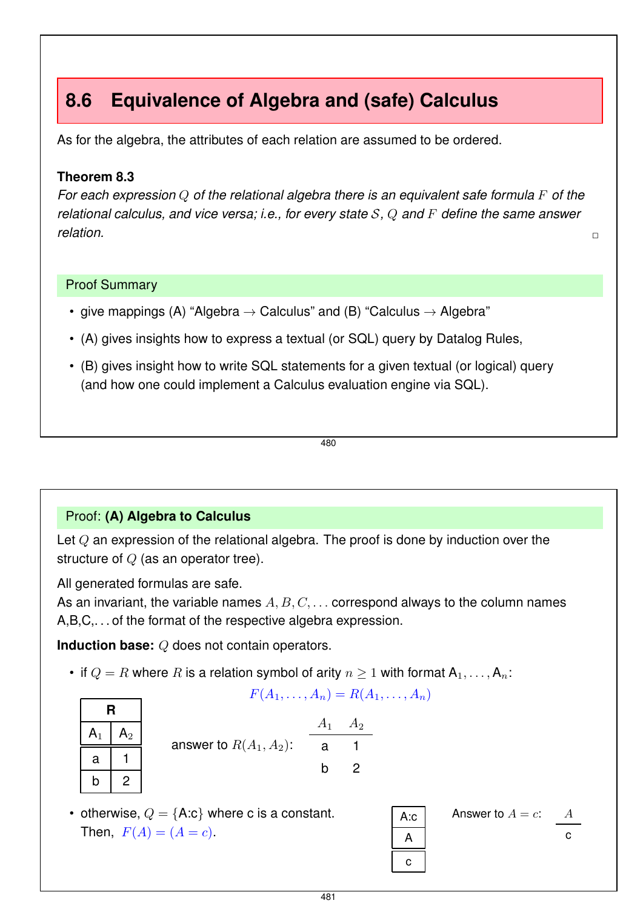## 8.6 Equivalence of Algebra and (safe) Calculus

As for the algebra, the attributes of each relation are assumed to be ordered.

**Theorem 8.3**

*For each expression $Q$ of the relational algebra there is an equivalent safe formula $F$ of the relational calculus, and vice versa; i.e., for every state $\mathcal{S}$, $Q$ and $F$ define the same answer relation.* □

**Proof Summary**

- give mappings (A) "Algebra → Calculus" and (B) "Calculus → Algebra"
- (A) gives insights how to express a textual (or SQL) query by Datalog Rules,
- (B) gives insight how to write SQL statements for a given textual (or logical) query (and how one could implement a Calculus evaluation engine via SQL).

---

**Proof: (A) Algebra to Calculus**

Let $Q$ an expression of the relational algebra. The proof is done by induction over the structure of $Q$ (as an operator tree).

All generated formulas are safe.
As an invariant, the variable names $A, B, C, \ldots$ correspond always to the column names A,B,C,… of the format of the respective algebra expression.

**Induction base:** $Q$ does not contain operators.

- if $Q = R$ where $R$ is a relation symbol of arity $n \geq 1$ with format $A_1, \ldots, A_n$:

$$F(A_1, \ldots, A_n) = R(A_1, \ldots, A_n)$$

| R | |
|---|---|
| $A_1$ | $A_2$ |
| a | 1 |
| b | 2 |

answer to $R(A_1, A_2)$:

| $A_1$ | $A_2$ |
|---|---|
| a | 1 |
| b | 2 |

- otherwise, $Q = \{$A:c$\}$ where c is a constant.
  Then, $F(A) = (A = c)$.

| A:c |
|---|
| A |
| c |

Answer to $A = c$:

| $A$ |
|---|
| c |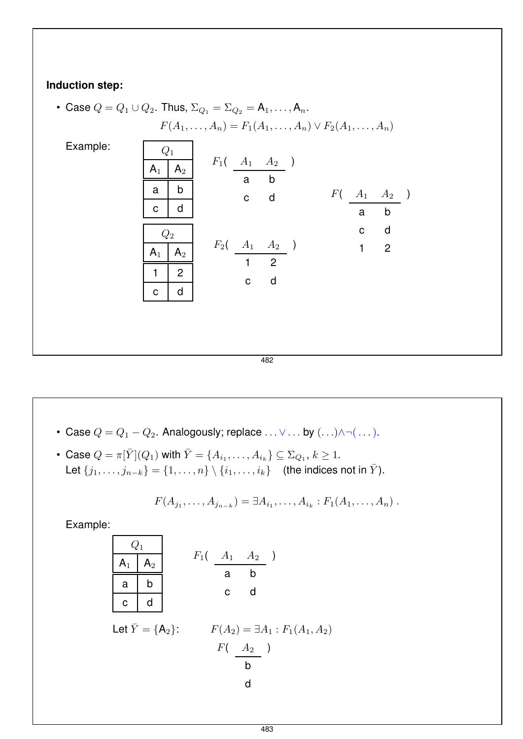**Induction step:**

- Case $Q = Q_1 \cup Q_2$. Thus, $\Sigma_{Q_1} = \Sigma_{Q_2} = \mathsf{A}_1, \ldots, \mathsf{A}_n$.

$$F(A_1, \ldots, A_n) = F_1(A_1, \ldots, A_n) \vee F_2(A_1, \ldots, A_n)$$

Example:

| $Q_1$ | |
|---|---|
| $\mathsf{A}_1$ | $\mathsf{A}_2$ |
| a | b |
| c | d |

| $Q_2$ | |
|---|---|
| $\mathsf{A}_1$ | $\mathsf{A}_2$ |
| 1 | 2 |
| c | d |

$F_1($

| $A_1$ | $A_2$ |
|---|---|
| a | b |
| c | d |

$)$

$F_2($

| $A_1$ | $A_2$ |
|---|---|
| 1 | 2 |
| c | d |

$)$

$F($

| $A_1$ | $A_2$ |
|---|---|
| a | b |
| c | d |
| 1 | 2 |

$)$

- Case $Q = Q_1 - Q_2$. Analogously; replace $\ldots \vee \ldots$ by $(\ldots) \wedge \neg(\ldots)$.
- Case $Q = \pi[\bar{Y}](Q_1)$ with $\bar{Y} = \{A_{i_1}, \ldots, A_{i_k}\} \subseteq \Sigma_{Q_1}$, $k \geq 1$.
  Let $\{j_1, \ldots, j_{n-k}\} = \{1, \ldots, n\} \setminus \{i_1, \ldots, i_k\}$ (the indices not in $\bar{Y}$).

$$F(A_{j_1}, \ldots, A_{j_{n-k}}) = \exists A_{i_1}, \ldots, A_{i_k} : F_1(A_1, \ldots, A_n)\ .$$

Example:

| $Q_1$ | |
|---|---|
| $\mathsf{A}_1$ | $\mathsf{A}_2$ |
| a | b |
| c | d |

$F_1($

| $A_1$ | $A_2$ |
|---|---|
| a | b |
| c | d |

$)$

Let $\bar{Y} = \{\mathsf{A}_2\}$: $F(A_2) = \exists A_1 : F_1(A_1, A_2)$

$F($

| $A_2$ |
|---|
| b |
| d |

$)$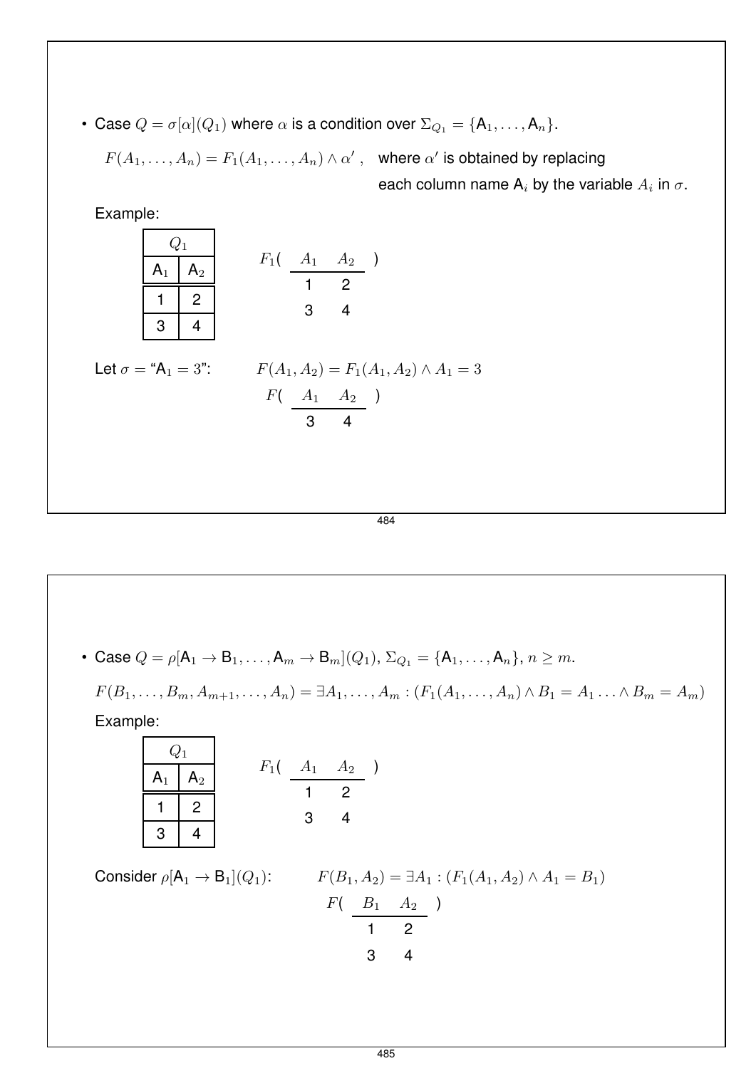- Case $Q = \sigma[\alpha](Q_1)$ where $\alpha$ is a condition over $\Sigma_{Q_1} = \{\mathsf{A}_1, \ldots, \mathsf{A}_n\}$.

  $F(A_1, \ldots, A_n) = F_1(A_1, \ldots, A_n) \wedge \alpha'$ , where $\alpha'$ is obtained by replacing each column name $\mathsf{A}_i$ by the variable $A_i$ in $\sigma$.

  Example:

| $Q_1$ | |
|---|---|
| $\mathsf{A}_1$ | $\mathsf{A}_2$ |
| 1 | 2 |
| 3 | 4 |

$F_1($ $A_1$ $A_2$ $)$

| $A_1$ | $A_2$ |
|---|---|
| 1 | 2 |
| 3 | 4 |

  Let $\sigma =$ "$\mathsf{A}_1 = 3$": $F(A_1, A_2) = F_1(A_1, A_2) \wedge A_1 = 3$

$F($ $A_1$ $A_2$ $)$

| $A_1$ | $A_2$ |
|---|---|
| 3 | 4 |

- Case $Q = \rho[\mathsf{A}_1 \to \mathsf{B}_1, \ldots, \mathsf{A}_m \to \mathsf{B}_m](Q_1)$, $\Sigma_{Q_1} = \{\mathsf{A}_1, \ldots, \mathsf{A}_n\}$, $n \geq m$.

  $F(B_1, \ldots, B_m, A_{m+1}, \ldots, A_n) = \exists A_1, \ldots, A_m : (F_1(A_1, \ldots, A_n) \wedge B_1 = A_1 \ldots \wedge B_m = A_m)$

  Example:

| $Q_1$ | |
|---|---|
| $\mathsf{A}_1$ | $\mathsf{A}_2$ |
| 1 | 2 |
| 3 | 4 |

$F_1($ $A_1$ $A_2$ $)$

| $A_1$ | $A_2$ |
|---|---|
| 1 | 2 |
| 3 | 4 |

  Consider $\rho[\mathsf{A}_1 \to \mathsf{B}_1](Q_1)$: $F(B_1, A_2) = \exists A_1 : (F_1(A_1, A_2) \wedge A_1 = B_1)$

$F($ $B_1$ $A_2$ $)$

| $B_1$ | $A_2$ |
|---|---|
| 1 | 2 |
| 3 | 4 |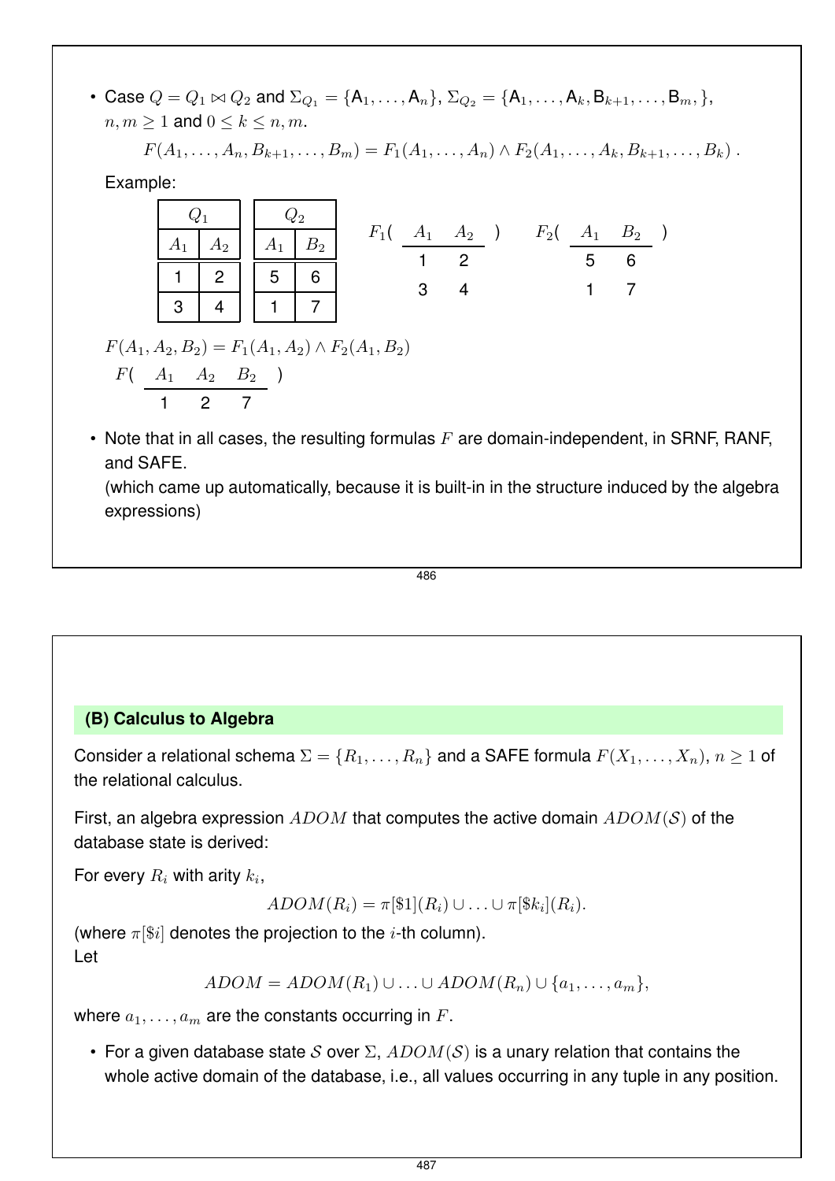- Case $Q = Q_1 \bowtie Q_2$ and $\Sigma_{Q_1} = \{\mathsf{A}_1, \ldots, \mathsf{A}_n\}$, $\Sigma_{Q_2} = \{\mathsf{A}_1, \ldots, \mathsf{A}_k, \mathsf{B}_{k+1}, \ldots, \mathsf{B}_m, \}$, $n, m \geq 1$ and $0 \leq k \leq n, m$.

  $$F(A_1, \ldots, A_n, B_{k+1}, \ldots, B_m) = F_1(A_1, \ldots, A_n) \wedge F_2(A_1, \ldots, A_k, B_{k+1}, \ldots, B_k) .$$

  Example:

| $Q_1$ | |
|---|---|
| $A_1$ | $A_2$ |
| 1 | 2 |
| 3 | 4 |

| $Q_2$ | |
|---|---|
| $A_1$ | $B_2$ |
| 5 | 6 |
| 1 | 7 |

$F_1($

| $A_1$ | $A_2$ |
|---|---|
| 1 | 2 |
| 3 | 4 |

$)$

$F_2($

| $A_1$ | $B_2$ |
|---|---|
| 5 | 6 |
| 1 | 7 |

$)$

  $F(A_1, A_2, B_2) = F_1(A_1, A_2) \wedge F_2(A_1, B_2)$

  $F($

| $A_1$ | $A_2$ | $B_2$ |
|---|---|---|
| 1 | 2 | 7 |

  $)$

- Note that in all cases, the resulting formulas $F$ are domain-independent, in SRNF, RANF, and SAFE.
  (which came up automatically, because it is built-in in the structure induced by the algebra expressions)

## (B) Calculus to Algebra

Consider a relational schema $\Sigma = \{R_1, \ldots, R_n\}$ and a SAFE formula $F(X_1, \ldots, X_n)$, $n \geq 1$ of the relational calculus.

First, an algebra expression $ADOM$ that computes the active domain $ADOM(\mathcal{S})$ of the database state is derived:

For every $R_i$ with arity $k_i$,

$$ADOM(R_i) = \pi[\$1](R_i) \cup \ldots \cup \pi[\$k_i](R_i).$$

(where $\pi[\$i]$ denotes the projection to the $i$-th column).
Let

$$ADOM = ADOM(R_1) \cup \ldots \cup ADOM(R_n) \cup \{a_1, \ldots, a_m\},$$

where $a_1, \ldots, a_m$ are the constants occurring in $F$.

- For a given database state $\mathcal{S}$ over $\Sigma$, $ADOM(\mathcal{S})$ is a unary relation that contains the whole active domain of the database, i.e., all values occurring in any tuple in any position.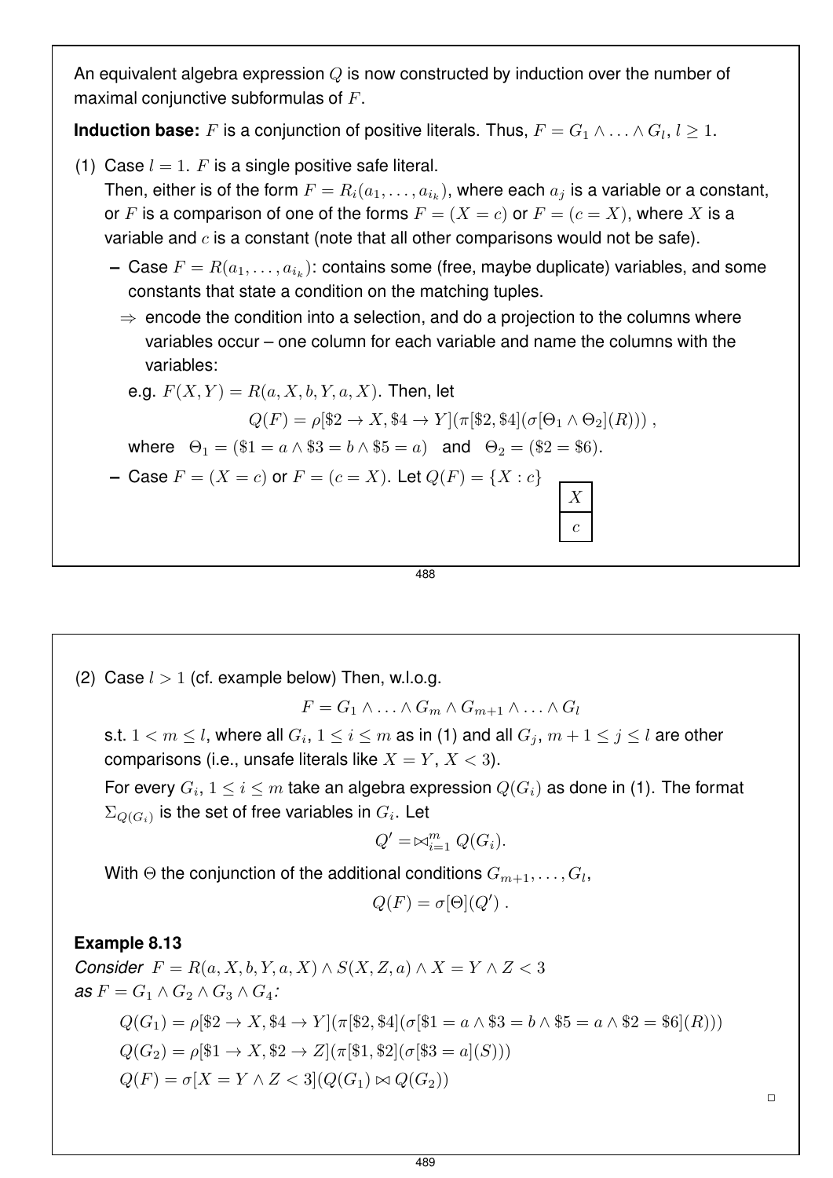An equivalent algebra expression $Q$ is now constructed by induction over the number of maximal conjunctive subformulas of $F$.

**Induction base:** $F$ is a conjunction of positive literals. Thus, $F = G_1 \wedge \ldots \wedge G_l$, $l \geq 1$.

(1) Case $l = 1$. $F$ is a single positive safe literal.
Then, either is of the form $F = R_i(a_1, \ldots, a_{i_k})$, where each $a_j$ is a variable or a constant, or $F$ is a comparison of one of the forms $F = (X = c)$ or $F = (c = X)$, where $X$ is a variable and $c$ is a constant (note that all other comparisons would not be safe).

- Case $F = R(a_1, \ldots, a_{i_k})$: contains some (free, maybe duplicate) variables, and some constants that state a condition on the matching tuples.
  - $\Rightarrow$ encode the condition into a selection, and do a projection to the columns where variables occur – one column for each variable and name the columns with the variables:

  e.g. $F(X,Y) = R(a, X, b, Y, a, X)$. Then, let

  $$Q(F) = \rho[\$2 \rightarrow X, \$4 \rightarrow Y](\pi[\$2, \$4](\sigma[\Theta_1 \wedge \Theta_2](R))) ,$$

  where $\Theta_1 = (\$1 = a \wedge \$3 = b \wedge \$5 = a)$ and $\Theta_2 = (\$2 = \$6)$.

- Case $F = (X = c)$ or $F = (c = X)$. Let $Q(F) = \{X : c\}$

| $X$ |
| --- |
| $c$ |

(2) Case $l > 1$ (cf. example below) Then, w.l.o.g.

$$F = G_1 \wedge \ldots \wedge G_m \wedge G_{m+1} \wedge \ldots \wedge G_l$$

s.t. $1 < m \leq l$, where all $G_i$, $1 \leq i \leq m$ as in (1) and all $G_j$, $m+1 \leq j \leq l$ are other comparisons (i.e., unsafe literals like $X = Y$, $X < 3$).

For every $G_i$, $1 \leq i \leq m$ take an algebra expression $Q(G_i)$ as done in (1). The format $\Sigma_{Q(G_i)}$ is the set of free variables in $G_i$. Let

$$Q' = \bowtie_{i=1}^{m} Q(G_i).$$

With $\Theta$ the conjunction of the additional conditions $G_{m+1}, \ldots, G_l$,

$$Q(F) = \sigma[\Theta](Q') .$$

**Example 8.13**

*Consider* $F = R(a, X, b, Y, a, X) \wedge S(X, Z, a) \wedge X = Y \wedge Z < 3$
*as* $F = G_1 \wedge G_2 \wedge G_3 \wedge G_4$*:*

$$Q(G_1) = \rho[\$2 \rightarrow X, \$4 \rightarrow Y](\pi[\$2, \$4](\sigma[\$1 = a \wedge \$3 = b \wedge \$5 = a \wedge \$2 = \$6](R)))$$

$$Q(G_2) = \rho[\$1 \rightarrow X, \$2 \rightarrow Z](\pi[\$1, \$2](\sigma[\$3 = a](S)))$$

$$Q(F) = \sigma[X = Y \wedge Z < 3](Q(G_1) \bowtie Q(G_2))$$

□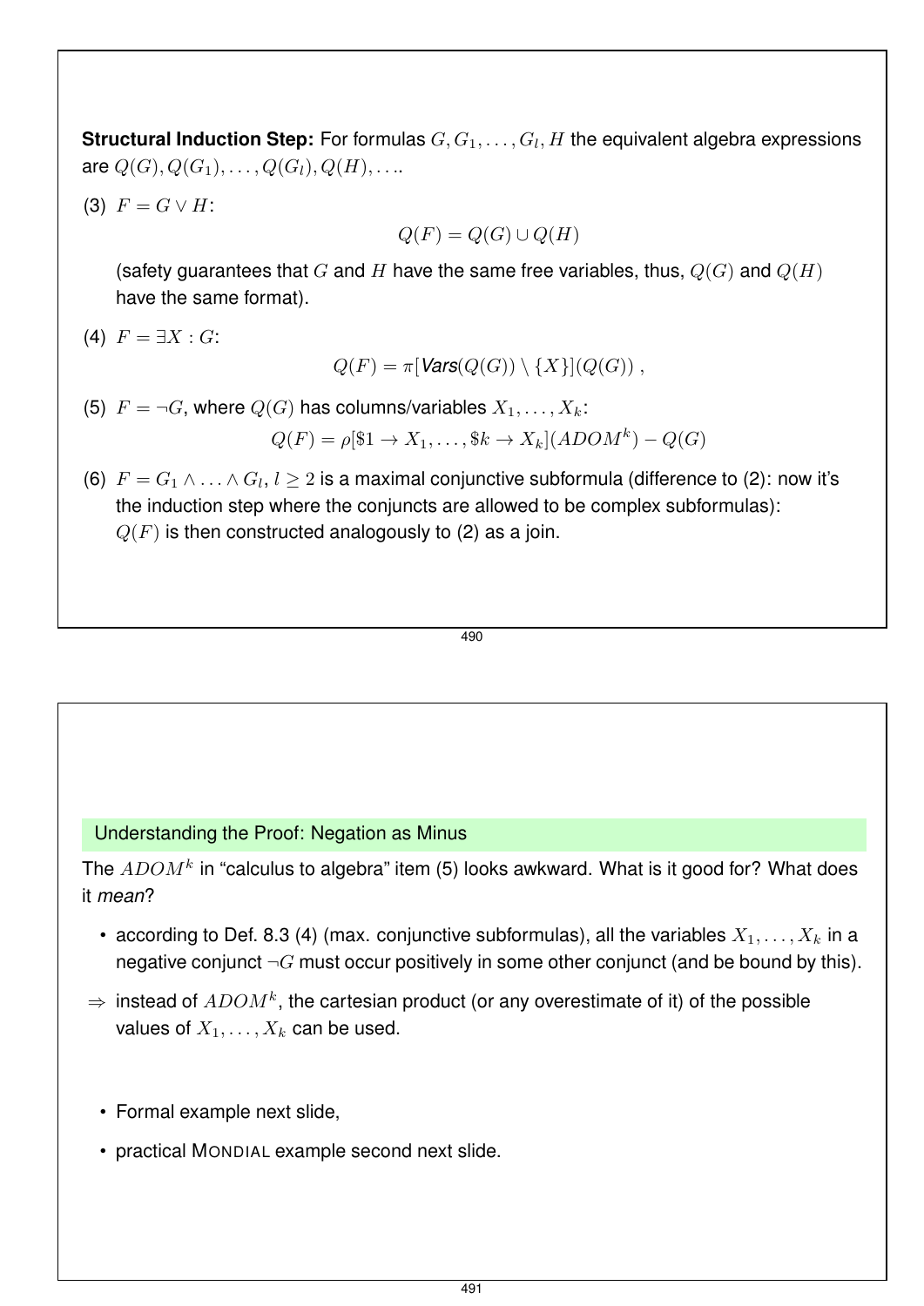**Structural Induction Step:** For formulas $G, G_1, \ldots, G_l, H$ the equivalent algebra expressions are $Q(G), Q(G_1), \ldots, Q(G_l), Q(H), \ldots$.

(3) $F = G \vee H$:

$$Q(F) = Q(G) \cup Q(H)$$

(safety guarantees that $G$ and $H$ have the same free variables, thus, $Q(G)$ and $Q(H)$ have the same format).

(4) $F = \exists X : G$:

$$Q(F) = \pi[\mathit{Vars}(Q(G)) \setminus \{X\}](Q(G)) \ ,$$

(5) $F = \neg G$, where $Q(G)$ has columns/variables $X_1, \ldots, X_k$:

$$Q(F) = \rho[\$1 \to X_1, \ldots, \$k \to X_k](ADOM^k) - Q(G)$$

(6) $F = G_1 \wedge \ldots \wedge G_l$, $l \geq 2$ is a maximal conjunctive subformula (difference to (2): now it's the induction step where the conjuncts are allowed to be complex subformulas): $Q(F)$ is then constructed analogously to (2) as a join.

## Understanding the Proof: Negation as Minus

The $ADOM^k$ in "calculus to algebra" item (5) looks awkward. What is it good for? What does it *mean*?

- according to Def. 8.3 (4) (max. conjunctive subformulas), all the variables $X_1, \ldots, X_k$ in a negative conjunct $\neg G$ must occur positively in some other conjunct (and be bound by this).

⇒ instead of $ADOM^k$, the cartesian product (or any overestimate of it) of the possible values of $X_1, \ldots, X_k$ can be used.

- Formal example next slide,
- practical MONDIAL example second next slide.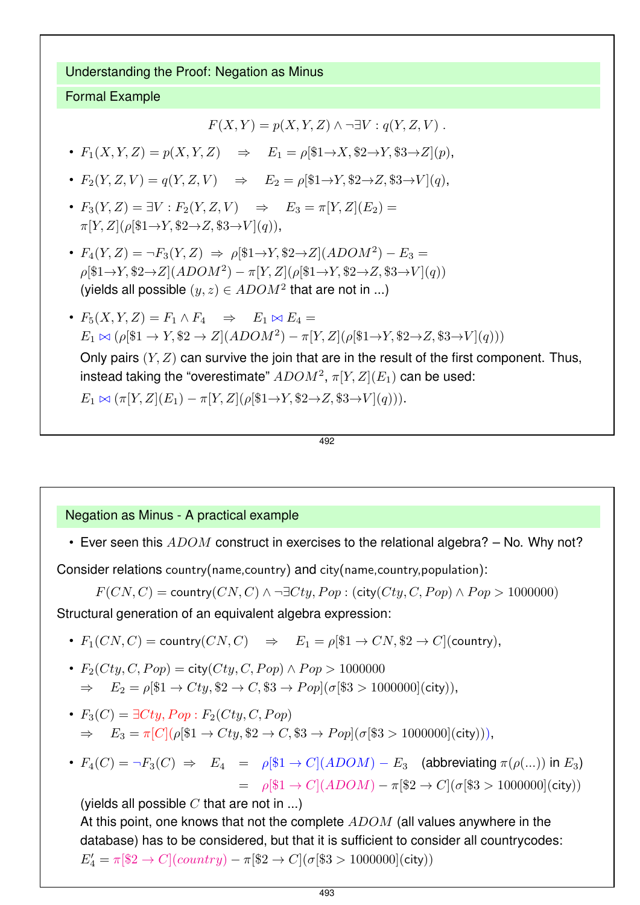## Understanding the Proof: Negation as Minus

### Formal Example

$$F(X,Y) = p(X,Y,Z) \wedge \neg \exists V : q(Y,Z,V) \; .$$

- $F_1(X,Y,Z) = p(X,Y,Z) \quad \Rightarrow \quad E_1 = \rho[\$1 \to X, \$2 \to Y, \$3 \to Z](p)$,
- $F_2(Y,Z,V) = q(Y,Z,V) \quad \Rightarrow \quad E_2 = \rho[\$1 \to Y, \$2 \to Z, \$3 \to V](q)$,
- $F_3(Y,Z) = \exists V : F_2(Y,Z,V) \quad \Rightarrow \quad E_3 = \pi[Y,Z](E_2) =$ $\pi[Y,Z](\rho[\$1 \to Y, \$2 \to Z, \$3 \to V](q))$,
- $F_4(Y,Z) = \neg F_3(Y,Z) \;\Rightarrow\; \rho[\$1 \to Y, \$2 \to Z](ADOM^2) - E_3 =$ $\rho[\$1 \to Y, \$2 \to Z](ADOM^2) - \pi[Y,Z](\rho[\$1 \to Y, \$2 \to Z, \$3 \to V](q))$
  (yields all possible $(y,z) \in ADOM^2$ that are not in ...)
- $F_5(X,Y,Z) = F_1 \wedge F_4 \quad \Rightarrow \quad E_1 \bowtie E_4 =$
  $E_1 \bowtie (\rho[\$1 \to Y, \$2 \to Z](ADOM^2) - \pi[Y,Z](\rho[\$1 \to Y, \$2 \to Z, \$3 \to V](q)))$
  Only pairs $(Y,Z)$ can survive the join that are in the result of the first component. Thus, instead taking the "overestimate" $ADOM^2$, $\pi[Y,Z](E_1)$ can be used:
  $E_1 \bowtie (\pi[Y,Z](E_1) - \pi[Y,Z](\rho[\$1 \to Y, \$2 \to Z, \$3 \to V](q)))$.

## Negation as Minus - A practical example

- Ever seen this $ADOM$ construct in exercises to the relational algebra? – No. Why not?

Consider relations country(name,country) and city(name,country,population):

$$F(CN, C) = \text{country}(CN, C) \wedge \neg \exists Cty, Pop : (\text{city}(Cty, C, Pop) \wedge Pop > 1000000)$$

Structural generation of an equivalent algebra expression:

- $F_1(CN, C) = \text{country}(CN, C) \quad \Rightarrow \quad E_1 = \rho[\$1 \to CN, \$2 \to C](\text{country})$,
- $F_2(Cty, C, Pop) = \text{city}(Cty, C, Pop) \wedge Pop > 1000000$
  $\Rightarrow \quad E_2 = \rho[\$1 \to Cty, \$2 \to C, \$3 \to Pop](\sigma[\$3 > 1000000](\text{city}))$,
- $F_3(C) = \exists Cty, Pop : F_2(Cty, C, Pop)$
  $\Rightarrow \quad E_3 = \pi[C](\rho[\$1 \to Cty, \$2 \to C, \$3 \to Pop](\sigma[\$3 > 1000000](\text{city})))$,
- $F_4(C) = \neg F_3(C) \;\Rightarrow\; E_4 \;=\; \rho[\$1 \to C](ADOM) - E_3$ (abbreviating $\pi(\rho(...))$ in $E_3$)
  $\qquad\qquad\qquad\qquad = \; \rho[\$1 \to C](ADOM) - \pi[\$2 \to C](\sigma[\$3 > 1000000](\text{city}))$
  (yields all possible $C$ that are not in ...)
  At this point, one knows that not the complete $ADOM$ (all values anywhere in the database) has to be considered, but that it is sufficient to consider all countrycodes:
  $E_4' = \pi[\$2 \to C](country) - \pi[\$2 \to C](\sigma[\$3 > 1000000](\text{city}))$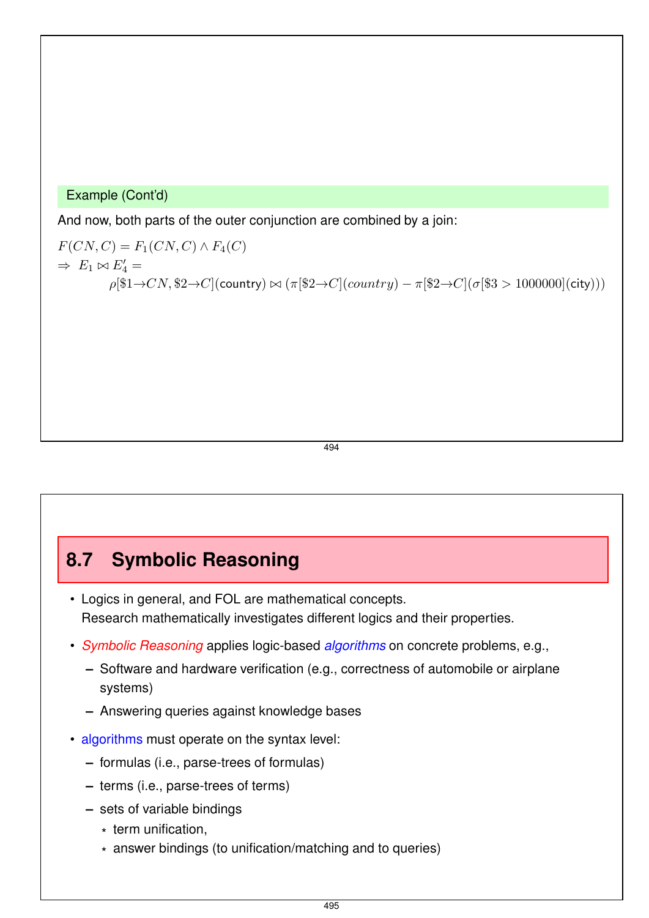**Example (Cont'd)**

And now, both parts of the outer conjunction are combined by a join:

$F(CN, C) = F_1(CN, C) \wedge F_4(C)$

$\Rightarrow\ E_1 \bowtie E_4' =$

$$\rho[\$1{\rightarrow}CN, \$2{\rightarrow}C](\text{country}) \bowtie (\pi[\$2{\rightarrow}C](country) - \pi[\$2{\rightarrow}C](\sigma[\$3 > 1000000](\text{city})))$$

## 8.7 Symbolic Reasoning

- Logics in general, and FOL are mathematical concepts. Research mathematically investigates different logics and their properties.
- *Symbolic Reasoning* applies logic-based *algorithms* on concrete problems, e.g.,
  - Software and hardware verification (e.g., correctness of automobile or airplane systems)
  - Answering queries against knowledge bases
- algorithms must operate on the syntax level:
  - formulas (i.e., parse-trees of formulas)
  - terms (i.e., parse-trees of terms)
  - sets of variable bindings
    - term unification,
    - answer bindings (to unification/matching and to queries)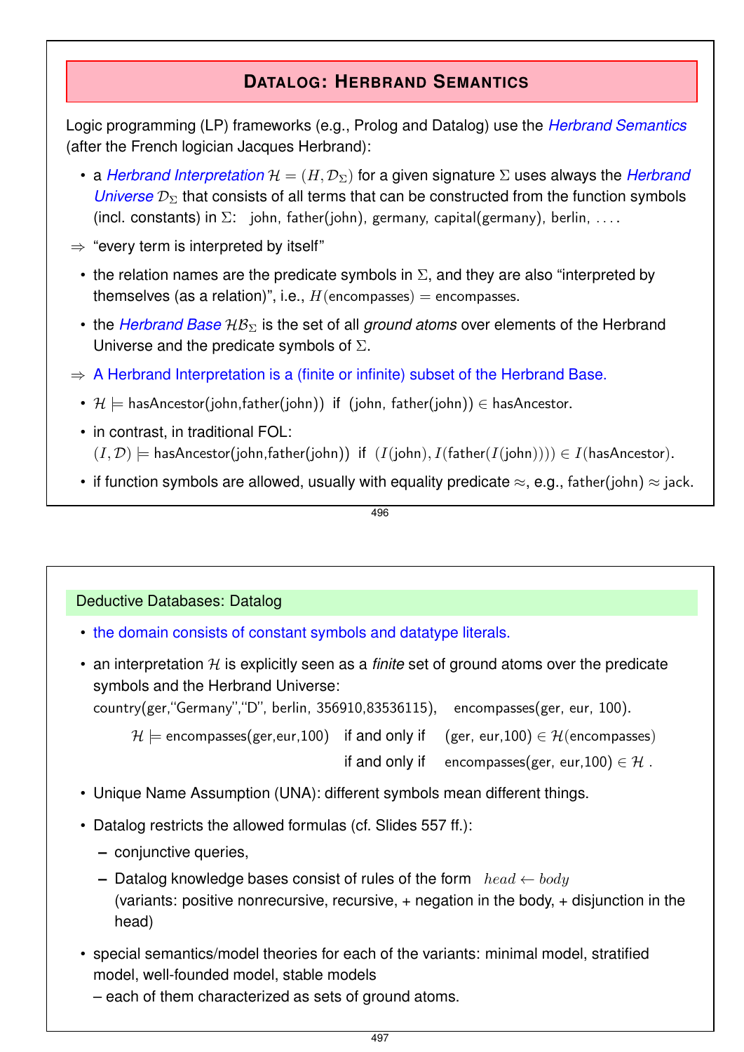## Datalog: Herbrand Semantics

Logic programming (LP) frameworks (e.g., Prolog and Datalog) use the *Herbrand Semantics* (after the French logician Jacques Herbrand):

- a *Herbrand Interpretation* $\mathcal{H} = (H, \mathcal{D}_\Sigma)$ for a given signature $\Sigma$ uses always the *Herbrand Universe* $\mathcal{D}_\Sigma$ that consists of all terms that can be constructed from the function symbols (incl. constants) in $\Sigma$: john, father(john), germany, capital(germany), berlin, ....

⇒ "every term is interpreted by itself"

- the relation names are the predicate symbols in $\Sigma$, and they are also "interpreted by themselves (as a relation)", i.e., $H(\text{encompasses}) = \text{encompasses}$.
- the *Herbrand Base* $\mathcal{HB}_\Sigma$ is the set of all *ground atoms* over elements of the Herbrand Universe and the predicate symbols of $\Sigma$.

⇒ A Herbrand Interpretation is a (finite or infinite) subset of the Herbrand Base.

- $\mathcal{H} \models$ hasAncestor(john,father(john)) if (john, father(john)) $\in$ hasAncestor.
- in contrast, in traditional FOL:
  $(I, \mathcal{D}) \models$ hasAncestor(john,father(john)) if $(I(\text{john}), I(\text{father}(I(\text{john})))) \in I(\text{hasAncestor})$.
- if function symbols are allowed, usually with equality predicate $\approx$, e.g., father(john) $\approx$ jack.

### Deductive Databases: Datalog

- the domain consists of constant symbols and datatype literals.
- an interpretation $\mathcal{H}$ is explicitly seen as a *finite* set of ground atoms over the predicate symbols and the Herbrand Universe:
  country(ger,"Germany","D", berlin, 356910,83536115), encompasses(ger, eur, 100).

  $\mathcal{H} \models$ encompasses(ger,eur,100) if and only if (ger, eur,100) $\in \mathcal{H}$(encompasses)
  if and only if encompasses(ger, eur,100) $\in \mathcal{H}$ .
- Unique Name Assumption (UNA): different symbols mean different things.
- Datalog restricts the allowed formulas (cf. Slides 557 ff.):
  - conjunctive queries,
  - Datalog knowledge bases consist of rules of the form $head \leftarrow body$
    (variants: positive nonrecursive, recursive, + negation in the body, + disjunction in the head)
- special semantics/model theories for each of the variants: minimal model, stratified model, well-founded model, stable models
  – each of them characterized as sets of ground atoms.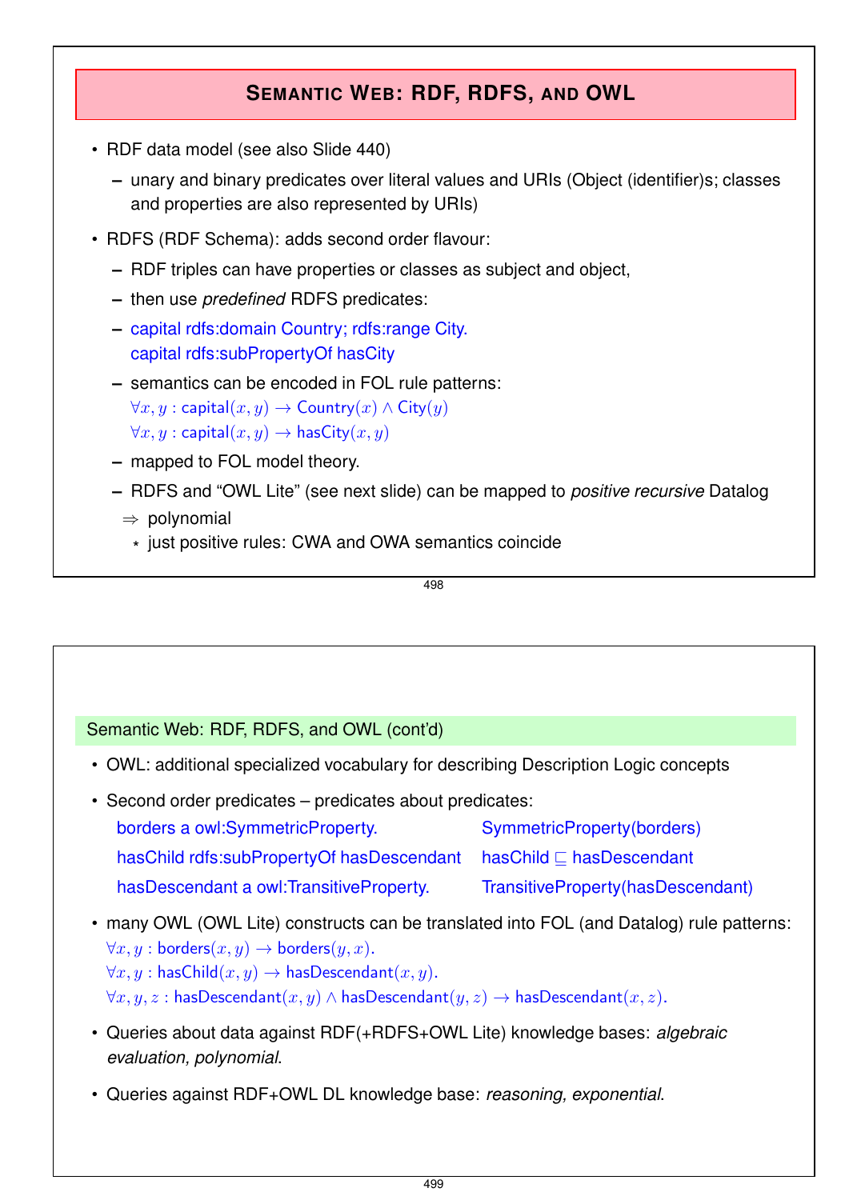# Semantic Web: RDF, RDFS, and OWL

- RDF data model (see also Slide 440)
  - unary and binary predicates over literal values and URIs (Object (identifier)s; classes and properties are also represented by URIs)
- RDFS (RDF Schema): adds second order flavour:
  - RDF triples can have properties or classes as subject and object,
  - then use *predefined* RDFS predicates:
  - capital rdfs:domain Country; rdfs:range City.
    capital rdfs:subPropertyOf hasCity
  - semantics can be encoded in FOL rule patterns:
    $\forall x, y : \mathsf{capital}(x, y) \rightarrow \mathsf{Country}(x) \wedge \mathsf{City}(y)$
    $\forall x, y : \mathsf{capital}(x, y) \rightarrow \mathsf{hasCity}(x, y)$
  - mapped to FOL model theory.
  - RDFS and "OWL Lite" (see next slide) can be mapped to *positive recursive* Datalog
  
    ⇒ polynomial
    - just positive rules: CWA and OWA semantics coincide

## Semantic Web: RDF, RDFS, and OWL (cont'd)

- OWL: additional specialized vocabulary for describing Description Logic concepts
- Second order predicates – predicates about predicates:

| | |
|---|---|
| borders a owl:SymmetricProperty. | SymmetricProperty(borders) |
| hasChild rdfs:subPropertyOf hasDescendant | hasChild $\sqsubseteq$ hasDescendant |
| hasDescendant a owl:TransitiveProperty. | TransitiveProperty(hasDescendant) |

- many OWL (OWL Lite) constructs can be translated into FOL (and Datalog) rule patterns:
  $\forall x, y : \mathsf{borders}(x, y) \rightarrow \mathsf{borders}(y, x)$.
  $\forall x, y : \mathsf{hasChild}(x, y) \rightarrow \mathsf{hasDescendant}(x, y)$.
  $\forall x, y, z : \mathsf{hasDescendant}(x, y) \wedge \mathsf{hasDescendant}(y, z) \rightarrow \mathsf{hasDescendant}(x, z)$.
- Queries about data against RDF(+RDFS+OWL Lite) knowledge bases: *algebraic evaluation, polynomial*.
- Queries against RDF+OWL DL knowledge base: *reasoning, exponential*.